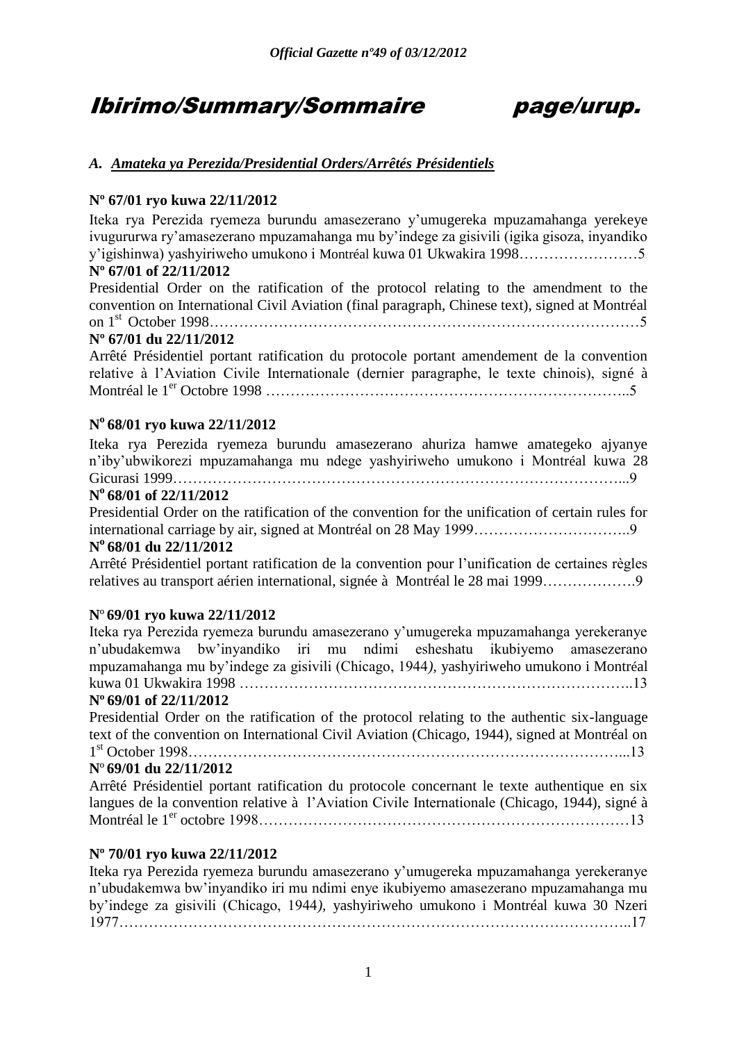# Ibirimo/Summary/Sommaire page/urup.

## *A. Amateka ya Perezida/Presidential Orders/Arrêtés Présidentiels*

**Nº 67/01 ryo kuwa 22/11/2012**

Iteka rya Perezida ryemeza burundu amasezerano y'umugereka mpuzamahanga yerekeye ivugururwa ry'amasezerano mpuzamahanga mu by'indege za gisivili (igika gisoza, inyandiko y'igishinwa) yashyiriweho umukono i Montréal kuwa 01 Ukwakira 1998……………………5

**Nº 67/01 of 22/11/2012**

Presidential Order on the ratification of the protocol relating to the amendment to the convention on International Civil Aviation (final paragraph, Chinese text), signed at Montréal on 1st October 1998……………………………………………………………………………5

**Nº 67/01 du 22/11/2012**

Arrêté Présidentiel portant ratification du protocole portant amendement de la convention relative à l'Aviation Civile Internationale (dernier paragraphe, le texte chinois), signé à Montréal le 1er Octobre 1998 ………………………………………………………………..5

**Nº 68/01 ryo kuwa 22/11/2012**

Iteka rya Perezida ryemeza burundu amasezerano ahuriza hamwe amategeko ajyanye n'iby'ubwikorezi mpuzamahanga mu ndege yashyiriweho umukono i Montréal kuwa 28 Gicurasi 1999………………………………………………………………………………...9

**Nº 68/01 of 22/11/2012**

Presidential Order on the ratification of the convention for the unification of certain rules for international carriage by air, signed at Montréal on 28 May 1999…………………………..9

**Nº 68/01 du 22/11/2012**

Arrêté Présidentiel portant ratification de la convention pour l'unification de certaines règles relatives au transport aérien international, signée à Montréal le 28 mai 1999……………….9

**Nº 69/01 ryo kuwa 22/11/2012**

Iteka rya Perezida ryemeza burundu amasezerano y'umugereka mpuzamahanga yerekeranye n'ubudakemwa bw'inyandiko iri mu ndimi esheshatu ikubiyemo amasezerano mpuzamahanga mu by'indege za gisivili (Chicago, 1944*)*, yashyiriweho umukono i Montréal kuwa 01 Ukwakira 1998 ……………………………………………………………………..13

**Nº 69/01 of 22/11/2012**

Presidential Order on the ratification of the protocol relating to the authentic six-language text of the convention on International Civil Aviation (Chicago, 1944), signed at Montréal on 1st October 1998……………………………………………………………………………...13

**Nº 69/01 du 22/11/2012**

Arrêté Présidentiel portant ratification du protocole concernant le texte authentique en six langues de la convention relative à l'Aviation Civile Internationale (Chicago, 1944), signé à Montréal le 1er octobre 1998…………………………………………………………………13

**Nº 70/01 ryo kuwa 22/11/2012**

Iteka rya Perezida ryemeza burundu amasezerano y'umugereka mpuzamahanga yerekeranye n'ubudakemwa bw'inyandiko iri mu ndimi enye ikubiyemo amasezerano mpuzamahanga mu by'indege za gisivili (Chicago, 1944*)*, yashyiriweho umukono i Montréal kuwa 30 Nzeri 1977………………………………………………………………………………………..17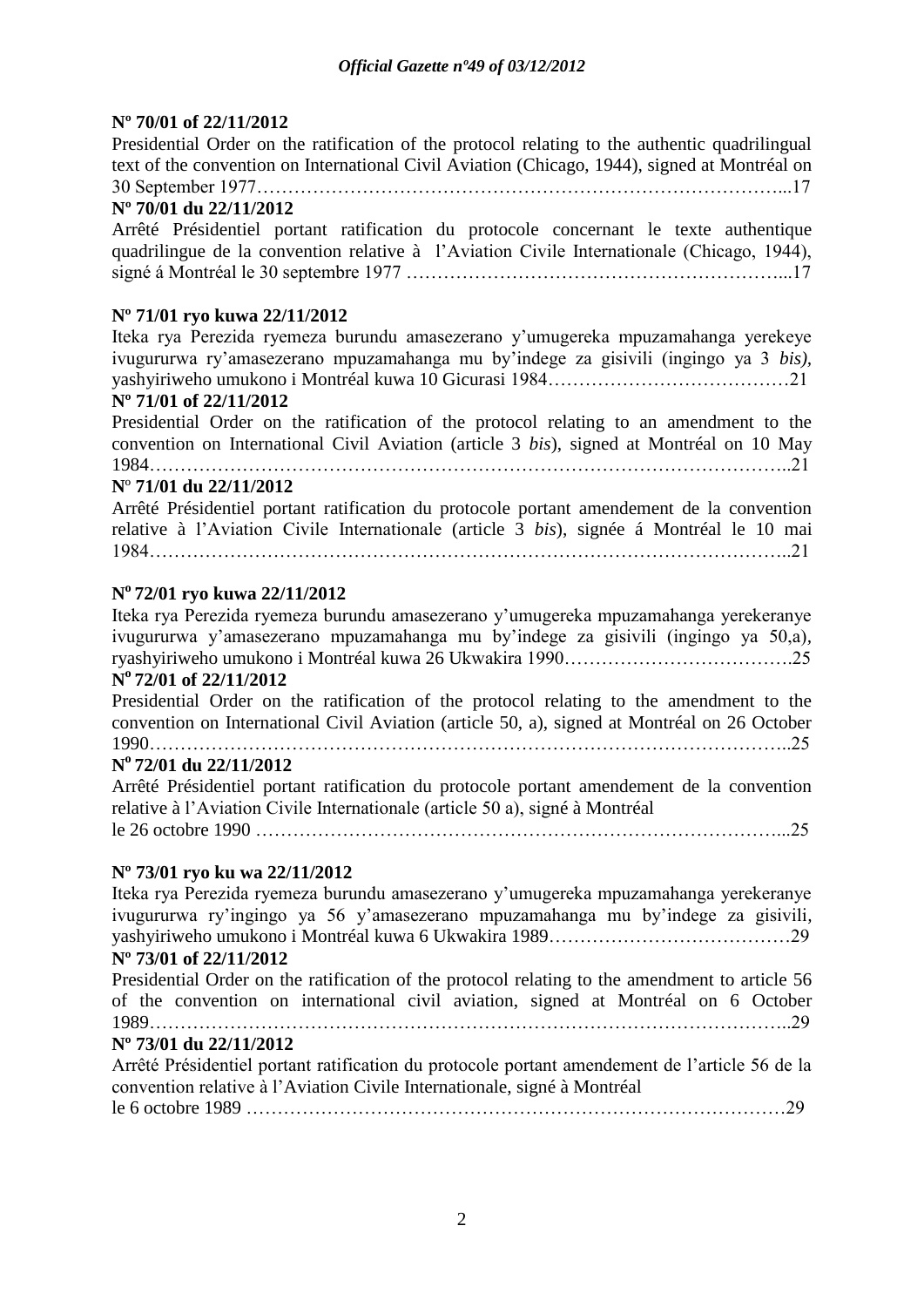**Nº 70/01 of 22/11/2012**

Presidential Order on the ratification of the protocol relating to the authentic quadrilingual text of the convention on International Civil Aviation (Chicago, 1944), signed at Montréal on 30 September 1977…………………………………………………………………………...17

**Nº 70/01 du 22/11/2012**

Arrêté Présidentiel portant ratification du protocole concernant le texte authentique quadrilingue de la convention relative à l'Aviation Civile Internationale (Chicago, 1944), signé á Montréal le 30 septembre 1977 ……………………………………………………...17

**Nº 71/01 ryo kuwa 22/11/2012**

Iteka rya Perezida ryemeza burundu amasezerano y'umugereka mpuzamahanga yerekeye ivugururwa ry'amasezerano mpuzamahanga mu by'indege za gisivili (ingingo ya 3 *bis)*, yashyiriweho umukono i Montréal kuwa 10 Gicurasi 1984…………………………………21

**Nº 71/01 of 22/11/2012**

Presidential Order on the ratification of the protocol relating to an amendment to the convention on International Civil Aviation (article 3 *bis*), signed at Montréal on 10 May 1984……………………………………………………………………………………………..21

**Nº 71/01 du 22/11/2012**

Arrêté Présidentiel portant ratification du protocole portant amendement de la convention relative à l'Aviation Civile Internationale (article 3 *bis*), signée á Montréal le 10 mai 1984……………………………………………………………………………………………..21

**Nº 72/01 ryo kuwa 22/11/2012**

Iteka rya Perezida ryemeza burundu amasezerano y'umugereka mpuzamahanga yerekeranye ivugururwa y'amasezerano mpuzamahanga mu by'indege za gisivili (ingingo ya 50,a), ryashyiriweho umukono i Montréal kuwa 26 Ukwakira 1990……………………………….25

**Nº 72/01 of 22/11/2012**

Presidential Order on the ratification of the protocol relating to the amendment to the convention on International Civil Aviation (article 50, a), signed at Montréal on 26 October 1990……………………………………………………………………………………………..25

**Nº 72/01 du 22/11/2012**

Arrêté Présidentiel portant ratification du protocole portant amendement de la convention relative à l'Aviation Civile Internationale (article 50 a), signé à Montréal le 26 octobre 1990 …………………………………………………………………………...25

**Nº 73/01 ryo ku wa 22/11/2012**

Iteka rya Perezida ryemeza burundu amasezerano y'umugereka mpuzamahanga yerekeranye ivugururwa ry'ingingo ya 56 y'amasezerano mpuzamahanga mu by'indege za gisivili, yashyiriweho umukono i Montréal kuwa 6 Ukwakira 1989…………………………………29

**Nº 73/01 of 22/11/2012**

Presidential Order on the ratification of the protocol relating to the amendment to article 56 of the convention on international civil aviation, signed at Montréal on 6 October 1989……………………………………………………………………………………………..29

**Nº 73/01 du 22/11/2012**

Arrêté Présidentiel portant ratification du protocole portant amendement de l'article 56 de la convention relative à l'Aviation Civile Internationale, signé à Montréal le 6 octobre 1989 ………………………………………………………………………….29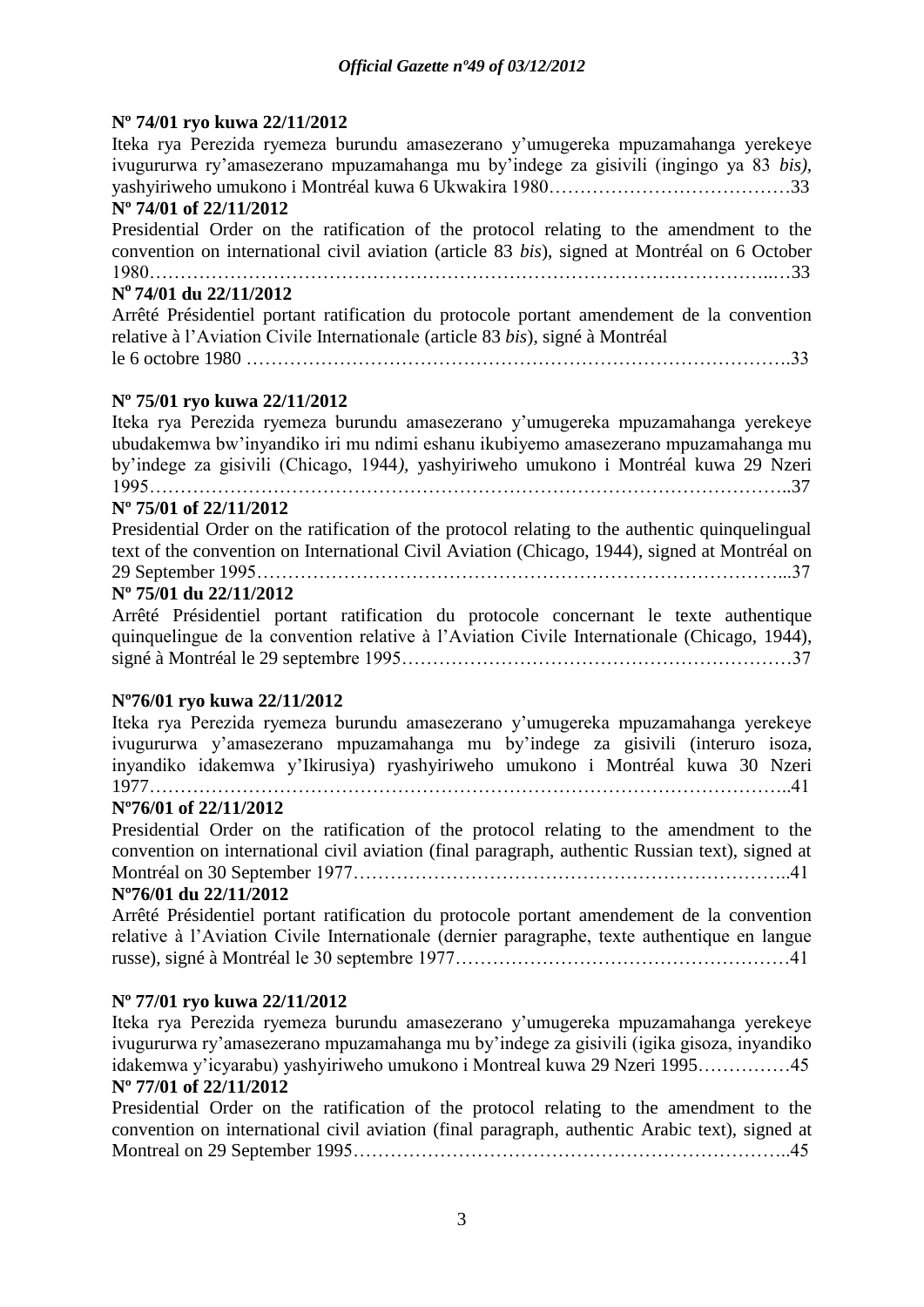**Nº 74/01 ryo kuwa 22/11/2012**

Iteka rya Perezida ryemeza burundu amasezerano y'umugereka mpuzamahanga yerekeye ivugururwa ry'amasezerano mpuzamahanga mu by'indege za gisivili (ingingo ya 83 *bis)*, yashyiriweho umukono i Montréal kuwa 6 Ukwakira 1980…………………………………33

**Nº 74/01 of 22/11/2012**

Presidential Order on the ratification of the protocol relating to the amendment to the convention on international civil aviation (article 83 *bis*), signed at Montréal on 6 October 1980…………………………………………………………………………………..…33

**Nº 74/01 du 22/11/2012**

Arrêté Présidentiel portant ratification du protocole portant amendement de la convention relative à l'Aviation Civile Internationale (article 83 *bis*), signé à Montréal le 6 octobre 1980 ………………………………………………………………………….33

**Nº 75/01 ryo kuwa 22/11/2012**

Iteka rya Perezida ryemeza burundu amasezerano y'umugereka mpuzamahanga yerekeye ubudakemwa bw'inyandiko iri mu ndimi eshanu ikubiyemo amasezerano mpuzamahanga mu by'indege za gisivili (Chicago, 1944*)*, yashyiriweho umukono i Montréal kuwa 29 Nzeri 1995……………………………………………………………………………………..37

**Nº 75/01 of 22/11/2012**

Presidential Order on the ratification of the protocol relating to the authentic quinquelingual text of the convention on International Civil Aviation (Chicago, 1944), signed at Montréal on 29 September 1995…………………………………………………………………………...37

**Nº 75/01 du 22/11/2012**

Arrêté Présidentiel portant ratification du protocole concernant le texte authentique quinquelingue de la convention relative à l'Aviation Civile Internationale (Chicago, 1944), signé à Montréal le 29 septembre 1995………………………………………………………37

**Nº76/01 ryo kuwa 22/11/2012**

Iteka rya Perezida ryemeza burundu amasezerano y'umugereka mpuzamahanga yerekeye ivugururwa y'amasezerano mpuzamahanga mu by'indege za gisivili (interuro isoza, inyandiko idakemwa y'Ikirusiya) ryashyiriweho umukono i Montréal kuwa 30 Nzeri 1977………………………………………………………………………………………..41

**Nº76/01 of 22/11/2012**

Presidential Order on the ratification of the protocol relating to the amendment to the convention on international civil aviation (final paragraph, authentic Russian text), signed at Montréal on 30 September 1977…………………………………………………………..41

**Nº76/01 du 22/11/2012**

Arrêté Présidentiel portant ratification du protocole portant amendement de la convention relative à l'Aviation Civile Internationale (dernier paragraphe, texte authentique en langue russe), signé à Montréal le 30 septembre 1977………………………………………………41

**Nº 77/01 ryo kuwa 22/11/2012**

Iteka rya Perezida ryemeza burundu amasezerano y'umugereka mpuzamahanga yerekeye ivugururwa ry'amasezerano mpuzamahanga mu by'indege za gisivili (igika gisoza, inyandiko idakemwa y'icyarabu) yashyiriweho umukono i Montreal kuwa 29 Nzeri 1995……………45

**Nº 77/01 of 22/11/2012**

Presidential Order on the ratification of the protocol relating to the amendment to the convention on international civil aviation (final paragraph, authentic Arabic text), signed at Montreal on 29 September 1995…………………………………………………………..45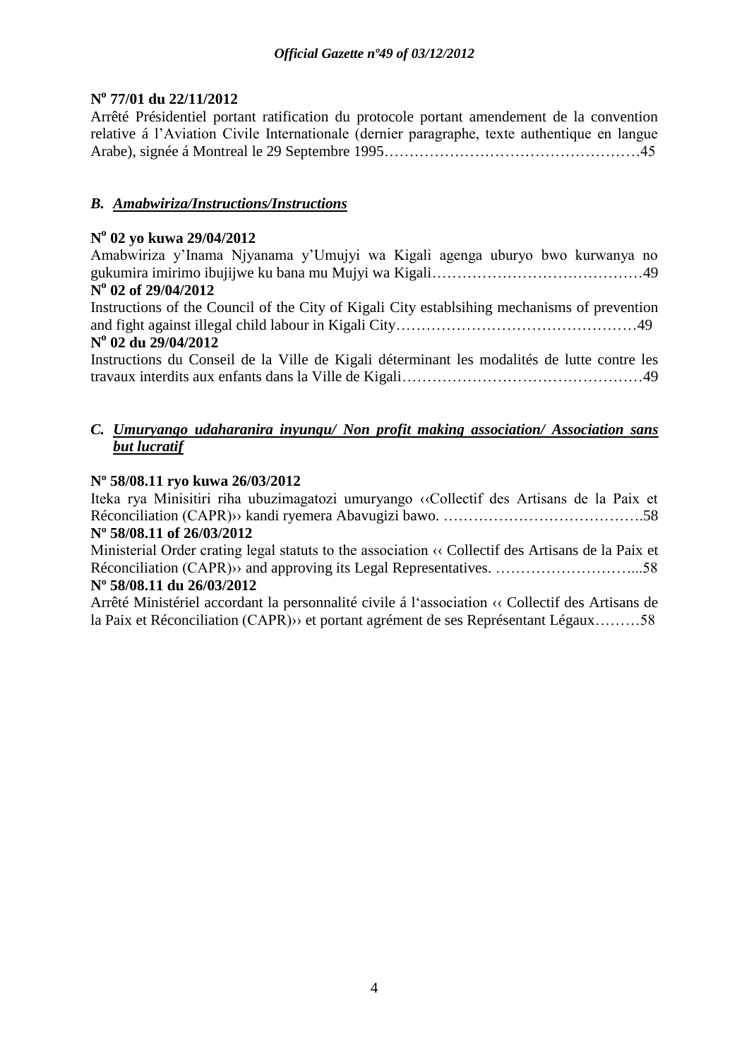**N° 77/01 du 22/11/2012**

Arrêté Présidentiel portant ratification du protocole portant amendement de la convention relative á l'Aviation Civile Internationale (dernier paragraphe, texte authentique en langue Arabe), signée á Montreal le 29 Septembre 1995……………………………………………45

### *B. Amabwiriza/Instructions/Instructions*

**N° 02 yo kuwa 29/04/2012**

Amabwiriza y'Inama Njyanama y'Umujyi wa Kigali agenga uburyo bwo kurwanya no gukumira imirimo ibujijwe ku bana mu Mujyi wa Kigali……………………………………49

**N° 02 of 29/04/2012**

Instructions of the Council of the City of Kigali City establsihing mechanisms of prevention and fight against illegal child labour in Kigali City…………………………………………49

**N° 02 du 29/04/2012**

Instructions du Conseil de la Ville de Kigali déterminant les modalités de lutte contre les travaux interdits aux enfants dans la Ville de Kigali…………………………………………49

### *C. Umuryango udaharanira inyungu/ Non profit making association/ Association sans but lucratif*

**Nº 58/08.11 ryo kuwa 26/03/2012**

Iteka rya Minisitiri riha ubuzimagatozi umuryango ‹‹Collectif des Artisans de la Paix et Réconciliation (CAPR)›› kandi ryemera Abavugizi bawo. ………………………………….58

**Nº 58/08.11 of 26/03/2012**

Ministerial Order crating legal statuts to the association ‹‹ Collectif des Artisans de la Paix et Réconciliation (CAPR)›› and approving its Legal Representatives. ………………………...58

**Nº 58/08.11 du 26/03/2012**

Arrêté Ministériel accordant la personnalité civile á l'association ‹‹ Collectif des Artisans de la Paix et Réconciliation (CAPR)›› et portant agrément de ses Représentant Légaux………58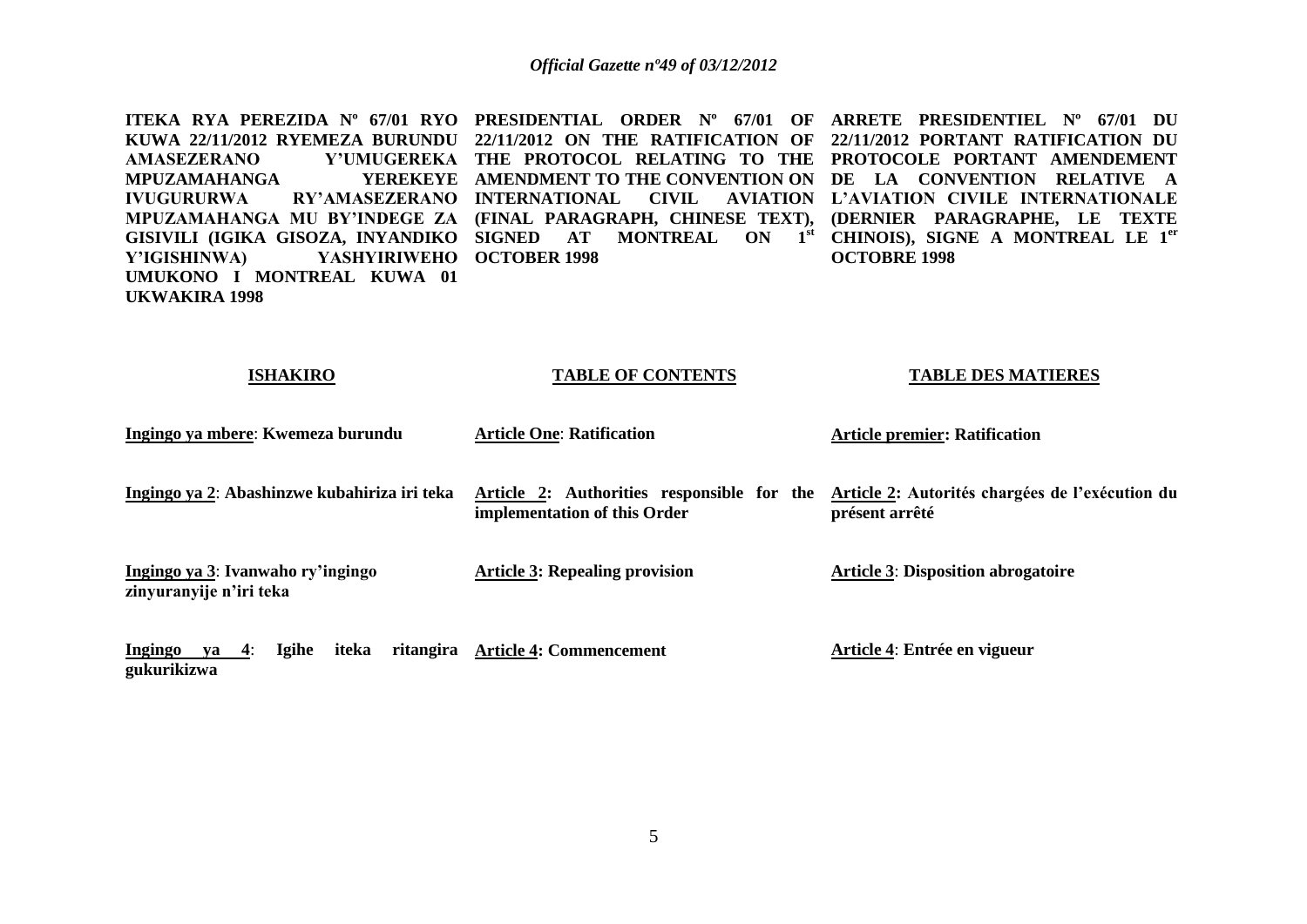**ITEKA RYA PEREZIDA Nº 67/01 RYO KUWA 22/11/2012 RYEMEZA BURUNDU AMASEZERANO Y'UMUGEREKA MPUZAMAHANGA YEREKEYE IVUGURURWA RY'AMASEZERANO MPUZAMAHANGA MU BY'INDEGE ZA GISIVILI (IGIKA GISOZA, INYANDIKO Y'IGISHINWA) YASHYIRIWEHO UMUKONO I MONTREAL KUWA 01 UKWAKIRA 1998**

**ISHAKIRO**

**Ingingo ya mbere**: **Kwemeza burundu**

**Ingingo ya 2**: **Abashinzwe kubahiriza iri teka**

**Ingingo ya 3**: **Ivanwaho ry'ingingo zinyuranyije n'iri teka**

**Ingingo ya 4**: **Igihe iteka ritangira gukurikizwa**

**PRESIDENTIAL ORDER Nº 67/01 OF 22/11/2012 ON THE RATIFICATION OF THE PROTOCOL RELATING TO THE AMENDMENT TO THE CONVENTION ON INTERNATIONAL CIVIL AVIATION (FINAL PARAGRAPH, CHINESE TEXT), SIGNED AT MONTREAL ON 1st OCTOBER 1998**

**TABLE OF CONTENTS**

**Article One**: **Ratification**

**Article 2: Authorities responsible for the implementation of this Order**

**Article 3: Repealing provision**

**Article 4: Commencement**

**ARRETE PRESIDENTIEL Nº 67/01 DU 22/11/2012 PORTANT RATIFICATION DU PROTOCOLE PORTANT AMENDEMENT DE LA CONVENTION RELATIVE A L'AVIATION CIVILE INTERNATIONALE (DERNIER PARAGRAPHE, LE TEXTE CHINOIS), SIGNE A MONTREAL LE 1er OCTOBRE 1998**

**TABLE DES MATIERES**

**Article premier: Ratification**

**Article 2: Autorités chargées de l'exécution du présent arrêté**

**Article 3**: **Disposition abrogatoire**

**Article 4**: **Entrée en vigueur**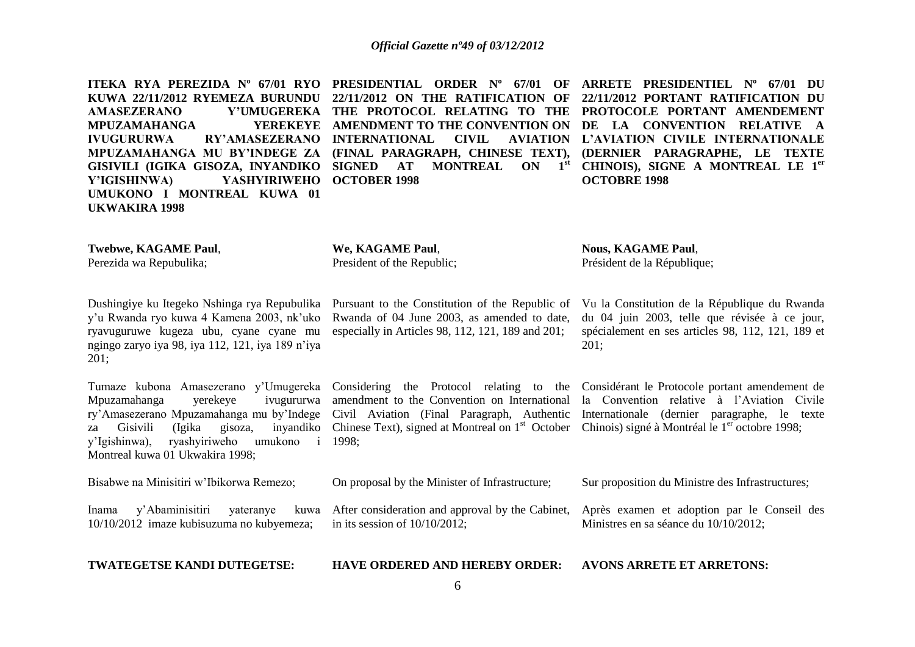**ITEKA RYA PEREZIDA Nº 67/01 RYO KUWA 22/11/2012 RYEMEZA BURUNDU AMASEZERANO Y'UMUGEREKA MPUZAMAHANGA YEREKEYE IVUGURURWA RY'AMASEZERANO MPUZAMAHANGA MU BY'INDEGE ZA GISIVILI (IGIKA GISOZA, INYANDIKO Y'IGISHINWA) YASHYIRIWEHO UMUKONO I MONTREAL KUWA 01 UKWAKIRA 1998**

**Twebwe, KAGAME Paul**,
Perezida wa Repubulika;

Dushingiye ku Itegeko Nshinga rya Repubulika y'u Rwanda ryo kuwa 4 Kamena 2003, nk'uko ryavuguruwe kugeza ubu, cyane cyane mu ngingo zaryo iya 98, iya 112, 121, iya 189 n'iya 201;

Tumaze kubona Amasezerano y'Umugereka Mpuzamahanga yerekeye ivugururwa ry'Amasezerano Mpuzamahanga mu by'Indege za Gisivili (Igika gisoza, inyandiko y'Igishinwa), ryashyiriweho umukono i Montreal kuwa 01 Ukwakira 1998;

Bisabwe na Minisitiri w'Ibikorwa Remezo;

Inama y'Abaminisitiri yateranye kuwa 10/10/2012 imaze kubisuzuma no kubyemeza;

**TWATEGETSE KANDI DUTEGETSE:**

**PRESIDENTIAL ORDER Nº 67/01 OF 22/11/2012 ON THE RATIFICATION OF THE PROTOCOL RELATING TO THE AMENDMENT TO THE CONVENTION ON INTERNATIONAL CIVIL AVIATION (FINAL PARAGRAPH, CHINESE TEXT), SIGNED AT MONTREAL ON 1st OCTOBER 1998**

**We, KAGAME Paul**,
President of the Republic;

Pursuant to the Constitution of the Republic of Rwanda of 04 June 2003, as amended to date, especially in Articles 98, 112, 121, 189 and 201;

Considering the Protocol relating to the amendment to the Convention on International Civil Aviation (Final Paragraph, Authentic Chinese Text), signed at Montreal on 1st October 1998;

On proposal by the Minister of Infrastructure;

After consideration and approval by the Cabinet, in its session of 10/10/2012;

**HAVE ORDERED AND HEREBY ORDER:**

**ARRETE PRESIDENTIEL Nº 67/01 DU 22/11/2012 PORTANT RATIFICATION DU PROTOCOLE PORTANT AMENDEMENT DE LA CONVENTION RELATIVE A L'AVIATION CIVILE INTERNATIONALE (DERNIER PARAGRAPHE, LE TEXTE CHINOIS), SIGNE A MONTREAL LE 1er OCTOBRE 1998**

**Nous, KAGAME Paul**,
Président de la République;

Vu la Constitution de la République du Rwanda du 04 juin 2003, telle que révisée à ce jour, spécialement en ses articles 98, 112, 121, 189 et 201;

Considérant le Protocole portant amendement de la Convention relative à l'Aviation Civile Internationale (dernier paragraphe, le texte Chinois) signé à Montréal le 1er octobre 1998;

Sur proposition du Ministre des Infrastructures;

Après examen et adoption par le Conseil des Ministres en sa séance du 10/10/2012;

**AVONS ARRETE ET ARRETONS:**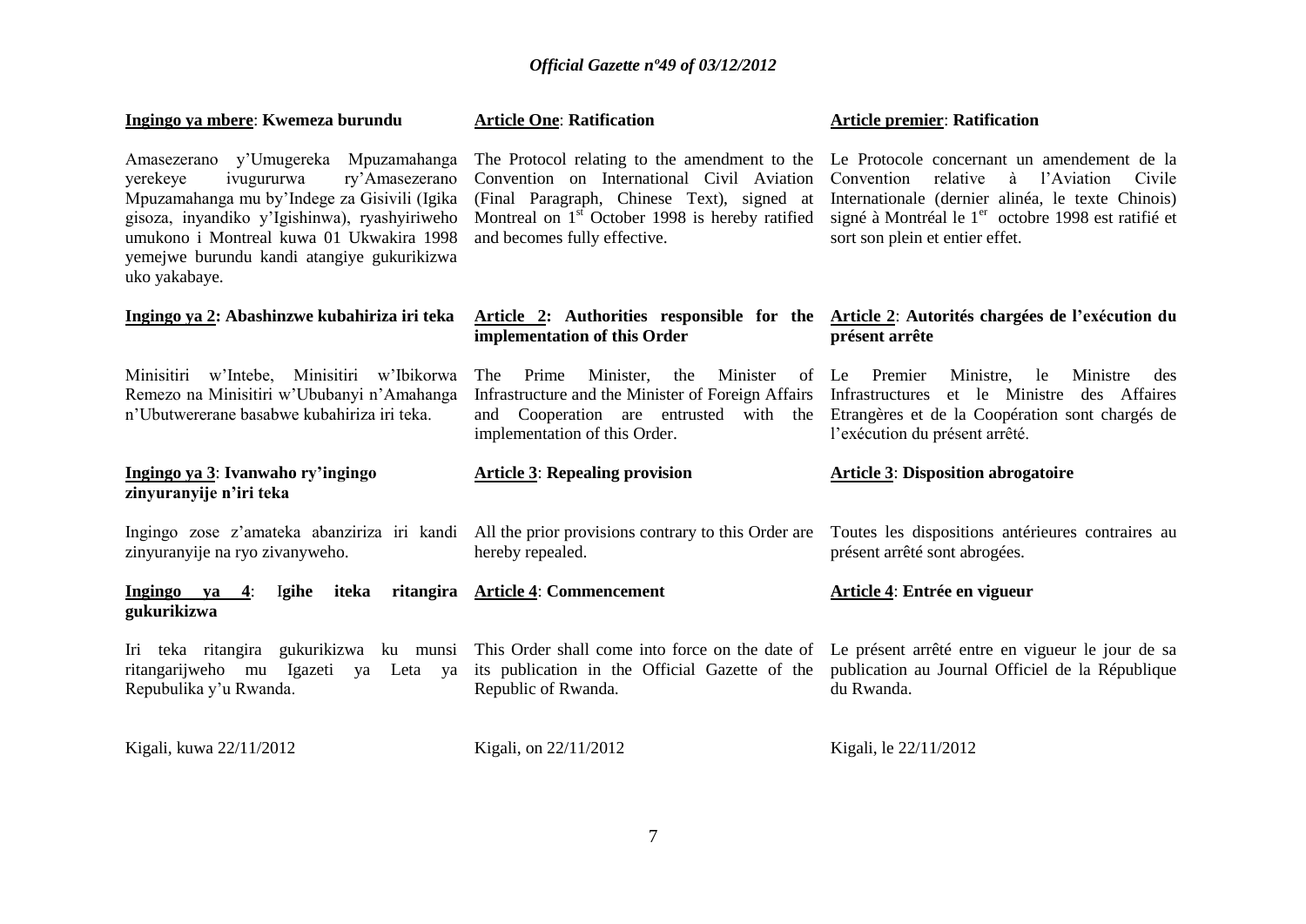**Ingingo ya mbere**: **Kwemeza burundu**

Amasezerano y'Umugereka Mpuzamahanga yerekeye ivugururwa ry'Amasezerano Mpuzamahanga mu by'Indege za Gisivili (Igika gisoza, inyandiko y'Igishinwa), ryashyiriweho umukono i Montreal kuwa 01 Ukwakira 1998 yemejwe burundu kandi atangiye gukurikizwa uko yakabaye.

**Ingingo ya 2: Abashinzwe kubahiriza iri teka**

Minisitiri w'Intebe, Minisitiri w'Ibikorwa Remezo na Minisitiri w'Ububanyi n'Amahanga n'Ubutwererane basabwe kubahiriza iri teka.

**Ingingo ya 3**: **Ivanwaho ry'ingingo zinyuranyije n'iri teka**

Ingingo zose z'amateka abanziriza iri kandi zinyuranyije na ryo zivanyweho.

**Ingingo ya 4**: **Igihe iteka ritangira gukurikizwa**

Iri teka ritangira gukurikizwa ku munsi ritangarijweho mu Igazeti ya Leta ya Repubulika y'u Rwanda.

Kigali, kuwa 22/11/2012

**Article One**: **Ratification**

The Protocol relating to the amendment to the Convention on International Civil Aviation (Final Paragraph, Chinese Text), signed at Montreal on 1st October 1998 is hereby ratified and becomes fully effective.

**Article 2: Authorities responsible for the implementation of this Order**

The Prime Minister, the Minister of Infrastructure and the Minister of Foreign Affairs and Cooperation are entrusted with the implementation of this Order.

**Article 3**: **Repealing provision**

All the prior provisions contrary to this Order are hereby repealed.

**Article 4**: **Commencement**

This Order shall come into force on the date of its publication in the Official Gazette of the Republic of Rwanda.

Kigali, on 22/11/2012

**Article premier**: **Ratification**

Le Protocole concernant un amendement de la Convention relative à l'Aviation Civile Internationale (dernier alinéa, le texte Chinois) signé à Montréal le 1er octobre 1998 est ratifié et sort son plein et entier effet.

**Article 2**: **Autorités chargées de l'exécution du présent arrête**

Le Premier Ministre, le Ministre des Infrastructures et le Ministre des Affaires Etrangères et de la Coopération sont chargés de l'exécution du présent arrêté.

**Article 3**: **Disposition abrogatoire**

Toutes les dispositions antérieures contraires au présent arrêté sont abrogées.

**Article 4**: **Entrée en vigueur**

Le présent arrêté entre en vigueur le jour de sa publication au Journal Officiel de la République du Rwanda.

Kigali, le 22/11/2012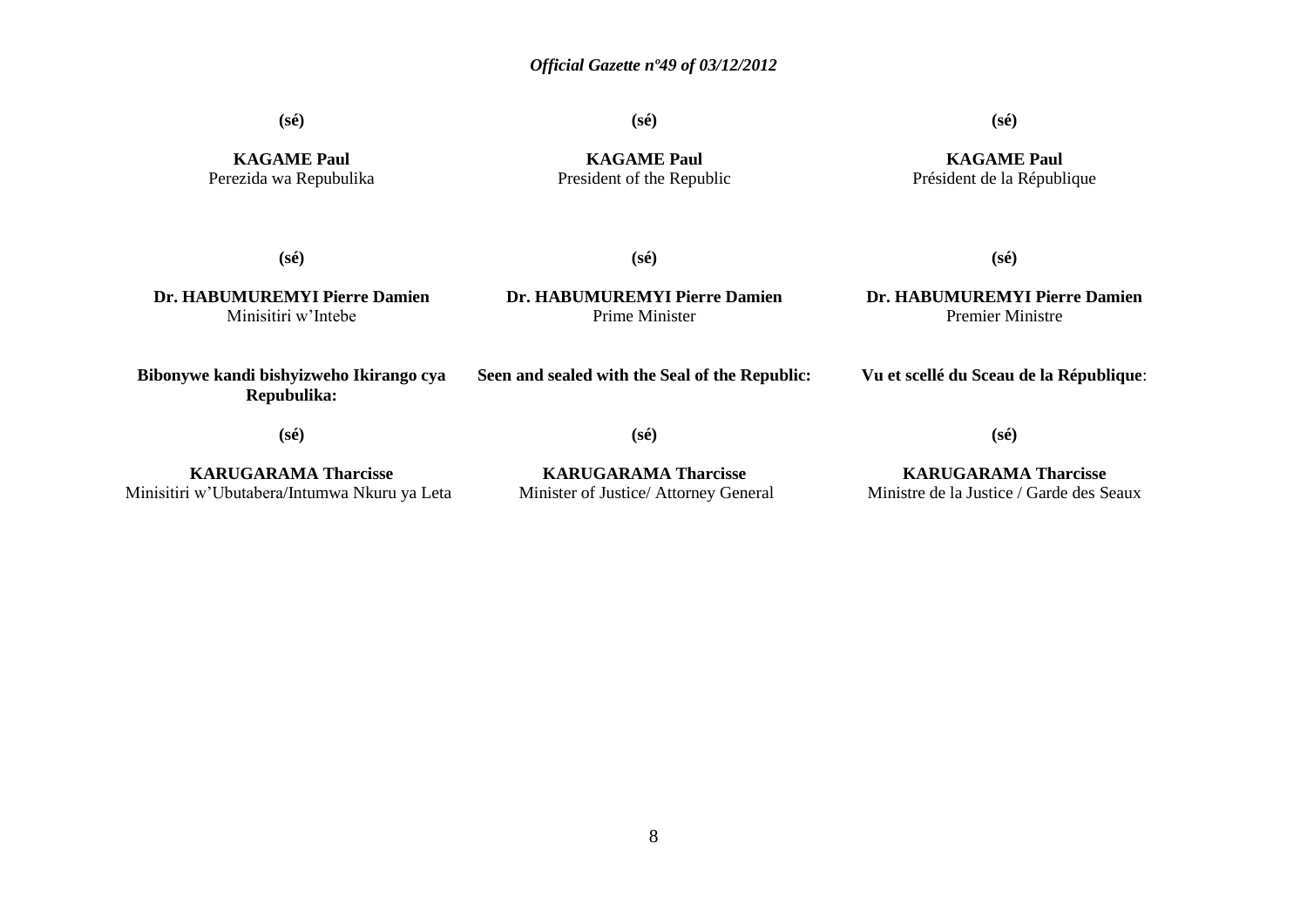| | | |
|---|---|---|
| **(sé)** | **(sé)** | **(sé)** |
| **KAGAME Paul**<br>Perezida wa Repubulika | **KAGAME Paul**<br>President of the Republic | **KAGAME Paul**<br>Président de la République |
| **(sé)** | **(sé)** | **(sé)** |
| **Dr. HABUMUREMYI Pierre Damien**<br>Minisitiri w'Intebe | **Dr. HABUMUREMYI Pierre Damien**<br>Prime Minister | **Dr. HABUMUREMYI Pierre Damien**<br>Premier Ministre |
| **Bibonywe kandi bishyizweho Ikirango cya Repubulika:** | **Seen and sealed with the Seal of the Republic:** | **Vu et scellé du Sceau de la République**: |
| **(sé)** | **(sé)** | **(sé)** |
| **KARUGARAMA Tharcisse**<br>Minisitiri w'Ubutabera/Intumwa Nkuru ya Leta | **KARUGARAMA Tharcisse**<br>Minister of Justice/ Attorney General | **KARUGARAMA Tharcisse**<br>Ministre de la Justice / Garde des Seaux |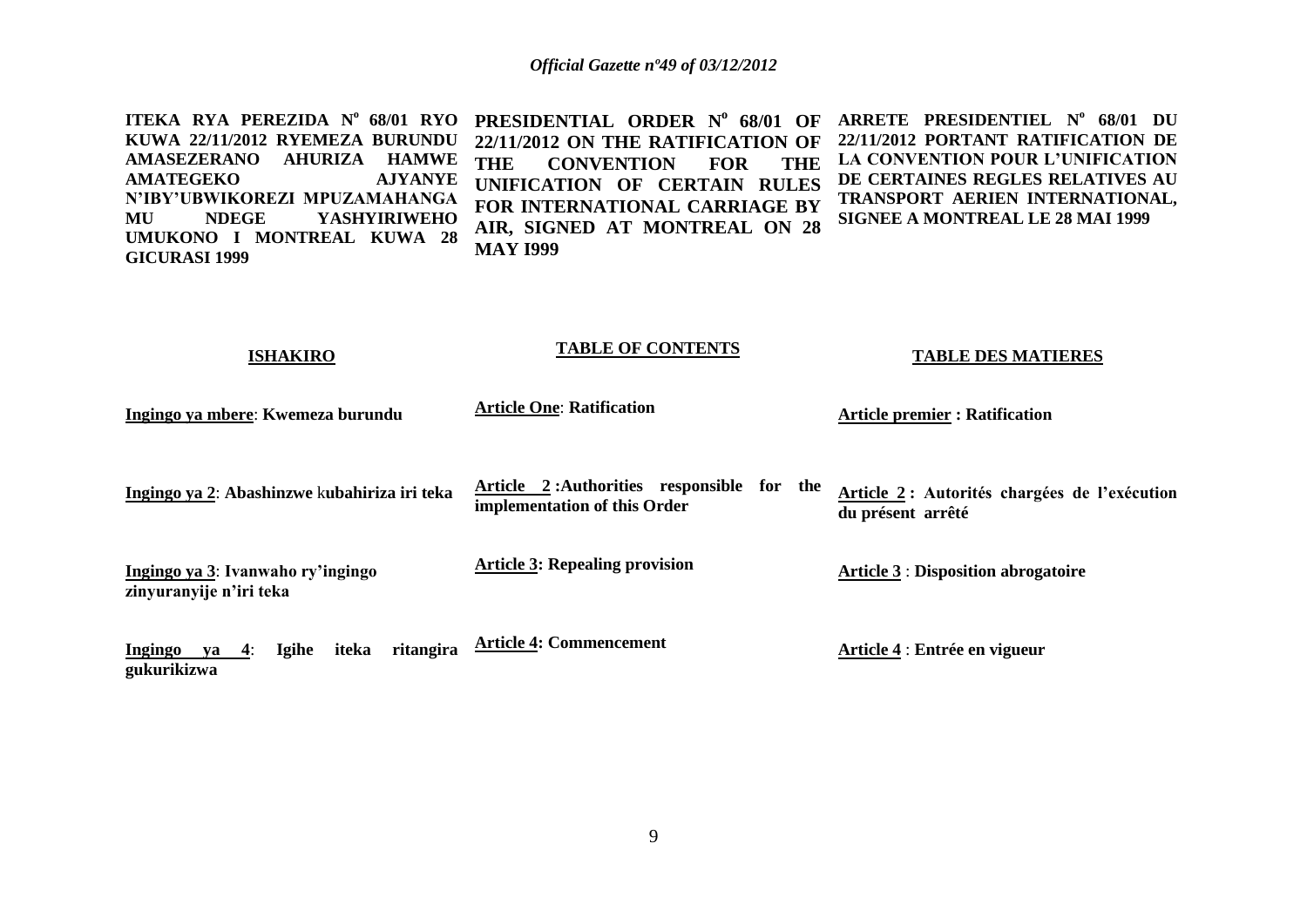**ITEKA RYA PEREZIDA N° 68/01 RYO KUWA 22/11/2012 RYEMEZA BURUNDU AMASEZERANO AHURIZA HAMWE AMATEGEKO AJYANYE N'IBY'UBWIKOREZI MPUZAMAHANGA MU NDEGE YASHYIRIWEHO UMUKONO I MONTREAL KUWA 28 GICURASI 1999**

**PRESIDENTIAL ORDER N° 68/01 OF 22/11/2012 ON THE RATIFICATION OF THE CONVENTION FOR THE UNIFICATION OF CERTAIN RULES FOR INTERNATIONAL CARRIAGE BY AIR, SIGNED AT MONTREAL ON 28 MAY I999**

**ARRETE PRESIDENTIEL N° 68/01 DU 22/11/2012 PORTANT RATIFICATION DE LA CONVENTION POUR L'UNIFICATION DE CERTAINES REGLES RELATIVES AU TRANSPORT AERIEN INTERNATIONAL, SIGNEE A MONTREAL LE 28 MAI 1999**

| **ISHAKIRO** | **TABLE OF CONTENTS** | **TABLE DES MATIERES** |
|---|---|---|
| **Ingingo ya mbere**: **Kwemeza burundu** | **Article One**: **Ratification** | **Article premier : Ratification** |
| **Ingingo ya 2**: **Abashinzwe kubahiriza iri teka** | **Article 2 :Authorities responsible for the implementation of this Order** | **Article 2 : Autorités chargées de l'exécution du présent arrêté** |
| **Ingingo ya 3**: **Ivanwaho ry'ingingo zinyuranyije n'iri teka** | **Article 3: Repealing provision** | **Article 3** : **Disposition abrogatoire** |
| **Ingingo ya 4**: **Igihe iteka ritangira gukurikizwa** | **Article 4: Commencement** | **Article 4** : **Entrée en vigueur** |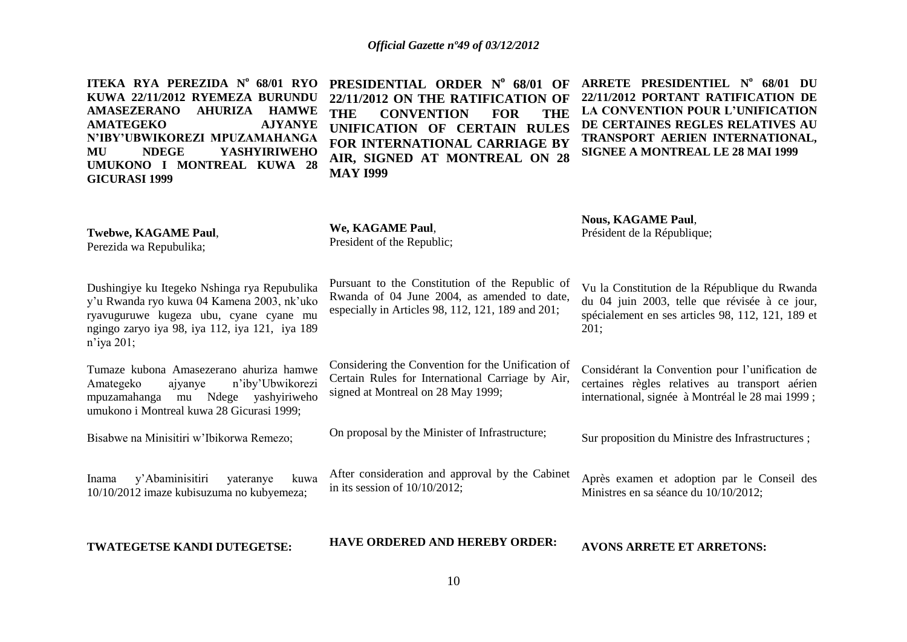**ITEKA RYA PEREZIDA Nº 68/01 RYO KUWA 22/11/2012 RYEMEZA BURUNDU AMASEZERANO AHURIZA HAMWE AMATEGEKO AJYANYE N'IBY'UBWIKOREZI MPUZAMAHANGA MU NDEGE YASHYIRIWEHO UMUKONO I MONTREAL KUWA 28 GICURASI 1999**

**Twebwe, KAGAME Paul**,
Perezida wa Repubulika;

Dushingiye ku Itegeko Nshinga rya Repubulika y'u Rwanda ryo kuwa 04 Kamena 2003, nk'uko ryavuguruwe kugeza ubu, cyane cyane mu ngingo zaryo iya 98, iya 112, iya 121, iya 189 n'iya 201;

Tumaze kubona Amasezerano ahuriza hamwe Amategeko ajyanye n'iby'Ubwikorezi mpuzamahanga mu Ndege yashyiriweho umukono i Montreal kuwa 28 Gicurasi 1999;

Bisabwe na Minisitiri w'Ibikorwa Remezo;

Inama y'Abaminisitiri yateranye kuwa 10/10/2012 imaze kubisuzuma no kubyemeza;

**TWATEGETSE KANDI DUTEGETSE:**

**PRESIDENTIAL ORDER Nº 68/01 OF 22/11/2012 ON THE RATIFICATION OF THE CONVENTION FOR THE UNIFICATION OF CERTAIN RULES FOR INTERNATIONAL CARRIAGE BY AIR, SIGNED AT MONTREAL ON 28 MAY I999**

**We, KAGAME Paul**,
President of the Republic;

Pursuant to the Constitution of the Republic of Rwanda of 04 June 2004, as amended to date, especially in Articles 98, 112, 121, 189 and 201;

Considering the Convention for the Unification of Certain Rules for International Carriage by Air, signed at Montreal on 28 May 1999;

On proposal by the Minister of Infrastructure;

After consideration and approval by the Cabinet in its session of 10/10/2012;

**HAVE ORDERED AND HEREBY ORDER:**

**ARRETE PRESIDENTIEL Nº 68/01 DU 22/11/2012 PORTANT RATIFICATION DE LA CONVENTION POUR L'UNIFICATION DE CERTAINES REGLES RELATIVES AU TRANSPORT AERIEN INTERNATIONAL, SIGNEE A MONTREAL LE 28 MAI 1999**

**Nous, KAGAME Paul**,
Président de la République;

Vu la Constitution de la République du Rwanda du 04 juin 2003, telle que révisée à ce jour, spécialement en ses articles 98, 112, 121, 189 et 201;

Considérant la Convention pour l'unification de certaines règles relatives au transport aérien international, signée à Montréal le 28 mai 1999 ;

Sur proposition du Ministre des Infrastructures ;

Après examen et adoption par le Conseil des Ministres en sa séance du 10/10/2012;

**AVONS ARRETE ET ARRETONS:**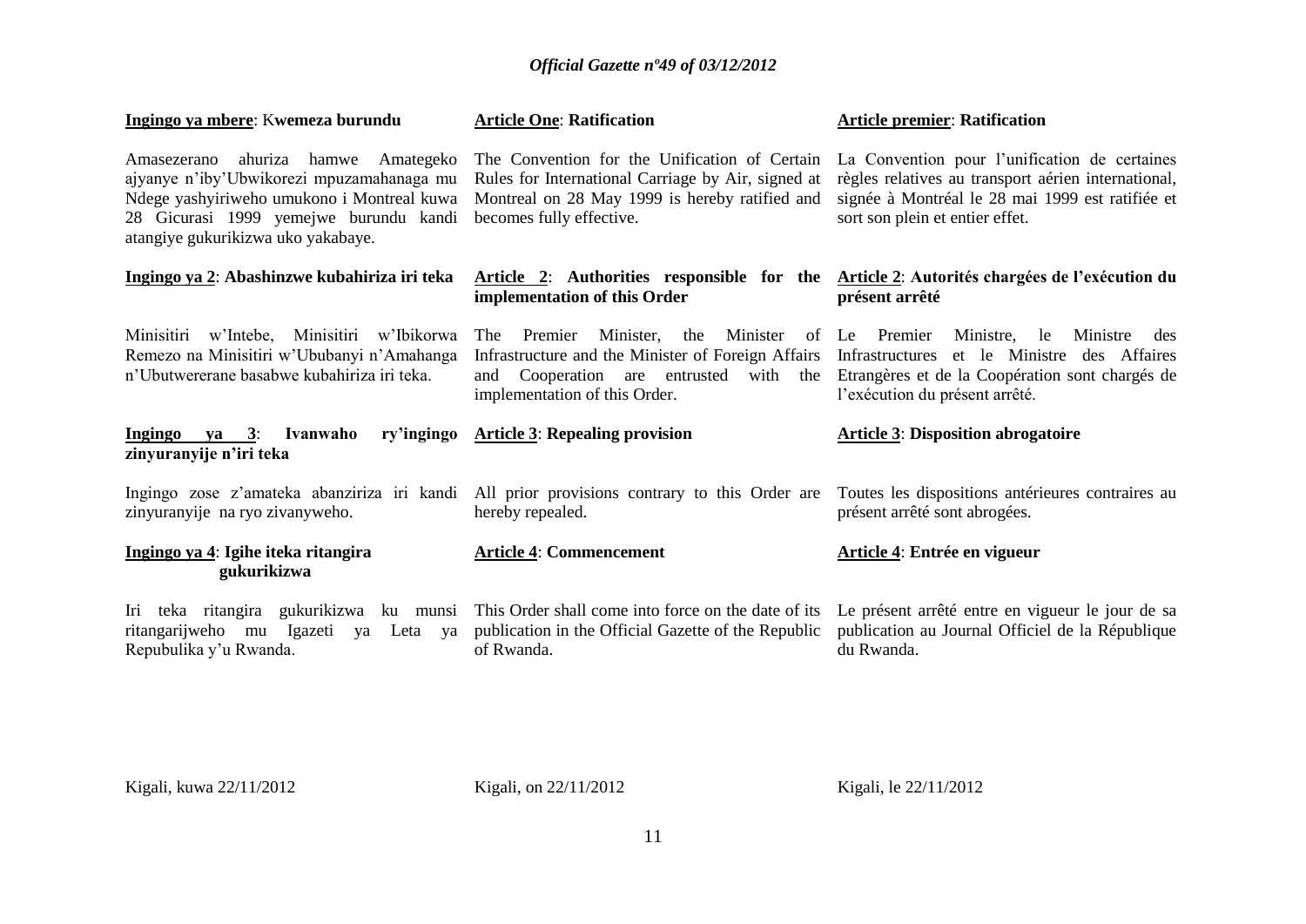**Ingingo ya mbere**: **Kwemeza burundu**

Amasezerano ahuriza hamwe Amategeko ajyanye n'iby'Ubwikorezi mpuzamahanaga mu Ndege yashyiriweho umukono i Montreal kuwa 28 Gicurasi 1999 yemejwe burundu kandi atangiye gukurikizwa uko yakabaye.

**Ingingo ya 2**: **Abashinzwe kubahiriza iri teka**

Minisitiri w'Intebe, Minisitiri w'Ibikorwa Remezo na Minisitiri w'Ububanyi n'Amahanga n'Ubutwererane basabwe kubahiriza iri teka.

**Ingingo ya 3**: **Ivanwaho ry'ingingo zinyuranyije n'iri teka**

Ingingo zose z'amateka abanziriza iri kandi zinyuranyije na ryo zivanyweho.

**Ingingo ya 4**: **Igihe iteka ritangira gukurikizwa**

Iri teka ritangira gukurikizwa ku munsi ritangarijweho mu Igazeti ya Leta ya Repubulika y'u Rwanda.

Kigali, kuwa 22/11/2012

**Article One**: **Ratification**

The Convention for the Unification of Certain Rules for International Carriage by Air, signed at Montreal on 28 May 1999 is hereby ratified and becomes fully effective.

**Article 2**: **Authorities responsible for the implementation of this Order**

The Premier Minister, the Minister of Infrastructure and the Minister of Foreign Affairs and Cooperation are entrusted with the implementation of this Order.

**Article 3**: **Repealing provision**

All prior provisions contrary to this Order are hereby repealed.

**Article 4**: **Commencement**

This Order shall come into force on the date of its publication in the Official Gazette of the Republic of Rwanda.

Kigali, on 22/11/2012

**Article premier**: **Ratification**

La Convention pour l'unification de certaines règles relatives au transport aérien international, signée à Montréal le 28 mai 1999 est ratifiée et sort son plein et entier effet.

**Article 2**: **Autorités chargées de l'exécution du présent arrêté**

Le Premier Ministre, le Ministre des Infrastructures et le Ministre des Affaires Etrangères et de la Coopération sont chargés de l'exécution du présent arrêté.

**Article 3**: **Disposition abrogatoire**

Toutes les dispositions antérieures contraires au présent arrêté sont abrogées.

**Article 4**: **Entrée en vigueur**

Le présent arrêté entre en vigueur le jour de sa publication au Journal Officiel de la République du Rwanda.

Kigali, le 22/11/2012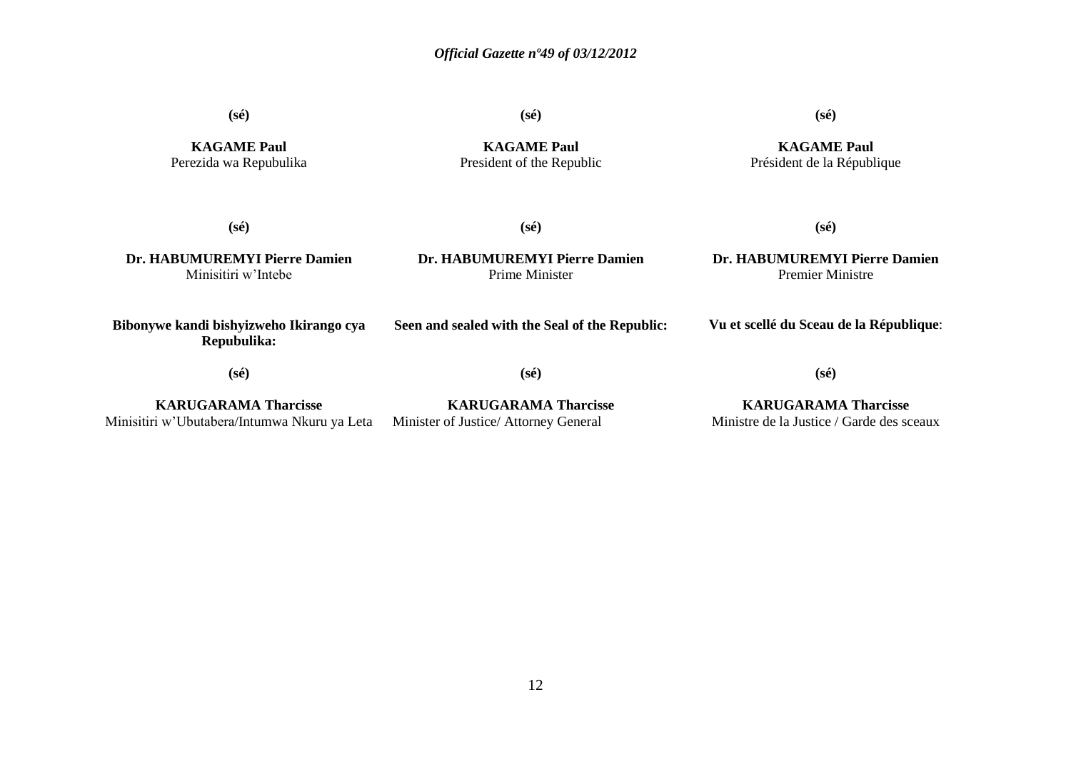**(sé)**

**KAGAME Paul**
Perezida wa Repubulika

**(sé)**

**KAGAME Paul**
President of the Republic

**(sé)**

**KAGAME Paul**
Président de la République

**(sé)**

**Dr. HABUMUREMYI Pierre Damien**
Minisitiri w'Intebe

**(sé)**

**Dr. HABUMUREMYI Pierre Damien**
Prime Minister

**(sé)**

**Dr. HABUMUREMYI Pierre Damien**
Premier Ministre

**Bibonywe kandi bishyizweho Ikirango cya Repubulika:**

**(sé)**

**KARUGARAMA Tharcisse**
Minisitiri w'Ubutabera/Intumwa Nkuru ya Leta

**Seen and sealed with the Seal of the Republic:**

**(sé)**

**KARUGARAMA Tharcisse**
Minister of Justice/ Attorney General

**Vu et scellé du Sceau de la République**:

**(sé)**

**KARUGARAMA Tharcisse**
Ministre de la Justice / Garde des sceaux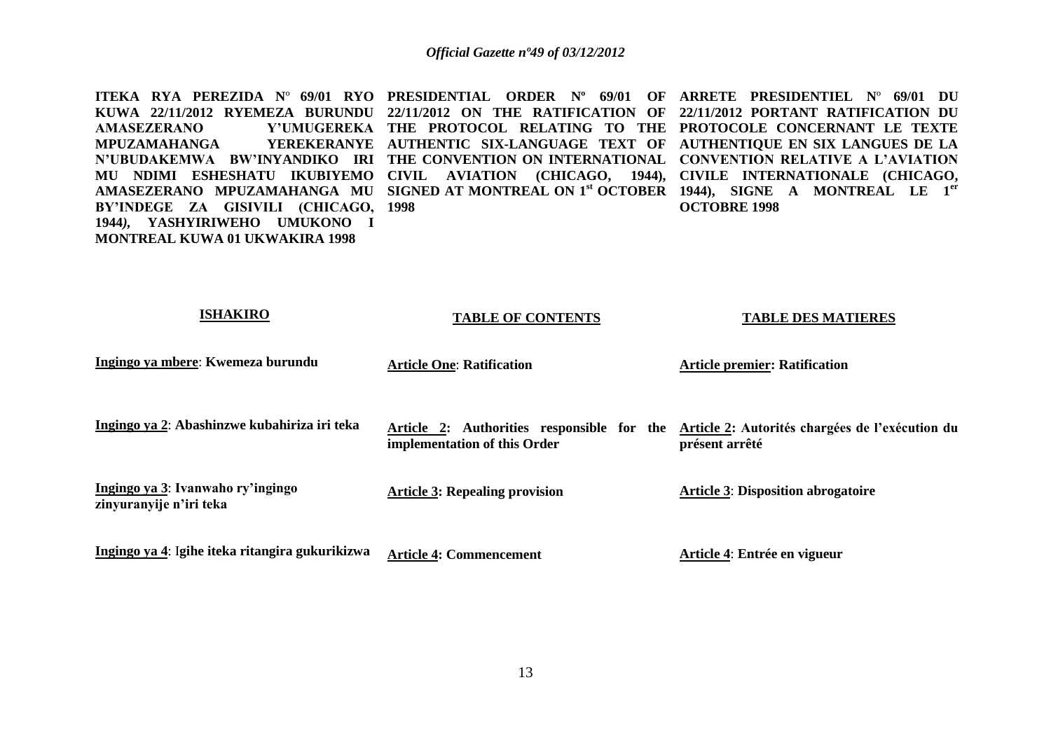**ITEKA RYA PEREZIDA N° 69/01 RYO KUWA 22/11/2012 RYEMEZA BURUNDU AMASEZERANO Y'UMUGEREKA MPUZAMAHANGA YEREKERANYE N'UBUDAKEMWA BW'INYANDIKO IRI MU NDIMI ESHESHATU IKUBIYEMO AMASEZERANO MPUZAMAHANGA MU BY'INDEGE ZA GISIVILI (CHICAGO, 1944), YASHYIRIWEHO UMUKONO I MONTREAL KUWA 01 UKWAKIRA 1998**

**ISHAKIRO**

**Ingingo ya mbere**: **Kwemeza burundu**

**Ingingo ya 2**: **Abashinzwe kubahiriza iri teka**

**Ingingo ya 3**: **Ivanwaho ry'ingingo zinyuranyije n'iri teka**

**Ingingo ya 4**: **Igihe iteka ritangira gukurikizwa**

**PRESIDENTIAL ORDER Nº 69/01 OF 22/11/2012 ON THE RATIFICATION OF THE PROTOCOL RELATING TO THE AUTHENTIC SIX-LANGUAGE TEXT OF THE CONVENTION ON INTERNATIONAL CIVIL AVIATION (CHICAGO, 1944), SIGNED AT MONTREAL ON 1st OCTOBER 1998**

**TABLE OF CONTENTS**

**Article One**: **Ratification**

**Article 2: Authorities responsible for the implementation of this Order**

**Article 3: Repealing provision**

**Article 4: Commencement**

**ARRETE PRESIDENTIEL N° 69/01 DU 22/11/2012 PORTANT RATIFICATION DU PROTOCOLE CONCERNANT LE TEXTE AUTHENTIQUE EN SIX LANGUES DE LA CONVENTION RELATIVE A L'AVIATION CIVILE INTERNATIONALE (CHICAGO, 1944), SIGNE A MONTREAL LE 1er OCTOBRE 1998**

**TABLE DES MATIERES**

**Article premier: Ratification**

**Article 2: Autorités chargées de l'exécution du présent arrêté**

**Article 3**: **Disposition abrogatoire**

**Article 4**: **Entrée en vigueur**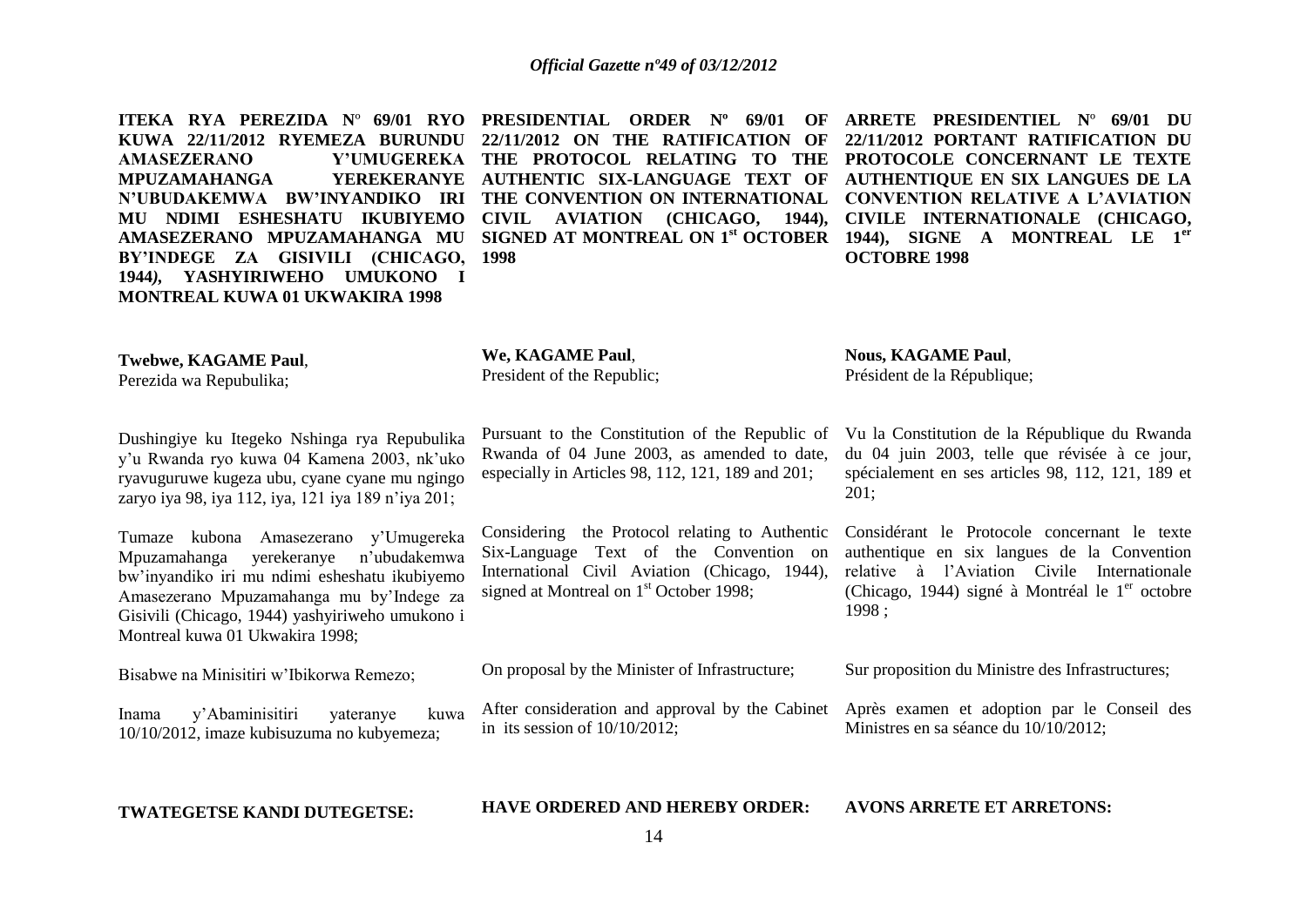**ITEKA RYA PEREZIDA N° 69/01 RYO KUWA 22/11/2012 RYEMEZA BURUNDU AMASEZERANO Y'UMUGEREKA MPUZAMAHANGA YEREKERANYE N'UBUDAKEMWA BW'INYANDIKO IRI MU NDIMI ESHESHATU IKUBIYEMO AMASEZERANO MPUZAMAHANGA MU BY'INDEGE ZA GISIVILI (CHICAGO, 1944), YASHYIRIWEHO UMUKONO I MONTREAL KUWA 01 UKWAKIRA 1998**

**Twebwe, KAGAME Paul**,
Perezida wa Repubulika;

Dushingiye ku Itegeko Nshinga rya Repubulika y'u Rwanda ryo kuwa 04 Kamena 2003, nk'uko ryavuguruwe kugeza ubu, cyane cyane mu ngingo zaryo iya 98, iya 112, iya, 121 iya 189 n'iya 201;

Tumaze kubona Amasezerano y'Umugereka Mpuzamahanga yerekeranye n'ubudakemwa bw'inyandiko iri mu ndimi esheshatu ikubiyemo Amasezerano Mpuzamahanga mu by'Indege za Gisivili (Chicago, 1944) yashyiriweho umukono i Montreal kuwa 01 Ukwakira 1998;

Bisabwe na Minisitiri w'Ibikorwa Remezo;

Inama y'Abaminisitiri yateranye kuwa 10/10/2012, imaze kubisuzuma no kubyemeza;

**TWATEGETSE KANDI DUTEGETSE:**

**PRESIDENTIAL ORDER Nº 69/01 OF 22/11/2012 ON THE RATIFICATION OF THE PROTOCOL RELATING TO THE AUTHENTIC SIX-LANGUAGE TEXT OF THE CONVENTION ON INTERNATIONAL CIVIL AVIATION (CHICAGO, 1944), SIGNED AT MONTREAL ON 1st OCTOBER 1998**

**We, KAGAME Paul**,
President of the Republic;

Pursuant to the Constitution of the Republic of Rwanda of 04 June 2003, as amended to date, especially in Articles 98, 112, 121, 189 and 201;

Considering the Protocol relating to Authentic Six-Language Text of the Convention on International Civil Aviation (Chicago, 1944), signed at Montreal on 1st October 1998;

On proposal by the Minister of Infrastructure;

After consideration and approval by the Cabinet in its session of 10/10/2012;

**HAVE ORDERED AND HEREBY ORDER:**

**ARRETE PRESIDENTIEL N° 69/01 DU 22/11/2012 PORTANT RATIFICATION DU PROTOCOLE CONCERNANT LE TEXTE AUTHENTIQUE EN SIX LANGUES DE LA CONVENTION RELATIVE A L'AVIATION CIVILE INTERNATIONALE (CHICAGO, 1944), SIGNE A MONTREAL LE 1er OCTOBRE 1998**

**Nous, KAGAME Paul**,
Président de la République;

Vu la Constitution de la République du Rwanda du 04 juin 2003, telle que révisée à ce jour, spécialement en ses articles 98, 112, 121, 189 et 201;

Considérant le Protocole concernant le texte authentique en six langues de la Convention relative à l'Aviation Civile Internationale (Chicago, 1944) signé à Montréal le 1er octobre 1998 ;

Sur proposition du Ministre des Infrastructures;

Après examen et adoption par le Conseil des Ministres en sa séance du 10/10/2012;

**AVONS ARRETE ET ARRETONS:**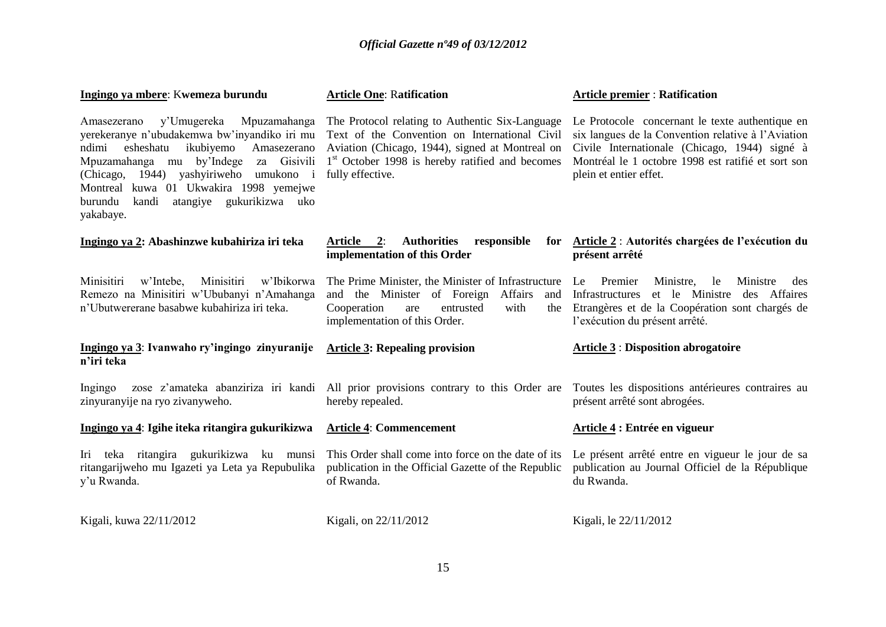**Ingingo ya mbere**: **Kwemeza burundu**

Amasezerano y'Umugereka Mpuzamahanga yerekeranye n'ubudakemwa bw'inyandiko iri mu ndimi esheshatu ikubiyemo Amasezerano Mpuzamahanga mu by'Indege za Gisivili (Chicago, 1944) yashyiriweho umukono i Montreal kuwa 01 Ukwakira 1998 yemejwe burundu kandi atangiye gukurikizwa uko yakabaye.

**Ingingo ya 2: Abashinzwe kubahiriza iri teka**

Minisitiri w'Intebe, Minisitiri w'Ibikorwa Remezo na Minisitiri w'Ububanyi n'Amahanga n'Ubutwererane basabwe kubahiriza iri teka.

**Ingingo ya 3**: **Ivanwaho ry'ingingo zinyuranije n'iri teka**

Ingingo zose z'amateka abanziriza iri kandi zinyuranyije na ryo zivanyweho.

**Ingingo ya 4**: **Igihe iteka ritangira gukurikizwa**

Iri teka ritangira gukurikizwa ku munsi ritangarijweho mu Igazeti ya Leta ya Repubulika y'u Rwanda.

Kigali, kuwa 22/11/2012

**Article One**: **Ratification**

The Protocol relating to Authentic Six-Language Text of the Convention on International Civil Aviation (Chicago, 1944), signed at Montreal on 1st October 1998 is hereby ratified and becomes fully effective.

**Article 2**: **Authorities responsible for implementation of this Order**

The Prime Minister, the Minister of Infrastructure and the Minister of Foreign Affairs and Cooperation are entrusted with the implementation of this Order.

**Article 3: Repealing provision**

All prior provisions contrary to this Order are hereby repealed.

**Article 4**: **Commencement**

This Order shall come into force on the date of its publication in the Official Gazette of the Republic of Rwanda.

Kigali, on 22/11/2012

**Article premier** : **Ratification**

Le Protocole concernant le texte authentique en six langues de la Convention relative à l'Aviation Civile Internationale (Chicago, 1944) signé à Montréal le 1 octobre 1998 est ratifié et sort son plein et entier effet.

**Article 2** : **Autorités chargées de l'exécution du présent arrêté**

Le Premier Ministre, le Ministre des Infrastructures et le Ministre des Affaires Etrangères et de la Coopération sont chargés de l'exécution du présent arrêté.

**Article 3** : **Disposition abrogatoire**

Toutes les dispositions antérieures contraires au présent arrêté sont abrogées.

**Article 4 : Entrée en vigueur**

Le présent arrêté entre en vigueur le jour de sa publication au Journal Officiel de la République du Rwanda.

Kigali, le 22/11/2012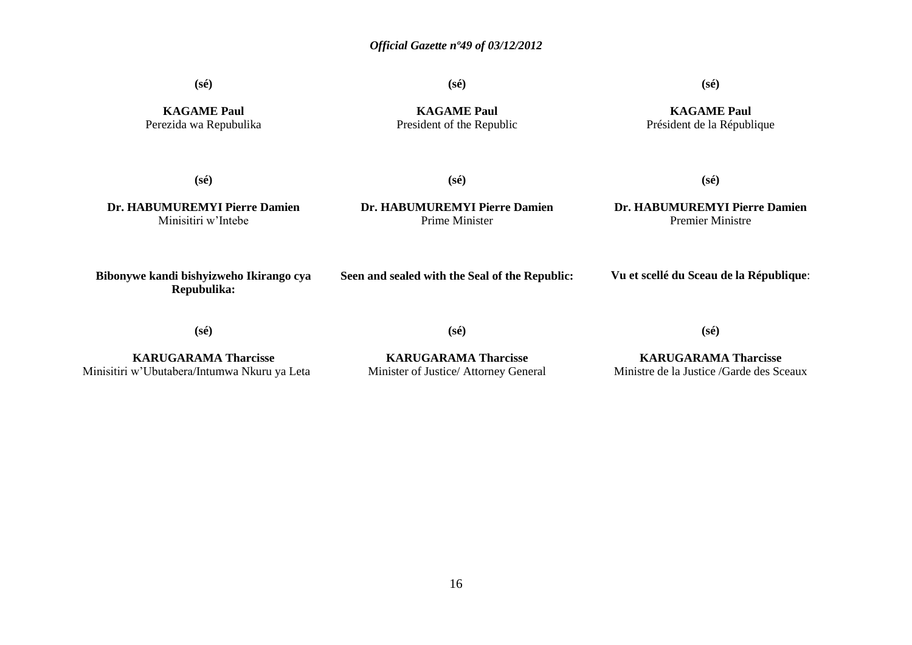**(sé)**

**KAGAME Paul**
Perezida wa Repubulika

**(sé)**

**KAGAME Paul**
President of the Republic

**(sé)**

**KAGAME Paul**
Président de la République

**(sé)**

**Dr. HABUMUREMYI Pierre Damien**
Minisitiri w'Intebe

**(sé)**

**Dr. HABUMUREMYI Pierre Damien**
Prime Minister

**(sé)**

**Dr. HABUMUREMYI Pierre Damien**
Premier Ministre

**Bibonywe kandi bishyizweho Ikirango cya Repubulika:**

**(sé)**

**KARUGARAMA Tharcisse**
Minisitiri w'Ubutabera/Intumwa Nkuru ya Leta

**Seen and sealed with the Seal of the Republic:**

**(sé)**

**KARUGARAMA Tharcisse**
Minister of Justice/ Attorney General

**Vu et scellé du Sceau de la République**:

**(sé)**

**KARUGARAMA Tharcisse**
Ministre de la Justice /Garde des Sceaux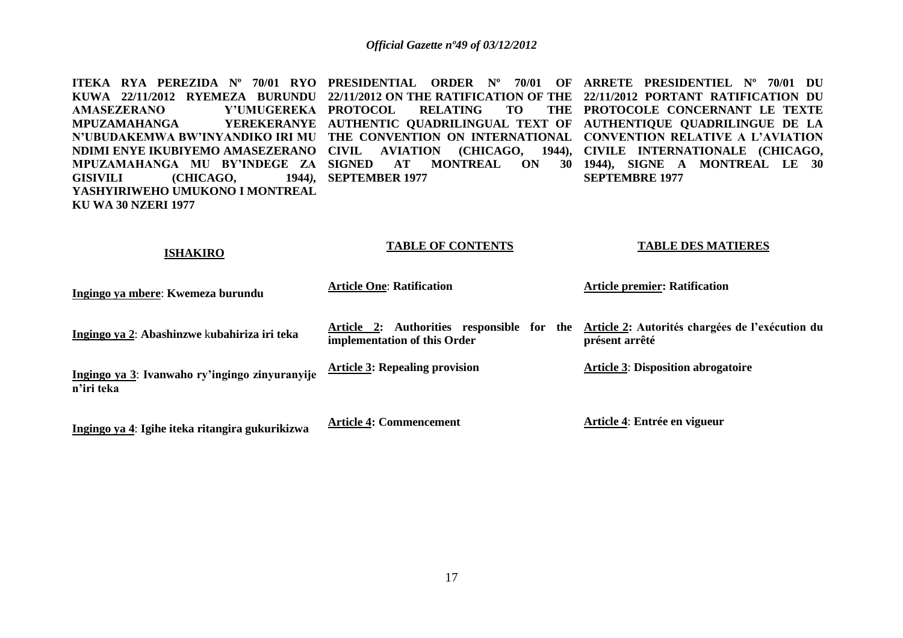**ITEKA RYA PEREZIDA Nº 70/01 RYO KUWA 22/11/2012 RYEMEZA BURUNDU AMASEZERANO Y'UMUGEREKA MPUZAMAHANGA YEREKERANYE N'UBUDAKEMWA BW'INYANDIKO IRI MU NDIMI ENYE IKUBIYEMO AMASEZERANO MPUZAMAHANGA MU BY'INDEGE ZA GISIVILI (CHICAGO, 1944), YASHYIRIWEHO UMUKONO I MONTREAL KU WA 30 NZERI 1977**

**ISHAKIRO**

Ingingo ya mbere: **Kwemeza burundu**

Ingingo ya 2: **Abashinzwe kubahiriza iri teka**

Ingingo ya 3: **Ivanwaho ry'ingingo zinyuranyije n'iri teka**

Ingingo ya 4: **Igihe iteka ritangira gukurikizwa**

**PRESIDENTIAL ORDER Nº 70/01 OF 22/11/2012 ON THE RATIFICATION OF THE PROTOCOL RELATING TO THE AUTHENTIC QUADRILINGUAL TEXT OF THE CONVENTION ON INTERNATIONAL CIVIL AVIATION (CHICAGO, 1944), SIGNED AT MONTREAL ON 30 SEPTEMBER 1977**

**TABLE OF CONTENTS**

Article One: **Ratification**

Article 2: **Authorities responsible for the implementation of this Order**

Article 3: **Repealing provision**

Article 4: **Commencement**

**ARRETE PRESIDENTIEL Nº 70/01 DU 22/11/2012 PORTANT RATIFICATION DU PROTOCOLE CONCERNANT LE TEXTE AUTHENTIQUE QUADRILINGUE DE LA CONVENTION RELATIVE A L'AVIATION CIVILE INTERNATIONALE (CHICAGO, 1944), SIGNE A MONTREAL LE 30 SEPTEMBRE 1977**

**TABLE DES MATIERES**

Article premier: **Ratification**

Article 2: **Autorités chargées de l'exécution du présent arrêté**

Article 3: **Disposition abrogatoire**

Article 4: **Entrée en vigueur**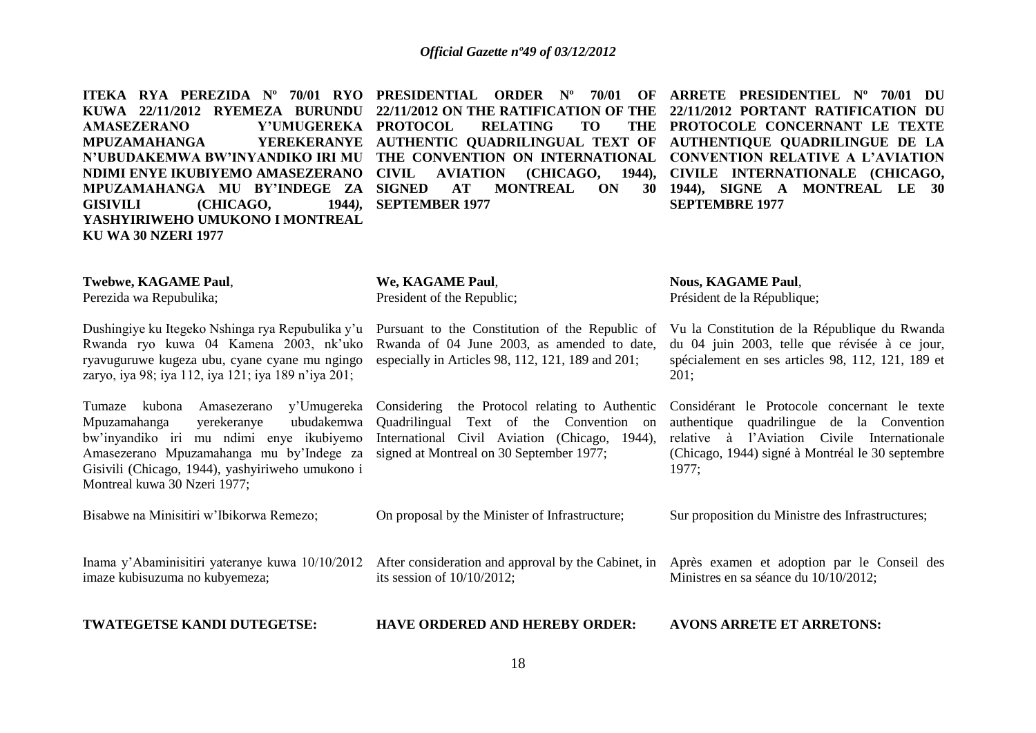**ITEKA RYA PEREZIDA Nº 70/01 RYO KUWA 22/11/2012 RYEMEZA BURUNDU AMASEZERANO Y'UMUGEREKA MPUZAMAHANGA YEREKERANYE N'UBUDAKEMWA BW'INYANDIKO IRI MU NDIMI ENYE IKUBIYEMO AMASEZERANO MPUZAMAHANGA MU BY'INDEGE ZA GISIVILI (CHICAGO, 1944), YASHYIRIWEHO UMUKONO I MONTREAL KU WA 30 NZERI 1977**

**Twebwe, KAGAME Paul**,
Perezida wa Repubulika;

Dushingiye ku Itegeko Nshinga rya Repubulika y'u Rwanda ryo kuwa 04 Kamena 2003, nk'uko ryavuguruwe kugeza ubu, cyane cyane mu ngingo zaryo, iya 98; iya 112, iya 121; iya 189 n'iya 201;

Tumaze kubona Amasezerano y'Umugereka Mpuzamahanga yerekeranye ubudakemwa bw'inyandiko iri mu ndimi enye ikubiyemo Amasezerano Mpuzamahanga mu by'Indege za Gisivili (Chicago, 1944), yashyiriweho umukono i Montreal kuwa 30 Nzeri 1977;

Bisabwe na Minisitiri w'Ibikorwa Remezo;

Inama y'Abaminisitiri yateranye kuwa 10/10/2012 imaze kubisuzuma no kubyemeza;

**TWATEGETSE KANDI DUTEGETSE:**

**PRESIDENTIAL ORDER Nº 70/01 OF 22/11/2012 ON THE RATIFICATION OF THE PROTOCOL RELATING TO THE AUTHENTIC QUADRILINGUAL TEXT OF THE CONVENTION ON INTERNATIONAL CIVIL AVIATION (CHICAGO, 1944), SIGNED AT MONTREAL ON 30 SEPTEMBER 1977**

**We, KAGAME Paul**,
President of the Republic;

Pursuant to the Constitution of the Republic of Rwanda of 04 June 2003, as amended to date, especially in Articles 98, 112, 121, 189 and 201;

Considering the Protocol relating to Authentic Quadrilingual Text of the Convention on International Civil Aviation (Chicago, 1944), signed at Montreal on 30 September 1977;

On proposal by the Minister of Infrastructure;

After consideration and approval by the Cabinet, in its session of 10/10/2012;

**HAVE ORDERED AND HEREBY ORDER:**

**ARRETE PRESIDENTIEL Nº 70/01 DU 22/11/2012 PORTANT RATIFICATION DU PROTOCOLE CONCERNANT LE TEXTE AUTHENTIQUE QUADRILINGUE DE LA CONVENTION RELATIVE A L'AVIATION CIVILE INTERNATIONALE (CHICAGO, 1944), SIGNE A MONTREAL LE 30 SEPTEMBRE 1977**

**Nous, KAGAME Paul**,
Président de la République;

Vu la Constitution de la République du Rwanda du 04 juin 2003, telle que révisée à ce jour, spécialement en ses articles 98, 112, 121, 189 et 201;

Considérant le Protocole concernant le texte authentique quadrilingue de la Convention relative à l'Aviation Civile Internationale (Chicago, 1944) signé à Montréal le 30 septembre 1977;

Sur proposition du Ministre des Infrastructures;

Après examen et adoption par le Conseil des Ministres en sa séance du 10/10/2012;

**AVONS ARRETE ET ARRETONS:**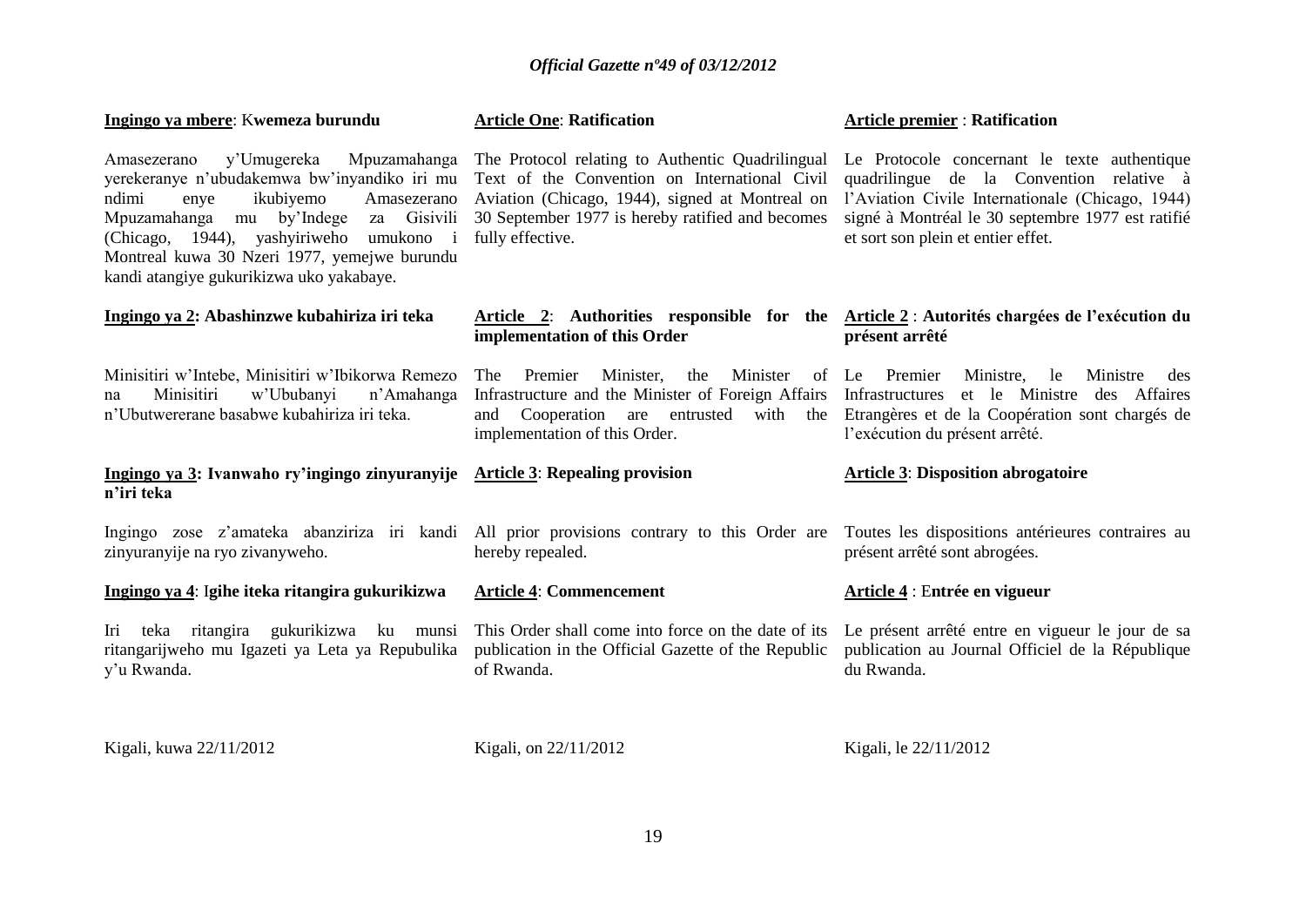**Ingingo ya mbere**: K**wemeza burundu**

Amasezerano y'Umugereka Mpuzamahanga yerekeranye n'ubudakemwa bw'inyandiko iri mu ndimi enye ikubiyemo Amasezerano Mpuzamahanga mu by'Indege za Gisivili (Chicago, 1944), yashyiriweho umukono i Montreal kuwa 30 Nzeri 1977, yemejwe burundu kandi atangiye gukurikizwa uko yakabaye.

**Ingingo ya 2: Abashinzwe kubahiriza iri teka**

Minisitiri w'Intebe, Minisitiri w'Ibikorwa Remezo na Minisitiri w'Ububanyi n'Amahanga n'Ubutwererane basabwe kubahiriza iri teka.

**Ingingo ya 3: Ivanwaho ry'ingingo zinyuranyije n'iri teka**

Ingingo zose z'amateka abanziriza iri kandi zinyuranyije na ryo zivanyweho.

**Ingingo ya 4**: I**gihe iteka ritangira gukurikizwa**

Iri teka ritangira gukurikizwa ku munsi ritangarijweho mu Igazeti ya Leta ya Repubulika y'u Rwanda.

Kigali, kuwa 22/11/2012

**Article One**: **Ratification**

The Protocol relating to Authentic Quadrilingual Text of the Convention on International Civil Aviation (Chicago, 1944), signed at Montreal on 30 September 1977 is hereby ratified and becomes fully effective.

**Article 2**: **Authorities responsible for the implementation of this Order**

The Premier Minister, the Minister of Infrastructure and the Minister of Foreign Affairs and Cooperation are entrusted with the implementation of this Order.

**Article 3**: **Repealing provision**

All prior provisions contrary to this Order are hereby repealed.

**Article 4**: **Commencement**

This Order shall come into force on the date of its publication in the Official Gazette of the Republic of Rwanda.

Kigali, on 22/11/2012

**Article premier** : **Ratification**

Le Protocole concernant le texte authentique quadrilingue de la Convention relative à l'Aviation Civile Internationale (Chicago, 1944) signé à Montréal le 30 septembre 1977 est ratifié et sort son plein et entier effet.

**Article 2** : **Autorités chargées de l'exécution du présent arrêté**

Le Premier Ministre, le Ministre des Infrastructures et le Ministre des Affaires Etrangères et de la Coopération sont chargés de l'exécution du présent arrêté.

**Article 3**: **Disposition abrogatoire**

Toutes les dispositions antérieures contraires au présent arrêté sont abrogées.

**Article 4** : E**ntrée en vigueur**

Le présent arrêté entre en vigueur le jour de sa publication au Journal Officiel de la République du Rwanda.

Kigali, le 22/11/2012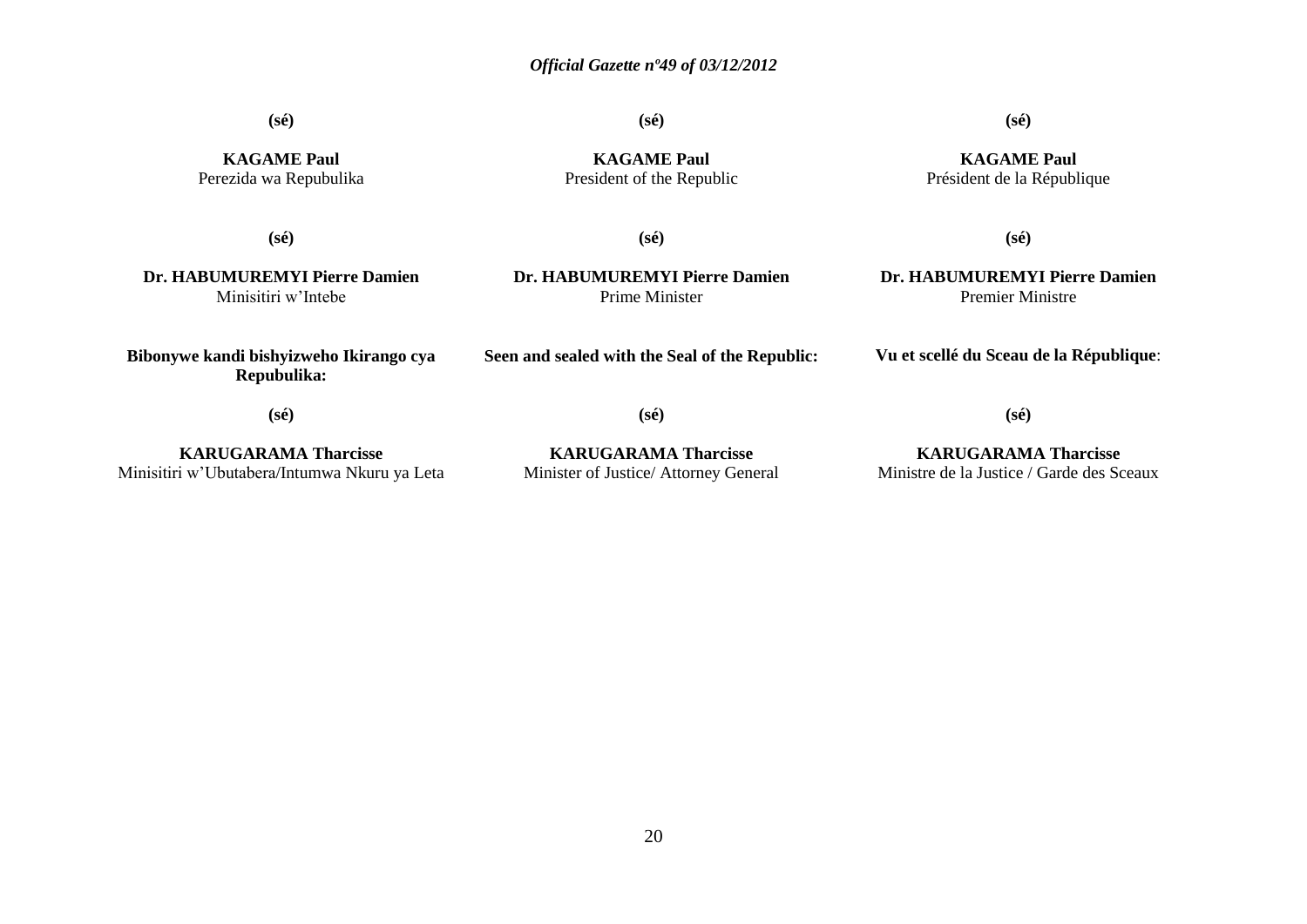**(sé)**

**KAGAME Paul**
Perezida wa Repubulika

**(sé)**

**Dr. HABUMUREMYI Pierre Damien**
Minisitiri w'Intebe

**Bibonywe kandi bishyizweho Ikirango cya Repubulika:**

**(sé)**

**KARUGARAMA Tharcisse**
Minisitiri w'Ubutabera/Intumwa Nkuru ya Leta

**(sé)**

**KAGAME Paul**
President of the Republic

**(sé)**

**Dr. HABUMUREMYI Pierre Damien**
Prime Minister

**Seen and sealed with the Seal of the Republic:**

**(sé)**

**KARUGARAMA Tharcisse**
Minister of Justice/ Attorney General

**(sé)**

**KAGAME Paul**
Président de la République

**(sé)**

**Dr. HABUMUREMYI Pierre Damien**
Premier Ministre

**Vu et scellé du Sceau de la République**:

**(sé)**

**KARUGARAMA Tharcisse**
Ministre de la Justice / Garde des Sceaux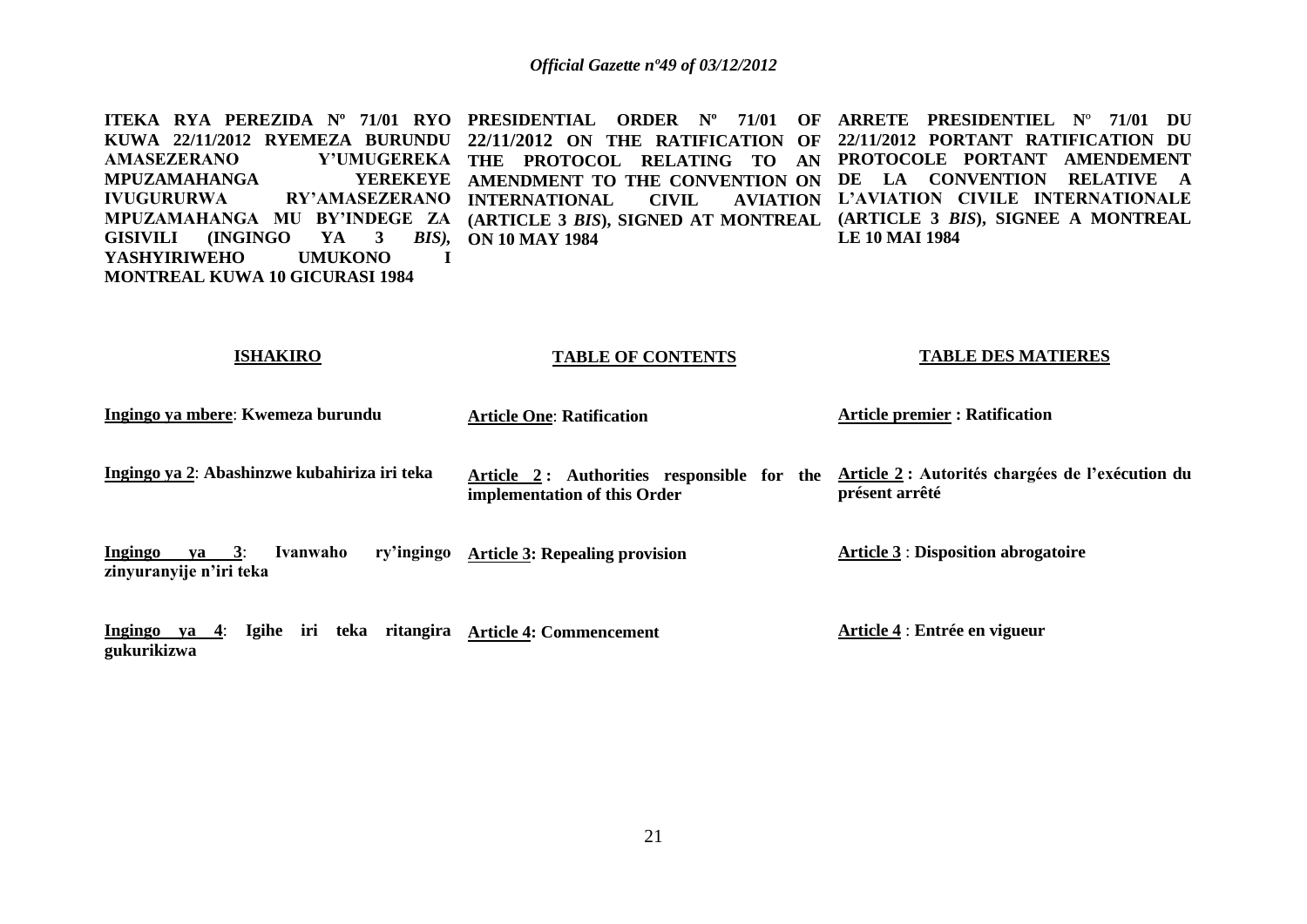**ITEKA RYA PEREZIDA Nº 71/01 RYO KUWA 22/11/2012 RYEMEZA BURUNDU AMASEZERANO Y'UMUGEREKA MPUZAMAHANGA YEREKEYE IVUGURURWA RY'AMASEZERANO MPUZAMAHANGA MU BY'INDEGE ZA GISIVILI (INGINGO YA 3 *BIS*), YASHYIRIWEHO UMUKONO I MONTREAL KUWA 10 GICURASI 1984**

**PRESIDENTIAL ORDER Nº 71/01 OF 22/11/2012 ON THE RATIFICATION OF THE PROTOCOL RELATING TO AN AMENDMENT TO THE CONVENTION ON INTERNATIONAL CIVIL AVIATION (ARTICLE 3 *BIS*), SIGNED AT MONTREAL ON 10 MAY 1984**

**ARRETE PRESIDENTIEL Nº 71/01 DU 22/11/2012 PORTANT RATIFICATION DU PROTOCOLE PORTANT AMENDEMENT DE LA CONVENTION RELATIVE A L'AVIATION CIVILE INTERNATIONALE (ARTICLE 3 *BIS*), SIGNEE A MONTREAL LE 10 MAI 1984**

| **ISHAKIRO** | **TABLE OF CONTENTS** | **TABLE DES MATIERES** |
|---|---|---|
| **Ingingo ya mbere**: **Kwemeza burundu** | **Article One**: **Ratification** | **Article premier : Ratification** |
| **Ingingo ya 2**: **Abashinzwe kubahiriza iri teka** | **Article 2 : Authorities responsible for the implementation of this Order** | **Article 2 : Autorités chargées de l'exécution du présent arrêté** |
| **Ingingo ya 3**: **Ivanwaho ry'ingingo zinyuranyije n'iri teka** | **Article 3: Repealing provision** | **Article 3** : **Disposition abrogatoire** |
| **Ingingo ya 4**: **Igihe iri teka ritangira gukurikizwa** | **Article 4: Commencement** | **Article 4** : **Entrée en vigueur** |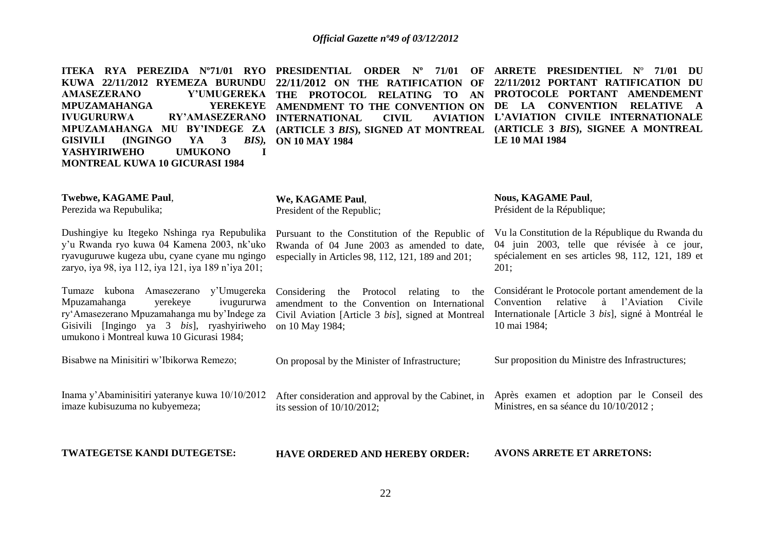**ITEKA RYA PEREZIDA Nº71/01 RYO KUWA 22/11/2012 RYEMEZA BURUNDU AMASEZERANO Y'UMUGEREKA MPUZAMAHANGA YEREKEYE IVUGURURWA RY'AMASEZERANO MPUZAMAHANGA MU BY'INDEGE ZA GISIVILI (INGINGO YA 3 *BIS*), YASHYIRIWEHO UMUKONO I MONTREAL KUWA 10 GICURASI 1984**

**Twebwe, KAGAME Paul**,
Perezida wa Repubulika;

Dushingiye ku Itegeko Nshinga rya Repubulika y'u Rwanda ryo kuwa 04 Kamena 2003, nk'uko ryavuguruwe kugeza ubu, cyane cyane mu ngingo zaryo, iya 98, iya 112, iya 121, iya 189 n'iya 201;

Tumaze kubona Amasezerano y'Umugereka Mpuzamahanga yerekeye ivugururwa ry'Amasezerano Mpuzamahanga mu by'Indege za Gisivili [Ingingo ya 3 *bis*], ryashyiriweho umukono i Montreal kuwa 10 Gicurasi 1984;

Bisabwe na Minisitiri w'Ibikorwa Remezo;

Inama y'Abaminisitiri yateranye kuwa 10/10/2012 imaze kubisuzuma no kubyemeza;

**TWATEGETSE KANDI DUTEGETSE:**

**PRESIDENTIAL ORDER Nº 71/01 OF 22/11/2012 ON THE RATIFICATION OF THE PROTOCOL RELATING TO AN AMENDMENT TO THE CONVENTION ON INTERNATIONAL CIVIL AVIATION (ARTICLE 3 *BIS*), SIGNED AT MONTREAL ON 10 MAY 1984**

**We, KAGAME Paul**,
President of the Republic;

Pursuant to the Constitution of the Republic of Rwanda of 04 June 2003 as amended to date, especially in Articles 98, 112, 121, 189 and 201;

Considering the Protocol relating to the amendment to the Convention on International Civil Aviation [Article 3 *bis*], signed at Montreal on 10 May 1984;

On proposal by the Minister of Infrastructure;

After consideration and approval by the Cabinet, in its session of 10/10/2012;

**HAVE ORDERED AND HEREBY ORDER:**

**ARRETE PRESIDENTIEL Nº 71/01 DU 22/11/2012 PORTANT RATIFICATION DU PROTOCOLE PORTANT AMENDEMENT DE LA CONVENTION RELATIVE A L'AVIATION CIVILE INTERNATIONALE (ARTICLE 3 *BIS*), SIGNEE A MONTREAL LE 10 MAI 1984**

**Nous, KAGAME Paul**,
Président de la République;

Vu la Constitution de la République du Rwanda du 04 juin 2003, telle que révisée à ce jour, spécialement en ses articles 98, 112, 121, 189 et 201;

Considérant le Protocole portant amendement de la Convention relative à l'Aviation Civile Internationale [Article 3 *bis*], signé à Montréal le 10 mai 1984;

Sur proposition du Ministre des Infrastructures;

Après examen et adoption par le Conseil des Ministres, en sa séance du 10/10/2012 ;

**AVONS ARRETE ET ARRETONS:**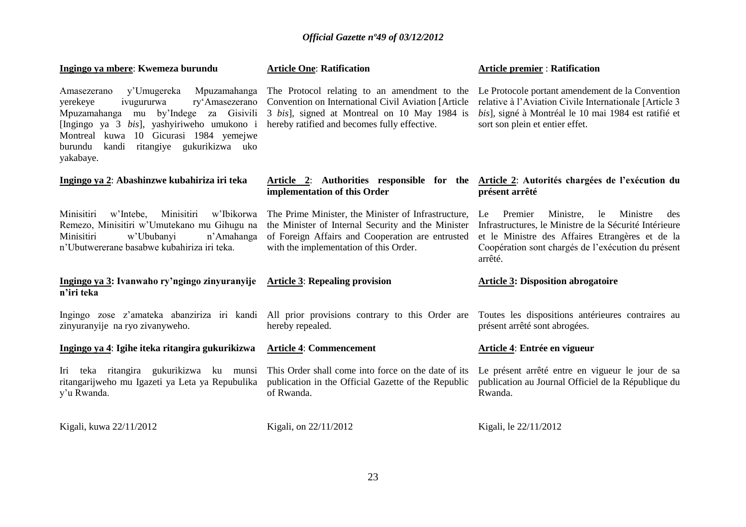**Ingingo ya mbere**: **Kwemeza burundu**

Amasezerano y'Umugereka Mpuzamahanga yerekeye ivugururwa ry'Amasezerano Mpuzamahanga mu by'Indege za Gisivili [Ingingo ya 3 *bis*], yashyiriweho umukono i Montreal kuwa 10 Gicurasi 1984 yemejwe burundu kandi ritangiye gukurikizwa uko yakabaye.

**Ingingo ya 2**: **Abashinzwe kubahiriza iri teka**

Minisitiri w'Intebe, Minisitiri w'Ibikorwa Remezo, Minisitiri w'Umutekano mu Gihugu na Minisitiri w'Ububanyi n'Amahanga n'Ubutwererane basabwe kubahiriza iri teka.

**Ingingo ya 3: Ivanwaho ry'ngingo zinyuranyije n'iri teka**

Ingingo zose z'amateka abanziriza iri kandi zinyuranyije na ryo zivanyweho.

**Ingingo ya 4**: **Igihe iteka ritangira gukurikizwa**

Iri teka ritangira gukurikizwa ku munsi ritangarijweho mu Igazeti ya Leta ya Repubulika y'u Rwanda.

Kigali, kuwa 22/11/2012

**Article One**: **Ratification**

The Protocol relating to an amendment to the Convention on International Civil Aviation [Article 3 *bis*], signed at Montreal on 10 May 1984 is hereby ratified and becomes fully effective.

**Article 2**: **Authorities responsible for the implementation of this Order**

The Prime Minister, the Minister of Infrastructure, the Minister of Internal Security and the Minister of Foreign Affairs and Cooperation are entrusted with the implementation of this Order.

**Article 3**: **Repealing provision**

All prior provisions contrary to this Order are hereby repealed.

**Article 4**: **Commencement**

This Order shall come into force on the date of its publication in the Official Gazette of the Republic of Rwanda.

Kigali, on 22/11/2012

**Article premier** : **Ratification**

Le Protocole portant amendement de la Convention relative à l'Aviation Civile Internationale [Article 3 *bis*], signé à Montréal le 10 mai 1984 est ratifié et sort son plein et entier effet.

**Article 2**: **Autorités chargées de l'exécution du présent arrêté**

Le Premier Ministre, le Ministre des Infrastructures, le Ministre de la Sécurité Intérieure et le Ministre des Affaires Etrangères et de la Coopération sont chargés de l'exécution du présent arrêté.

**Article 3: Disposition abrogatoire**

Toutes les dispositions antérieures contraires au présent arrêté sont abrogées.

**Article 4**: **Entrée en vigueur**

Le présent arrêté entre en vigueur le jour de sa publication au Journal Officiel de la République du Rwanda.

Kigali, le 22/11/2012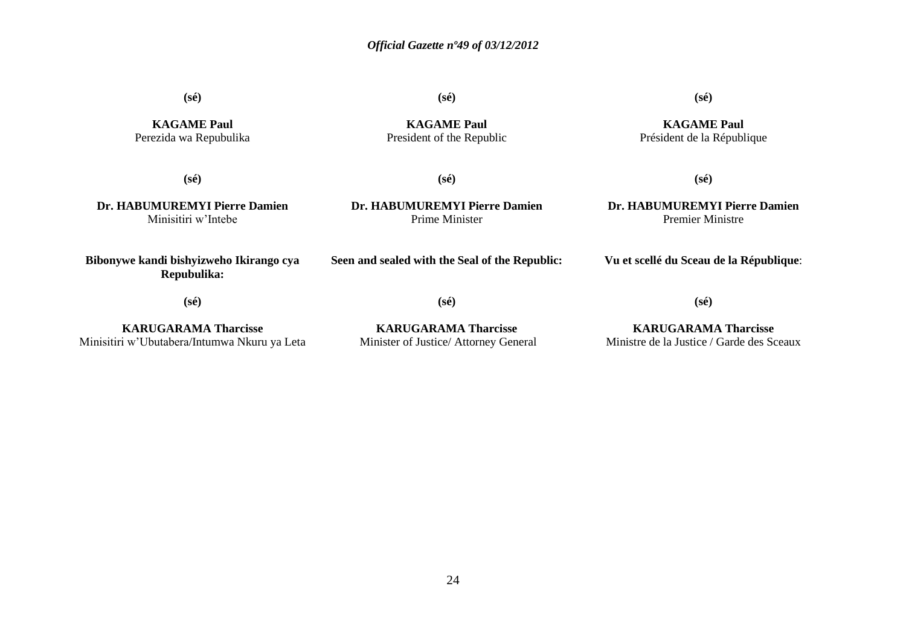**(sé)**

**KAGAME Paul**
Perezida wa Repubulika

**(sé)**

**KAGAME Paul**
President of the Republic

**(sé)**

**KAGAME Paul**
Président de la République

**(sé)**

**Dr. HABUMUREMYI Pierre Damien**
Minisitiri w'Intebe

**(sé)**

**Dr. HABUMUREMYI Pierre Damien**
Prime Minister

**(sé)**

**Dr. HABUMUREMYI Pierre Damien**
Premier Ministre

**Bibonywe kandi bishyizweho Ikirango cya Repubulika:**

**(sé)**

**KARUGARAMA Tharcisse**
Minisitiri w'Ubutabera/Intumwa Nkuru ya Leta

**Seen and sealed with the Seal of the Republic:**

**(sé)**

**KARUGARAMA Tharcisse**
Minister of Justice/ Attorney General

**Vu et scellé du Sceau de la République**:

**(sé)**

**KARUGARAMA Tharcisse**
Ministre de la Justice / Garde des Sceaux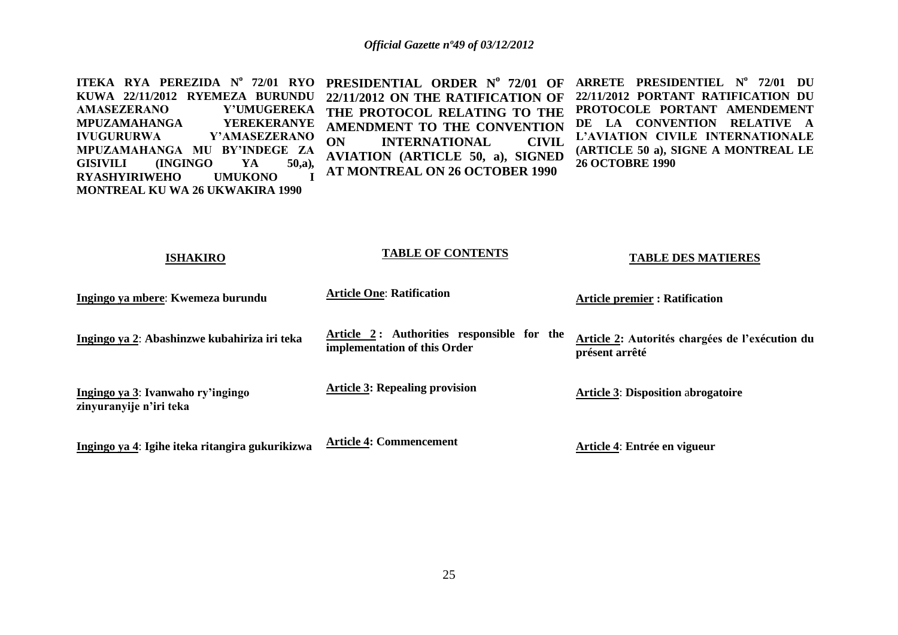**ITEKA RYA PEREZIDA N° 72/01 RYO KUWA 22/11/2012 RYEMEZA BURUNDU AMASEZERANO Y'UMUGEREKA MPUZAMAHANGA YEREKERANYE IVUGURURWA Y'AMASEZERANO MPUZAMAHANGA MU BY'INDEGE ZA GISIVILI (INGINGO YA 50,a), RYASHYIRIWEHO UMUKONO I MONTREAL KU WA 26 UKWAKIRA 1990**

**ISHAKIRO**

**Ingingo ya mbere**: **Kwemeza burundu**

**Ingingo ya 2**: **Abashinzwe kubahiriza iri teka**

**Ingingo ya 3**: **Ivanwaho ry'ingingo zinyuranyije n'iri teka**

**Ingingo ya 4**: **Igihe iteka ritangira gukurikizwa**

**PRESIDENTIAL ORDER N° 72/01 OF 22/11/2012 ON THE RATIFICATION OF THE PROTOCOL RELATING TO THE AMENDMENT TO THE CONVENTION ON INTERNATIONAL CIVIL AVIATION (ARTICLE 50, a), SIGNED AT MONTREAL ON 26 OCTOBER 1990**

**TABLE OF CONTENTS**

**Article One**: **Ratification**

**Article 2 : Authorities responsible for the implementation of this Order**

**Article 3: Repealing provision**

**Article 4: Commencement**

**ARRETE PRESIDENTIEL N° 72/01 DU 22/11/2012 PORTANT RATIFICATION DU PROTOCOLE PORTANT AMENDEMENT DE LA CONVENTION RELATIVE A L'AVIATION CIVILE INTERNATIONALE (ARTICLE 50 a), SIGNE A MONTREAL LE 26 OCTOBRE 1990**

**TABLE DES MATIERES**

**Article premier : Ratification**

**Article 2: Autorités chargées de l'exécution du présent arrêté**

**Article 3**: **Disposition abrogatoire**

**Article 4**: **Entrée en vigueur**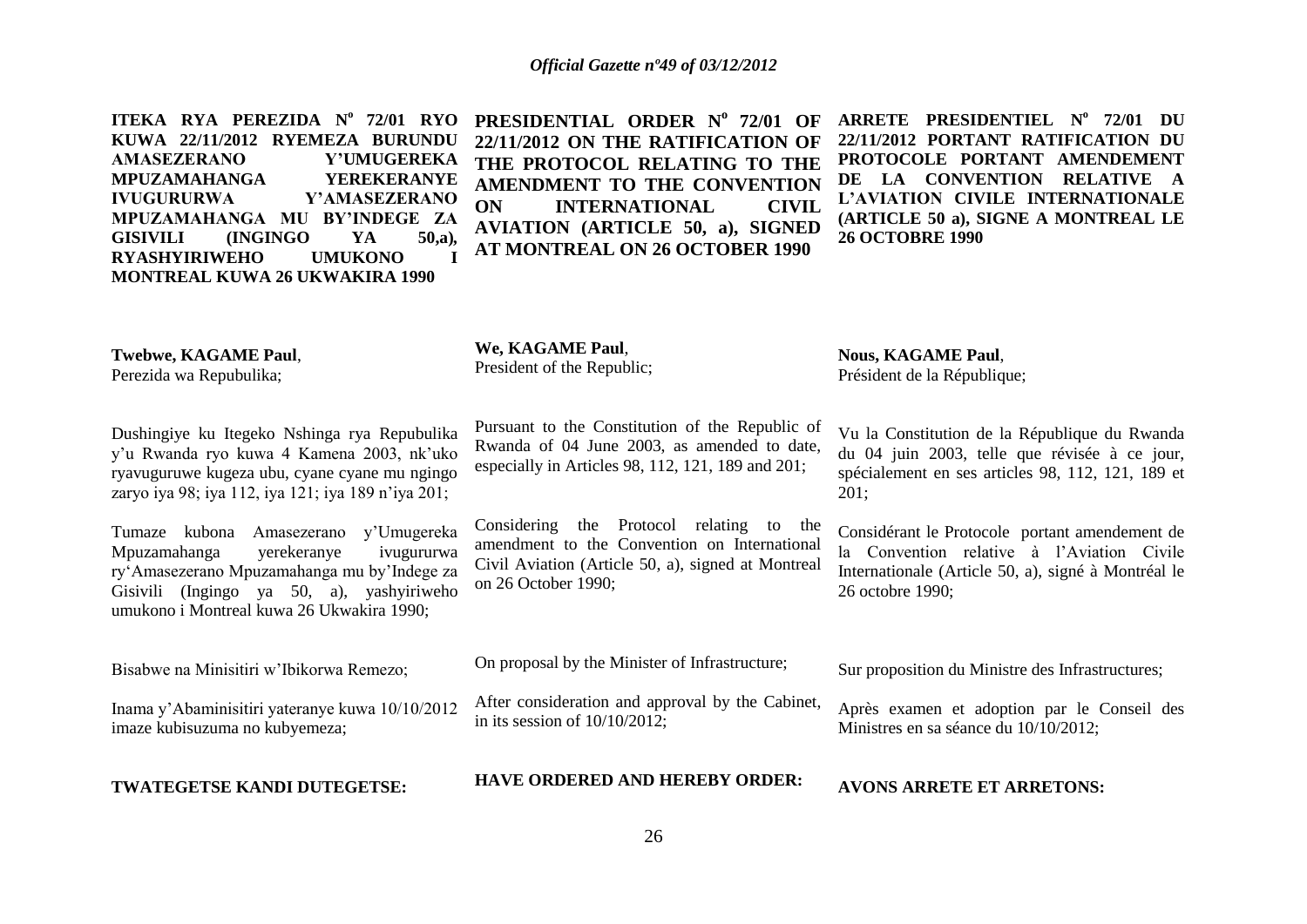**ITEKA RYA PEREZIDA N° 72/01 RYO KUWA 22/11/2012 RYEMEZA BURUNDU AMASEZERANO Y'UMUGEREKA MPUZAMAHANGA YEREKERANYE IVUGURURWA Y'AMASEZERANO MPUZAMAHANGA MU BY'INDEGE ZA GISIVILI (INGINGO YA 50,a), RYASHYIRIWEHO UMUKONO I MONTREAL KUWA 26 UKWAKIRA 1990**

**Twebwe, KAGAME Paul**,
Perezida wa Repubulika;

Dushingiye ku Itegeko Nshinga rya Repubulika y'u Rwanda ryo kuwa 4 Kamena 2003, nk'uko ryavuguruwe kugeza ubu, cyane cyane mu ngingo zaryo iya 98; iya 112, iya 121; iya 189 n'iya 201;

Tumaze kubona Amasezerano y'Umugereka Mpuzamahanga yerekeranye ivugururwa ry'Amasezerano Mpuzamahanga mu by'Indege za Gisivili (Ingingo ya 50, a), yashyiriweho umukono i Montreal kuwa 26 Ukwakira 1990;

Bisabwe na Minisitiri w'Ibikorwa Remezo;

Inama y'Abaminisitiri yateranye kuwa 10/10/2012 imaze kubisuzuma no kubyemeza;

**TWATEGETSE KANDI DUTEGETSE:**

**PRESIDENTIAL ORDER N° 72/01 OF 22/11/2012 ON THE RATIFICATION OF THE PROTOCOL RELATING TO THE AMENDMENT TO THE CONVENTION ON INTERNATIONAL CIVIL AVIATION (ARTICLE 50, a), SIGNED AT MONTREAL ON 26 OCTOBER 1990**

**We, KAGAME Paul**,
President of the Republic;

Pursuant to the Constitution of the Republic of Rwanda of 04 June 2003, as amended to date, especially in Articles 98, 112, 121, 189 and 201;

Considering the Protocol relating to the amendment to the Convention on International Civil Aviation (Article 50, a), signed at Montreal on 26 October 1990;

On proposal by the Minister of Infrastructure;

After consideration and approval by the Cabinet, in its session of 10/10/2012;

**HAVE ORDERED AND HEREBY ORDER:**

**ARRETE PRESIDENTIEL N° 72/01 DU 22/11/2012 PORTANT RATIFICATION DU PROTOCOLE PORTANT AMENDEMENT DE LA CONVENTION RELATIVE A L'AVIATION CIVILE INTERNATIONALE (ARTICLE 50 a), SIGNE A MONTREAL LE 26 OCTOBRE 1990**

**Nous, KAGAME Paul**,
Président de la République;

Vu la Constitution de la République du Rwanda du 04 juin 2003, telle que révisée à ce jour, spécialement en ses articles 98, 112, 121, 189 et 201;

Considérant le Protocole portant amendement de la Convention relative à l'Aviation Civile Internationale (Article 50, a), signé à Montréal le 26 octobre 1990;

Sur proposition du Ministre des Infrastructures;

Après examen et adoption par le Conseil des Ministres en sa séance du 10/10/2012;

**AVONS ARRETE ET ARRETONS:**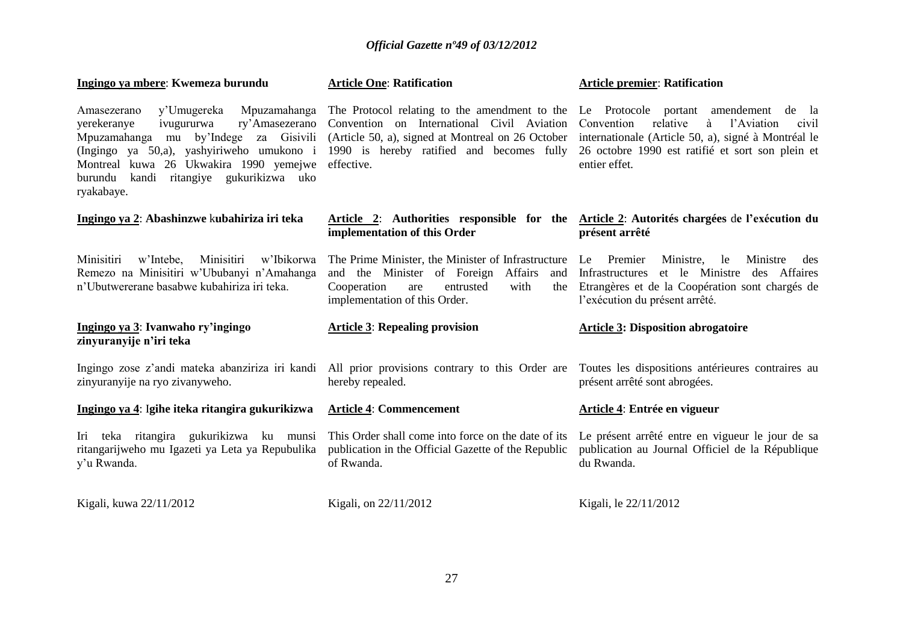**Ingingo ya mbere**: **Kwemeza burundu**

Amasezerano y'Umugereka Mpuzamahanga yerekeranye ivugururwa ry'Amasezerano Mpuzamahanga mu by'Indege za Gisivili (Ingingo ya 50,a), yashyiriweho umukono i Montreal kuwa 26 Ukwakira 1990 yemejwe burundu kandi ritangiye gukurikizwa uko ryakabaye.

**Ingingo ya 2**: **Abashinzwe kubahiriza iri teka**

Minisitiri w'Intebe, Minisitiri w'Ibikorwa Remezo na Minisitiri w'Ububanyi n'Amahanga n'Ubutwererane basabwe kubahiriza iri teka.

**Ingingo ya 3**: **Ivanwaho ry'ingingo zinyuranyije n'iri teka**

Ingingo zose z'andi mateka abanziriza iri kandi zinyuranyije na ryo zivanyweho.

**Ingingo ya 4**: **Igihe iteka ritangira gukurikizwa**

Iri teka ritangira gukurikizwa ku munsi ritangarijweho mu Igazeti ya Leta ya Repubulika y'u Rwanda.

Kigali, kuwa 22/11/2012

**Article One**: **Ratification**

The Protocol relating to the amendment to the Convention on International Civil Aviation (Article 50, a), signed at Montreal on 26 October 1990 is hereby ratified and becomes fully effective.

**Article 2**: **Authorities responsible for the implementation of this Order**

The Prime Minister, the Minister of Infrastructure and the Minister of Foreign Affairs and Cooperation are entrusted with the implementation of this Order.

**Article 3**: **Repealing provision**

All prior provisions contrary to this Order are hereby repealed.

**Article 4**: **Commencement**

This Order shall come into force on the date of its publication in the Official Gazette of the Republic of Rwanda.

Kigali, on 22/11/2012

**Article premier**: **Ratification**

Le Protocole portant amendement de la Convention relative à l'Aviation civil internationale (Article 50, a), signé à Montréal le 26 octobre 1990 est ratifié et sort son plein et entier effet.

**Article 2**: **Autorités chargées de l'exécution du présent arrêté**

Le Premier Ministre, le Ministre des Infrastructures et le Ministre des Affaires Etrangères et de la Coopération sont chargés de l'exécution du présent arrêté.

**Article 3: Disposition abrogatoire**

Toutes les dispositions antérieures contraires au présent arrêté sont abrogées.

**Article 4**: **Entrée en vigueur**

Le présent arrêté entre en vigueur le jour de sa publication au Journal Officiel de la République du Rwanda.

Kigali, le 22/11/2012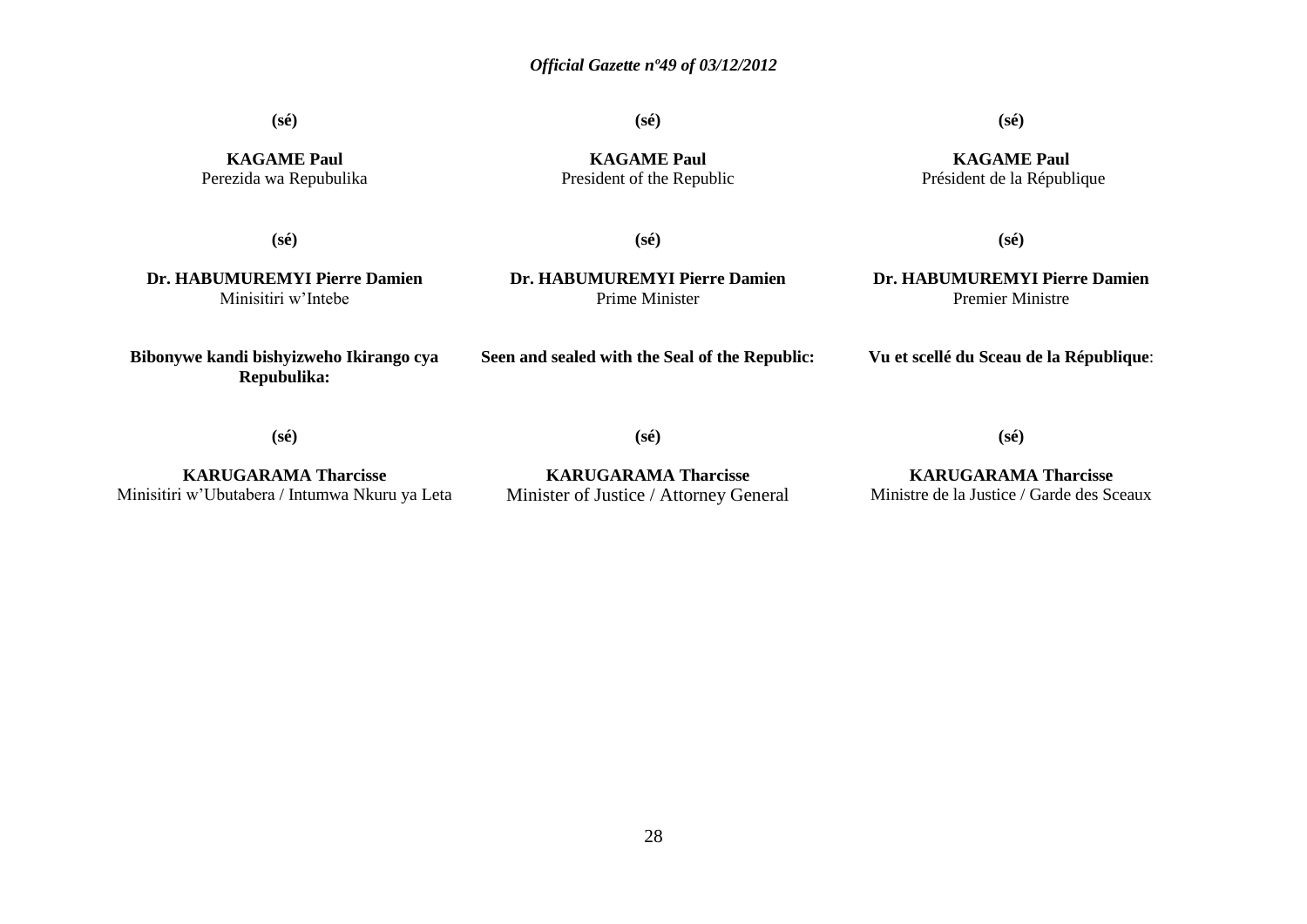(sé)

**KAGAME Paul**
Perezida wa Repubulika

(sé)

**Dr. HABUMUREMYI Pierre Damien**
Minisitiri w'Intebe

**Bibonywe kandi bishyizweho Ikirango cya Repubulika:**

(sé)

**KARUGARAMA Tharcisse**
Minisitiri w'Ubutabera / Intumwa Nkuru ya Leta

(sé)

**KAGAME Paul**
President of the Republic

(sé)

**Dr. HABUMUREMYI Pierre Damien**
Prime Minister

**Seen and sealed with the Seal of the Republic:**

(sé)

**KARUGARAMA Tharcisse**
Minister of Justice / Attorney General

(sé)

**KAGAME Paul**
Président de la République

(sé)

**Dr. HABUMUREMYI Pierre Damien**
Premier Ministre

**Vu et scellé du Sceau de la République**:

(sé)

**KARUGARAMA Tharcisse**
Ministre de la Justice / Garde des Sceaux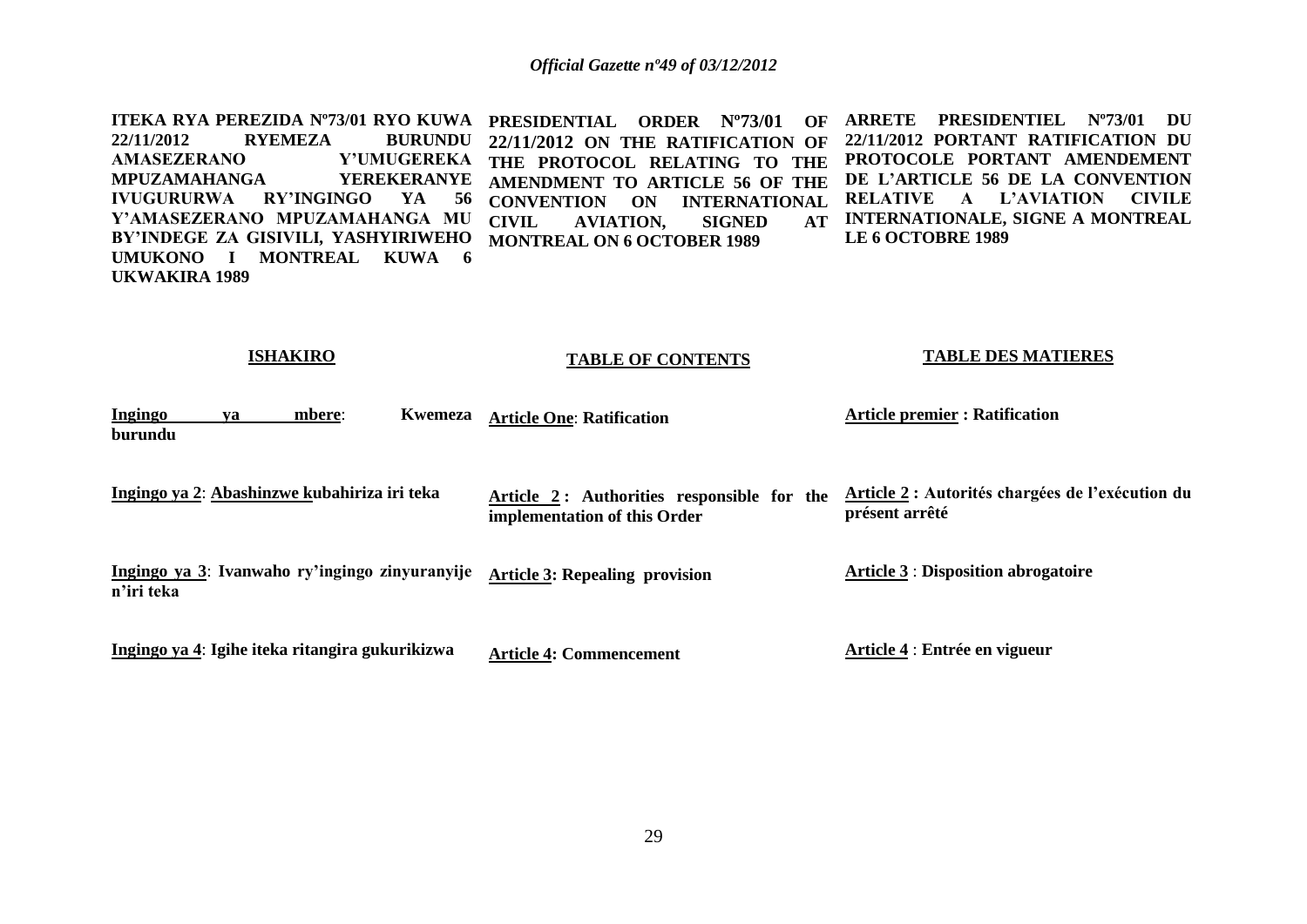**ITEKA RYA PEREZIDA Nº73/01 RYO KUWA 22/11/2012 RYEMEZA BURUNDU AMASEZERANO Y'UMUGEREKA MPUZAMAHANGA YEREKERANYE IVUGURURWA RY'INGINGO YA 56 Y'AMASEZERANO MPUZAMAHANGA MU BY'INDEGE ZA GISIVILI, YASHYIRIWEHO UMUKONO I MONTREAL KUWA 6 UKWAKIRA 1989**

**ISHAKIRO**

**Ingingo ya mbere: Kwemeza burundu**

**Ingingo ya 2: Abashinzwe kubahiriza iri teka**

**Ingingo ya 3: Ivanwaho ry'ingingo zinyuranyije n'iri teka**

**Ingingo ya 4: Igihe iteka ritangira gukurikizwa**

**PRESIDENTIAL ORDER Nº73/01 OF 22/11/2012 ON THE RATIFICATION OF THE PROTOCOL RELATING TO THE AMENDMENT TO ARTICLE 56 OF THE CONVENTION ON INTERNATIONAL CIVIL AVIATION, SIGNED AT MONTREAL ON 6 OCTOBER 1989**

**TABLE OF CONTENTS**

**Article One: Ratification**

**Article 2: Authorities responsible for the implementation of this Order**

**Article 3: Repealing provision**

**Article 4: Commencement**

**ARRETE PRESIDENTIEL Nº73/01 DU 22/11/2012 PORTANT RATIFICATION DU PROTOCOLE PORTANT AMENDEMENT DE L'ARTICLE 56 DE LA CONVENTION RELATIVE A L'AVIATION CIVILE INTERNATIONALE, SIGNE A MONTREAL LE 6 OCTOBRE 1989**

**TABLE DES MATIERES**

**Article premier : Ratification**

**Article 2 : Autorités chargées de l'exécution du présent arrêté**

**Article 3 : Disposition abrogatoire**

**Article 4 : Entrée en vigueur**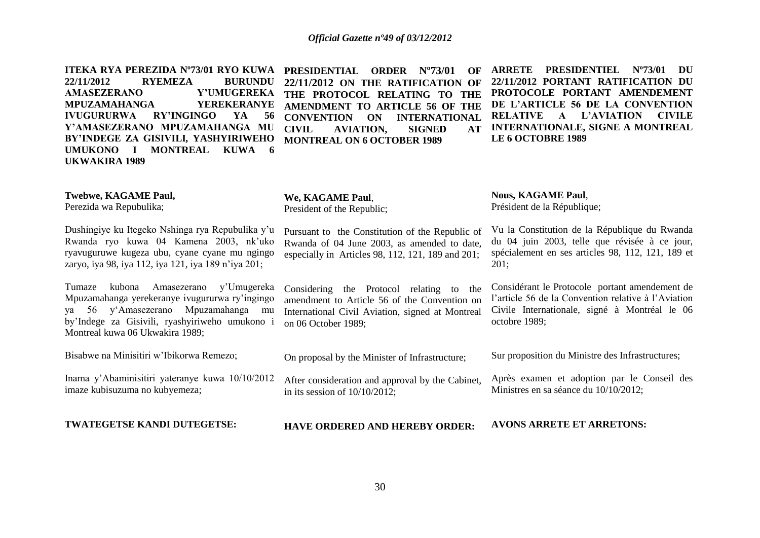**ITEKA RYA PEREZIDA Nº73/01 RYO KUWA 22/11/2012 RYEMEZA BURUNDU AMASEZERANO Y'UMUGEREKA MPUZAMAHANGA YEREKERANYE IVUGURURWA RY'INGINGO YA 56 Y'AMASEZERANO MPUZAMAHANGA MU BY'INDEGE ZA GISIVILI, YASHYIRIWEHO UMUKONO I MONTREAL KUWA 6 UKWAKIRA 1989**

**Twebwe, KAGAME Paul,**
Perezida wa Repubulika;

Dushingiye ku Itegeko Nshinga rya Repubulika y'u Rwanda ryo kuwa 04 Kamena 2003, nk'uko ryavuguruwe kugeza ubu, cyane cyane mu ngingo zaryo, iya 98, iya 112, iya 121, iya 189 n'iya 201;

Tumaze kubona Amasezerano y'Umugereka Mpuzamahanga yerekeranye ivugururwa ry'ingingo ya 56 y'Amasezerano Mpuzamahanga mu by'Indege za Gisivili, ryashyiriweho umukono i Montreal kuwa 06 Ukwakira 1989;

Bisabwe na Minisitiri w'Ibikorwa Remezo;

Inama y'Abaminisitiri yateranye kuwa 10/10/2012 imaze kubisuzuma no kubyemeza;

**TWATEGETSE KANDI DUTEGETSE:**

**PRESIDENTIAL ORDER Nº73/01 OF 22/11/2012 ON THE RATIFICATION OF THE PROTOCOL RELATING TO THE AMENDMENT TO ARTICLE 56 OF THE CONVENTION ON INTERNATIONAL CIVIL AVIATION, SIGNED AT MONTREAL ON 6 OCTOBER 1989**

**We, KAGAME Paul**,
President of the Republic;

Pursuant to the Constitution of the Republic of Rwanda of 04 June 2003, as amended to date, especially in Articles 98, 112, 121, 189 and 201;

Considering the Protocol relating to the amendment to Article 56 of the Convention on International Civil Aviation, signed at Montreal on 06 October 1989;

On proposal by the Minister of Infrastructure;

After consideration and approval by the Cabinet, in its session of 10/10/2012;

**HAVE ORDERED AND HEREBY ORDER:**

**ARRETE PRESIDENTIEL Nº73/01 DU 22/11/2012 PORTANT RATIFICATION DU PROTOCOLE PORTANT AMENDEMENT DE L'ARTICLE 56 DE LA CONVENTION RELATIVE A L'AVIATION CIVILE INTERNATIONALE, SIGNE A MONTREAL LE 6 OCTOBRE 1989**

**Nous, KAGAME Paul**,
Président de la République;

Vu la Constitution de la République du Rwanda du 04 juin 2003, telle que révisée à ce jour, spécialement en ses articles 98, 112, 121, 189 et 201;

Considérant le Protocole portant amendement de l'article 56 de la Convention relative à l'Aviation Civile Internationale, signé à Montréal le 06 octobre 1989;

Sur proposition du Ministre des Infrastructures;

Après examen et adoption par le Conseil des Ministres en sa séance du 10/10/2012;

**AVONS ARRETE ET ARRETONS:**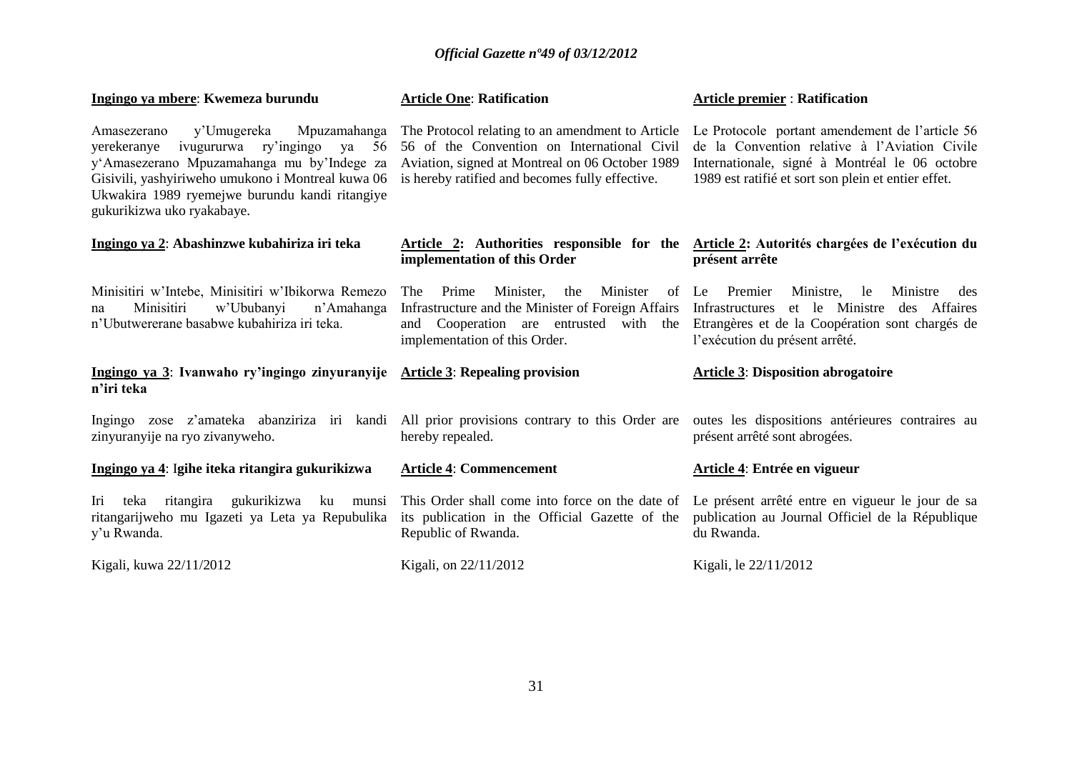**Ingingo ya mbere**: **Kwemeza burundu**

Amasezerano y'Umugereka Mpuzamahanga yerekeranye ivugururwa ry'ingingo ya 56 y'Amasezerano Mpuzamahanga mu by'Indege za Gisivili, yashyiriweho umukono i Montreal kuwa 06 Ukwakira 1989 ryemejwe burundu kandi ritangiye gukurikizwa uko ryakabaye.

**Ingingo ya 2**: **Abashinzwe kubahiriza iri teka**

Minisitiri w'Intebe, Minisitiri w'Ibikorwa Remezo na Minisitiri w'Ububanyi n'Amahanga n'Ubutwererane basabwe kubahiriza iri teka.

**Ingingo ya 3**: **Ivanwaho ry'ingingo zinyuranyije n'iri teka**

Ingingo zose z'amateka abanziriza iri kandi zinyuranyije na ryo zivanyweho.

**Ingingo ya 4**: I**gihe iteka ritangira gukurikizwa**

Iri teka ritangira gukurikizwa ku munsi ritangarijweho mu Igazeti ya Leta ya Repubulika y'u Rwanda.

Kigali, kuwa 22/11/2012

**Article One**: **Ratification**

The Protocol relating to an amendment to Article 56 of the Convention on International Civil Aviation, signed at Montreal on 06 October 1989 is hereby ratified and becomes fully effective.

**Article 2: Authorities responsible for the implementation of this Order**

The Prime Minister, the Minister of Infrastructure and the Minister of Foreign Affairs and Cooperation are entrusted with the implementation of this Order.

**Article 3**: **Repealing provision**

All prior provisions contrary to this Order are hereby repealed.

**Article 4**: **Commencement**

This Order shall come into force on the date of its publication in the Official Gazette of the Republic of Rwanda.

Kigali, on 22/11/2012

**Article premier** : **Ratification**

Le Protocole portant amendement de l'article 56 de la Convention relative à l'Aviation Civile Internationale, signé à Montréal le 06 octobre 1989 est ratifié et sort son plein et entier effet.

**Article 2: Autorités chargées de l'exécution du présent arrête**

Le Premier Ministre, le Ministre des Infrastructures et le Ministre des Affaires Etrangères et de la Coopération sont chargés de l'exécution du présent arrêté.

**Article 3**: **Disposition abrogatoire**

outes les dispositions antérieures contraires au présent arrêté sont abrogées.

**Article 4**: **Entrée en vigueur**

Le présent arrêté entre en vigueur le jour de sa publication au Journal Officiel de la République du Rwanda.

Kigali, le 22/11/2012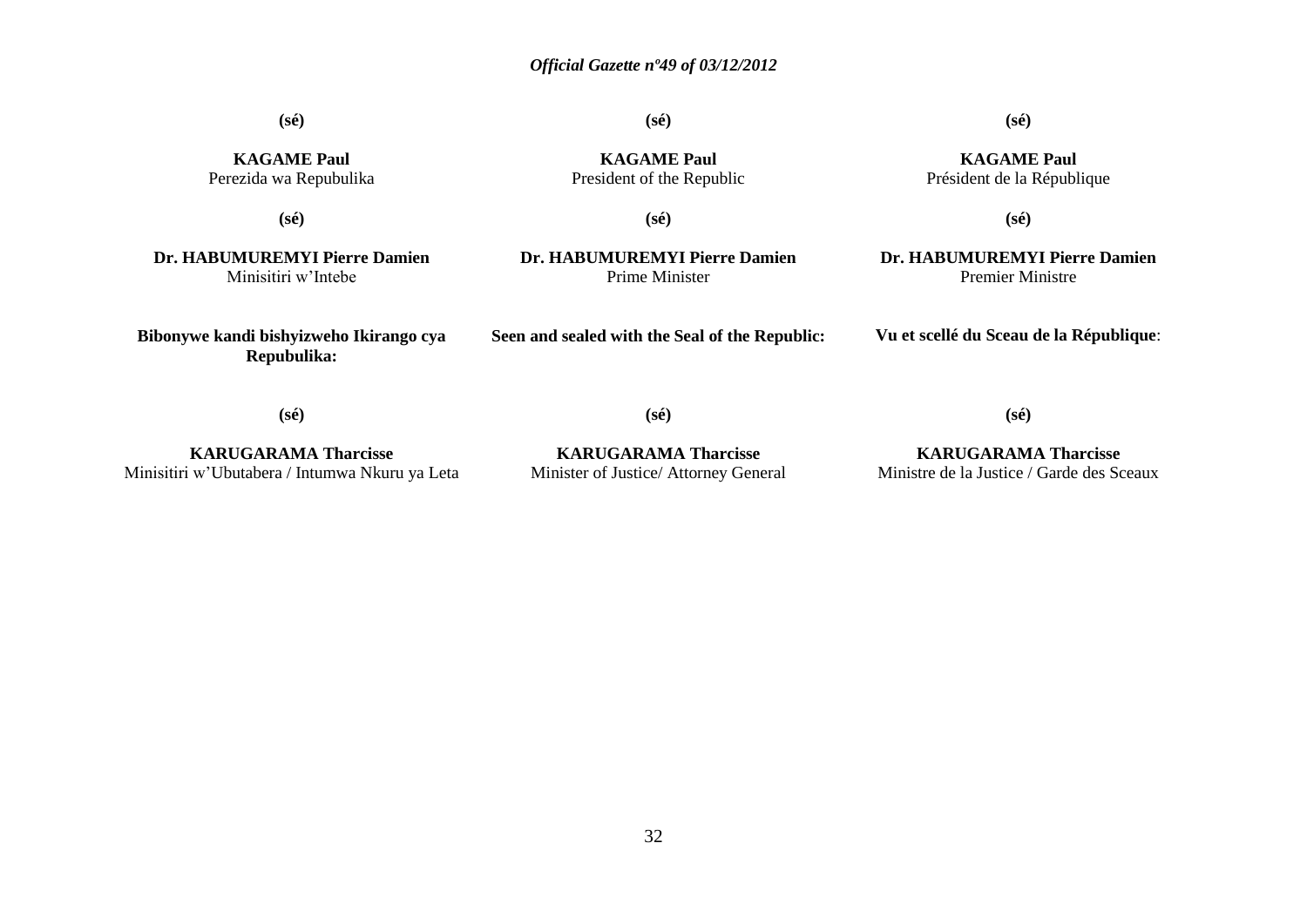**(sé)**

**KAGAME Paul**
Perezida wa Repubulika

**(sé)**

**Dr. HABUMUREMYI Pierre Damien**
Minisitiri w'Intebe

**Bibonywe kandi bishyizweho Ikirango cya Repubulika:**

**(sé)**

**KARUGARAMA Tharcisse**
Minisitiri w'Ubutabera / Intumwa Nkuru ya Leta

**(sé)**

**KAGAME Paul**
President of the Republic

**(sé)**

**Dr. HABUMUREMYI Pierre Damien**
Prime Minister

**Seen and sealed with the Seal of the Republic:**

**(sé)**

**KARUGARAMA Tharcisse**
Minister of Justice/ Attorney General

**(sé)**

**KAGAME Paul**
Président de la République

**(sé)**

**Dr. HABUMUREMYI Pierre Damien**
Premier Ministre

**Vu et scellé du Sceau de la République**:

**(sé)**

**KARUGARAMA Tharcisse**
Ministre de la Justice / Garde des Sceaux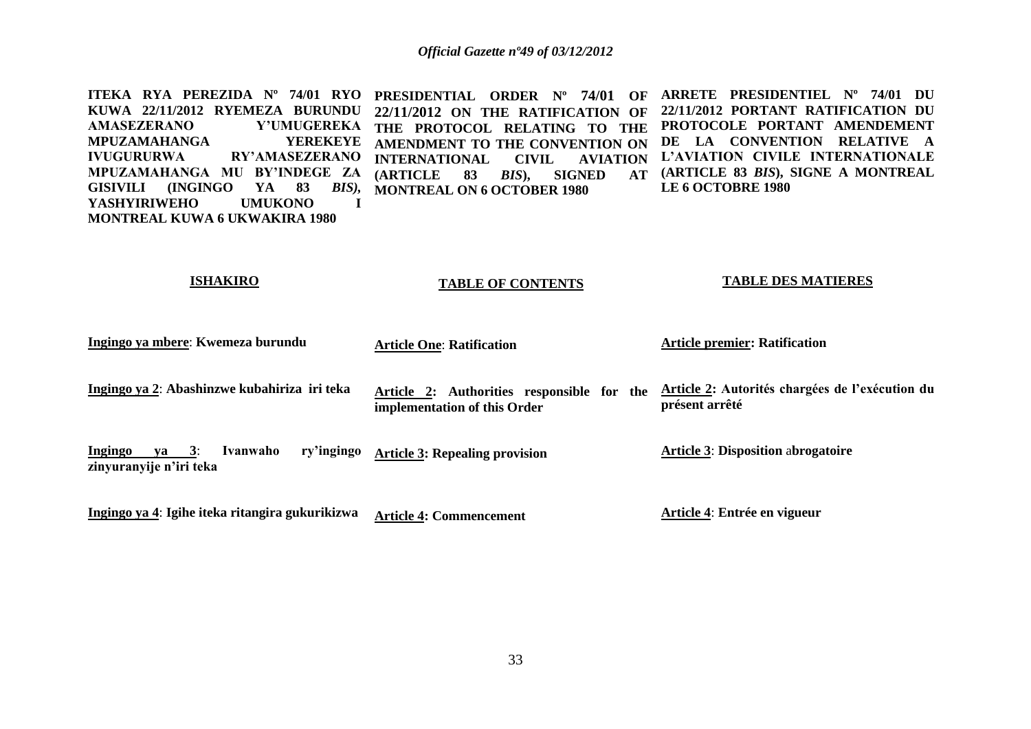**ITEKA RYA PEREZIDA Nº 74/01 RYO KUWA 22/11/2012 RYEMEZA BURUNDU AMASEZERANO Y'UMUGEREKA MPUZAMAHANGA YEREKEYE IVUGURURWA RY'AMASEZERANO MPUZAMAHANGA MU BY'INDEGE ZA GISIVILI (INGINGO YA 83 *BIS*), YASHYIRIWEHO UMUKONO I MONTREAL KUWA 6 UKWAKIRA 1980**

**ISHAKIRO**

**Ingingo ya mbere**: **Kwemeza burundu**

**Ingingo ya 2**: **Abashinzwe kubahiriza iri teka**

**Ingingo ya 3**: **Ivanwaho ry'ingingo zinyuranyije n'iri teka**

**Ingingo ya 4**: **Igihe iteka ritangira gukurikizwa**

**PRESIDENTIAL ORDER Nº 74/01 OF 22/11/2012 ON THE RATIFICATION OF THE PROTOCOL RELATING TO THE AMENDMENT TO THE CONVENTION ON INTERNATIONAL CIVIL AVIATION (ARTICLE 83 *BIS*), SIGNED AT MONTREAL ON 6 OCTOBER 1980**

**TABLE OF CONTENTS**

**Article One**: **Ratification**

**Article 2: Authorities responsible for the implementation of this Order**

**Article 3: Repealing provision**

**Article 4: Commencement**

**ARRETE PRESIDENTIEL Nº 74/01 DU 22/11/2012 PORTANT RATIFICATION DU PROTOCOLE PORTANT AMENDEMENT DE LA CONVENTION RELATIVE A L'AVIATION CIVILE INTERNATIONALE (ARTICLE 83 *BIS*), SIGNE A MONTREAL LE 6 OCTOBRE 1980**

**TABLE DES MATIERES**

**Article premier: Ratification**

**Article 2: Autorités chargées de l'exécution du présent arrêté**

**Article 3**: **Disposition abrogatoire**

**Article 4**: **Entrée en vigueur**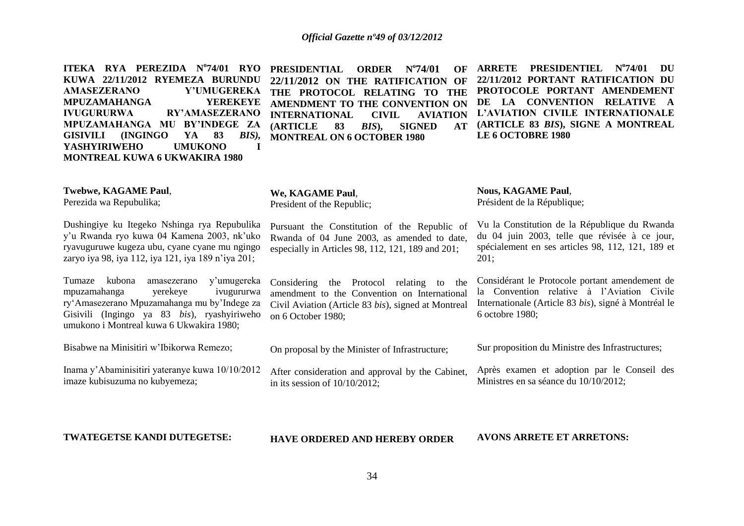**ITEKA RYA PEREZIDA N°74/01 RYO KUWA 22/11/2012 RYEMEZA BURUNDU AMASEZERANO Y'UMUGEREKA MPUZAMAHANGA YEREKEYE IVUGURURWA RY'AMASEZERANO MPUZAMAHANGA MU BY'INDEGE ZA GISIVILI (INGINGO YA 83 *BIS*), YASHYIRIWEHO UMUKONO I MONTREAL KUWA 6 UKWAKIRA 1980**

**Twebwe, KAGAME Paul**,
Perezida wa Repubulika;

Dushingiye ku Itegeko Nshinga rya Repubulika y'u Rwanda ryo kuwa 04 Kamena 2003, nk'uko ryavuguruwe kugeza ubu, cyane cyane mu ngingo zaryo iya 98, iya 112, iya 121, iya 189 n'iya 201;

Tumaze kubona amasezerano y'umugereka mpuzamahanga yerekeye ivugururwa ry'Amasezerano Mpuzamahanga mu by'Indege za Gisivili (Ingingo ya 83 *bis*), ryashyiriweho umukono i Montreal kuwa 6 Ukwakira 1980;

Bisabwe na Minisitiri w'Ibikorwa Remezo;

Inama y'Abaminisitiri yateranye kuwa 10/10/2012 imaze kubisuzuma no kubyemeza;

**TWATEGETSE KANDI DUTEGETSE:**

**PRESIDENTIAL ORDER N°74/01 OF 22/11/2012 ON THE RATIFICATION OF THE PROTOCOL RELATING TO THE AMENDMENT TO THE CONVENTION ON INTERNATIONAL CIVIL AVIATION (ARTICLE 83 *BIS*), SIGNED AT MONTREAL ON 6 OCTOBER 1980**

**We, KAGAME Paul**,
President of the Republic;

Pursuant the Constitution of the Republic of Rwanda of 04 June 2003, as amended to date, especially in Articles 98, 112, 121, 189 and 201;

Considering the Protocol relating to the amendment to the Convention on International Civil Aviation (Article 83 *bis*), signed at Montreal on 6 October 1980;

On proposal by the Minister of Infrastructure;

After consideration and approval by the Cabinet, in its session of 10/10/2012;

**HAVE ORDERED AND HEREBY ORDER**

**ARRETE PRESIDENTIEL N°74/01 DU 22/11/2012 PORTANT RATIFICATION DU PROTOCOLE PORTANT AMENDEMENT DE LA CONVENTION RELATIVE A L'AVIATION CIVILE INTERNATIONALE (ARTICLE 83 *BIS*), SIGNE A MONTREAL LE 6 OCTOBRE 1980**

**Nous, KAGAME Paul**,
Président de la République;

Vu la Constitution de la République du Rwanda du 04 juin 2003, telle que révisée à ce jour, spécialement en ses articles 98, 112, 121, 189 et 201;

Considérant le Protocole portant amendement de la Convention relative à l'Aviation Civile Internationale (Article 83 *bis*), signé à Montréal le 6 octobre 1980;

Sur proposition du Ministre des Infrastructures;

Après examen et adoption par le Conseil des Ministres en sa séance du 10/10/2012;

**AVONS ARRETE ET ARRETONS:**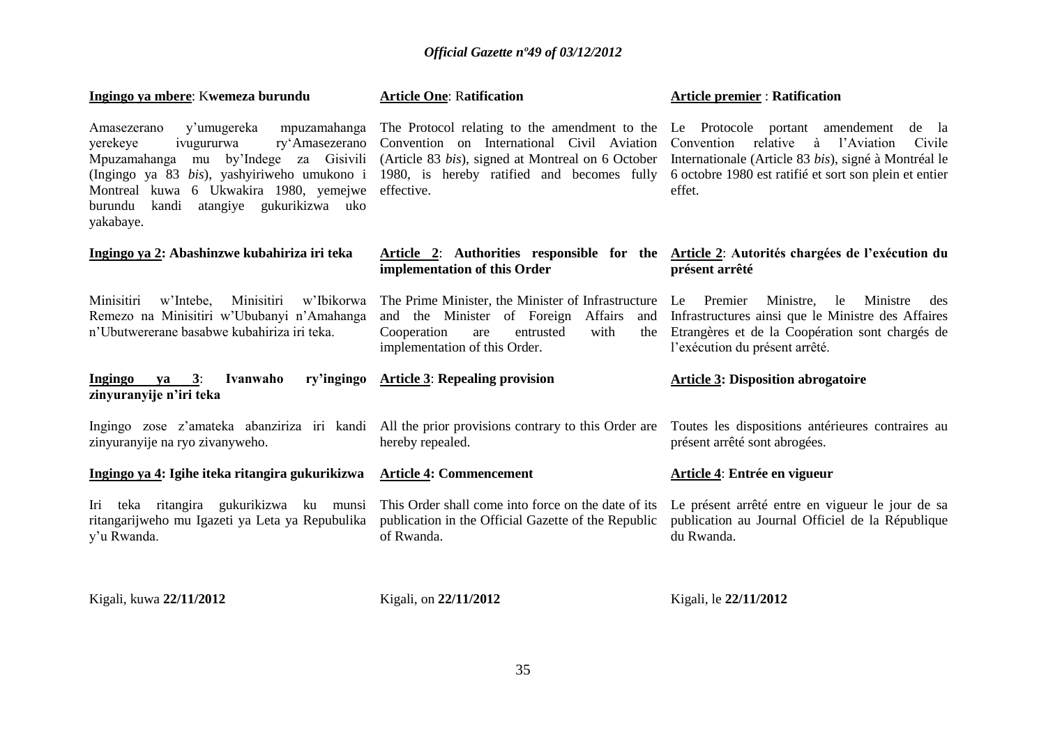**Ingingo ya mbere**: K**wemeza burundu**

Amasezerano y'umugereka mpuzamahanga yerekeye ivugururwa ry'Amasezerano Mpuzamahanga mu by'Indege za Gisivili (Ingingo ya 83 *bis*), yashyiriweho umukono i Montreal kuwa 6 Ukwakira 1980, yemejwe burundu kandi atangiye gukurikizwa uko yakabaye.

**Ingingo ya 2: Abashinzwe kubahiriza iri teka**

Minisitiri w'Intebe, Minisitiri w'Ibikorwa Remezo na Minisitiri w'Ububanyi n'Amahanga n'Ubutwererane basabwe kubahiriza iri teka.

**Ingingo ya 3**: **Ivanwaho ry'ingingo zinyuranyije n'iri teka**

Ingingo zose z'amateka abanziriza iri kandi zinyuranyije na ryo zivanyweho.

**Ingingo ya 4: Igihe iteka ritangira gukurikizwa**

Iri teka ritangira gukurikizwa ku munsi ritangarijweho mu Igazeti ya Leta ya Repubulika y'u Rwanda.

Kigali, kuwa **22/11/2012**

**Article One**: R**atification**

The Protocol relating to the amendment to the Convention on International Civil Aviation (Article 83 *bis*), signed at Montreal on 6 October 1980, is hereby ratified and becomes fully effective.

**Article 2**: **Authorities responsible for the implementation of this Order**

The Prime Minister, the Minister of Infrastructure and the Minister of Foreign Affairs and Cooperation are entrusted with the implementation of this Order.

**Article 3**: **Repealing provision**

All the prior provisions contrary to this Order are hereby repealed.

**Article 4: Commencement**

This Order shall come into force on the date of its publication in the Official Gazette of the Republic of Rwanda.

Kigali, on **22/11/2012**

**Article premier** : **Ratification**

Le Protocole portant amendement de la Convention relative à l'Aviation Civile Internationale (Article 83 *bis*), signé à Montréal le 6 octobre 1980 est ratifié et sort son plein et entier effet.

**Article 2**: **Autorités chargées de l'exécution du présent arrêté**

Le Premier Ministre, le Ministre des Infrastructures ainsi que le Ministre des Affaires Etrangères et de la Coopération sont chargés de l'exécution du présent arrêté.

**Article 3: Disposition abrogatoire**

Toutes les dispositions antérieures contraires au présent arrêté sont abrogées.

**Article 4**: **Entrée en vigueur**

Le présent arrêté entre en vigueur le jour de sa publication au Journal Officiel de la République du Rwanda.

Kigali, le **22/11/2012**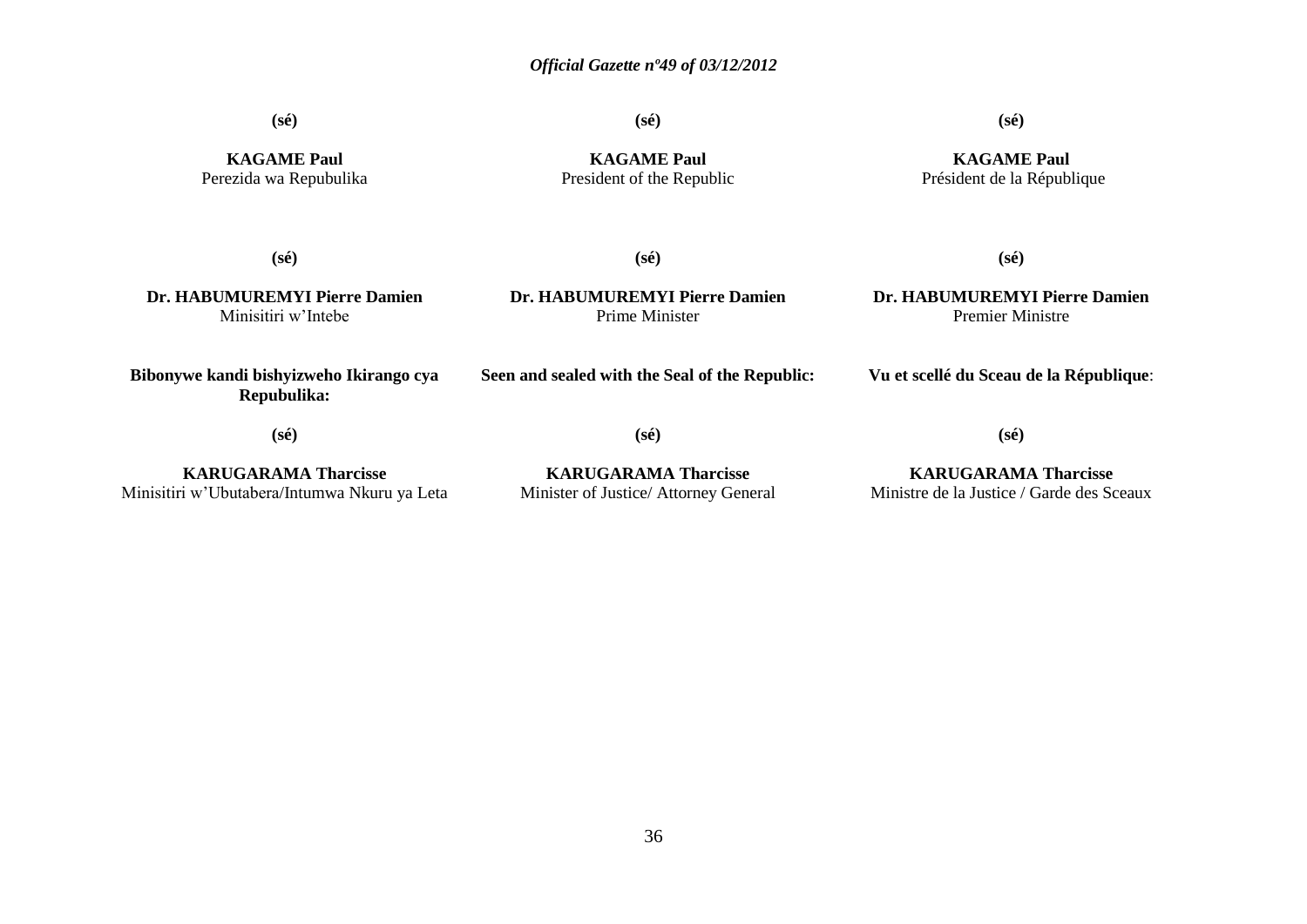(sé)

**KAGAME Paul**
Perezida wa Repubulika

(sé)

**KAGAME Paul**
President of the Republic

(sé)

**KAGAME Paul**
Président de la République

(sé)

**Dr. HABUMUREMYI Pierre Damien**
Minisitiri w'Intebe

(sé)

**Dr. HABUMUREMYI Pierre Damien**
Prime Minister

(sé)

**Dr. HABUMUREMYI Pierre Damien**
Premier Ministre

**Bibonywe kandi bishyizweho Ikirango cya Repubulika:**

(sé)

**KARUGARAMA Tharcisse**
Minisitiri w'Ubutabera/Intumwa Nkuru ya Leta

**Seen and sealed with the Seal of the Republic:**

(sé)

**KARUGARAMA Tharcisse**
Minister of Justice/ Attorney General

**Vu et scellé du Sceau de la République**:

(sé)

**KARUGARAMA Tharcisse**
Ministre de la Justice / Garde des Sceaux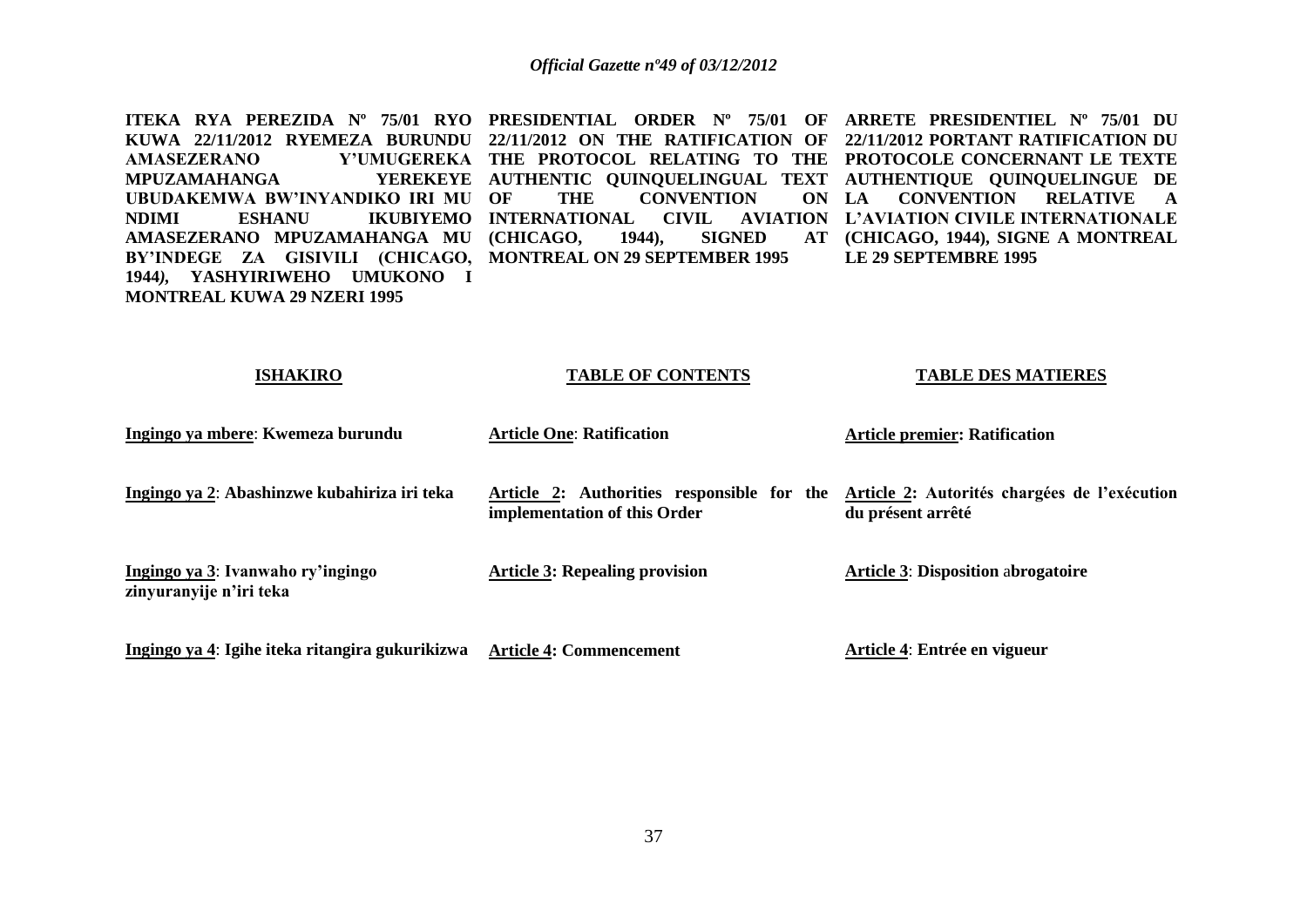**ITEKA RYA PEREZIDA Nº 75/01 RYO KUWA 22/11/2012 RYEMEZA BURUNDU AMASEZERANO Y'UMUGEREKA MPUZAMAHANGA YEREKEYE UBUDAKEMWA BW'INYANDIKO IRI MU NDIMI ESHANU IKUBIYEMO AMASEZERANO MPUZAMAHANGA MU BY'INDEGE ZA GISIVILI (CHICAGO, 1944), YASHYIRIWEHO UMUKONO I MONTREAL KUWA 29 NZERI 1995**

**ISHAKIRO**

**Ingingo ya mbere**: **Kwemeza burundu**

**Ingingo ya 2**: **Abashinzwe kubahiriza iri teka**

**Ingingo ya 3**: **Ivanwaho ry'ingingo zinyuranyije n'iri teka**

**Ingingo ya 4**: **Igihe iteka ritangira gukurikizwa**

**PRESIDENTIAL ORDER Nº 75/01 OF 22/11/2012 ON THE RATIFICATION OF THE PROTOCOL RELATING TO THE AUTHENTIC QUINQUELINGUAL TEXT OF THE CONVENTION ON INTERNATIONAL CIVIL AVIATION (CHICAGO, 1944), SIGNED AT MONTREAL ON 29 SEPTEMBER 1995**

**TABLE OF CONTENTS**

**Article One**: **Ratification**

**Article 2: Authorities responsible for the implementation of this Order**

**Article 3: Repealing provision**

**Article 4: Commencement**

**ARRETE PRESIDENTIEL Nº 75/01 DU 22/11/2012 PORTANT RATIFICATION DU PROTOCOLE CONCERNANT LE TEXTE AUTHENTIQUE QUINQUELINGUE DE LA CONVENTION RELATIVE A L'AVIATION CIVILE INTERNATIONALE (CHICAGO, 1944), SIGNE A MONTREAL LE 29 SEPTEMBRE 1995**

**TABLE DES MATIERES**

**Article premier: Ratification**

**Article 2: Autorités chargées de l'exécution du présent arrêté**

**Article 3**: **Disposition abrogatoire**

**Article 4**: **Entrée en vigueur**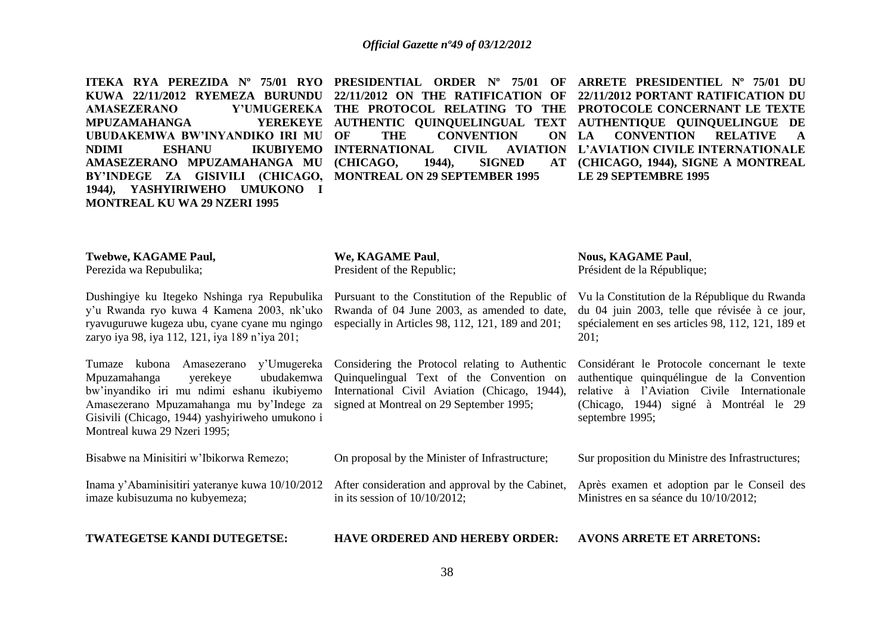**ITEKA RYA PEREZIDA Nº 75/01 RYO KUWA 22/11/2012 RYEMEZA BURUNDU AMASEZERANO Y'UMUGEREKA MPUZAMAHANGA YEREKEYE UBUDAKEMWA BW'INYANDIKO IRI MU NDIMI ESHANU IKUBIYEMO AMASEZERANO MPUZAMAHANGA MU BY'INDEGE ZA GISIVILI (CHICAGO, 1944), YASHYIRIWEHO UMUKONO I MONTREAL KU WA 29 NZERI 1995**

Twebwe, **KAGAME Paul,**
Perezida wa Repubulika;

Dushingiye ku Itegeko Nshinga rya Repubulika y'u Rwanda ryo kuwa 4 Kamena 2003, nk'uko ryavuguruwe kugeza ubu, cyane cyane mu ngingo zaryo iya 98, iya 112, 121, iya 189 n'iya 201;

Tumaze kubona Amasezerano y'Umugereka Mpuzamahanga yerekeye ubudakemwa bw'inyandiko iri mu ndimi eshanu ikubiyemo Amasezerano Mpuzamahanga mu by'Indege za Gisivili (Chicago, 1944) yashyiriweho umukono i Montreal kuwa 29 Nzeri 1995;

Bisabwe na Minisitiri w'Ibikorwa Remezo;

Inama y'Abaminisitiri yateranye kuwa 10/10/2012 imaze kubisuzuma no kubyemeza;

**TWATEGETSE KANDI DUTEGETSE:**

**PRESIDENTIAL ORDER Nº 75/01 OF 22/11/2012 ON THE RATIFICATION OF THE PROTOCOL RELATING TO THE AUTHENTIC QUINQUELINGUAL TEXT OF THE CONVENTION ON INTERNATIONAL CIVIL AVIATION (CHICAGO, 1944), SIGNED AT MONTREAL ON 29 SEPTEMBER 1995**

**We, KAGAME Paul**,
President of the Republic;

Pursuant to the Constitution of the Republic of Rwanda of 04 June 2003, as amended to date, especially in Articles 98, 112, 121, 189 and 201;

Considering the Protocol relating to Authentic Quinquelingual Text of the Convention on International Civil Aviation (Chicago, 1944), signed at Montreal on 29 September 1995;

On proposal by the Minister of Infrastructure;

After consideration and approval by the Cabinet, in its session of 10/10/2012;

**HAVE ORDERED AND HEREBY ORDER:**

**ARRETE PRESIDENTIEL Nº 75/01 DU 22/11/2012 PORTANT RATIFICATION DU PROTOCOLE CONCERNANT LE TEXTE AUTHENTIQUE QUINQUELINGUE DE LA CONVENTION RELATIVE A L'AVIATION CIVILE INTERNATIONALE (CHICAGO, 1944), SIGNE A MONTREAL LE 29 SEPTEMBRE 1995**

**Nous, KAGAME Paul**,
Président de la République;

Vu la Constitution de la République du Rwanda du 04 juin 2003, telle que révisée à ce jour, spécialement en ses articles 98, 112, 121, 189 et 201;

Considérant le Protocole concernant le texte authentique quinquélingue de la Convention relative à l'Aviation Civile Internationale (Chicago, 1944) signé à Montréal le 29 septembre 1995;

Sur proposition du Ministre des Infrastructures;

Après examen et adoption par le Conseil des Ministres en sa séance du 10/10/2012;

**AVONS ARRETE ET ARRETONS:**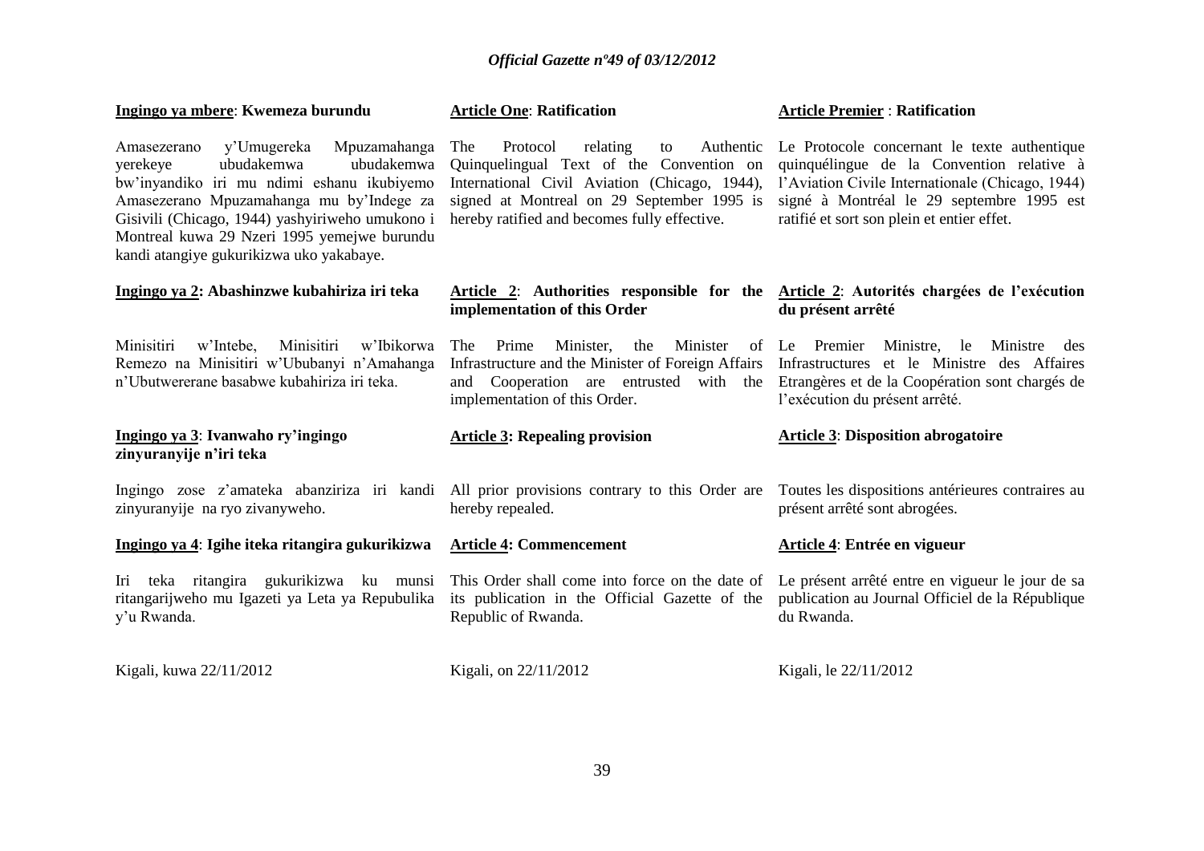**Ingingo ya mbere**: **Kwemeza burundu**

Amasezerano y'Umugereka Mpuzamahanga yerekeye ubudakemwa ubudakemwa bw'inyandiko iri mu ndimi eshanu ikubiyemo Amasezerano Mpuzamahanga mu by'Indege za Gisivili (Chicago, 1944) yashyiriweho umukono i Montreal kuwa 29 Nzeri 1995 yemejwe burundu kandi atangiye gukurikizwa uko yakabaye.

**Ingingo ya 2: Abashinzwe kubahiriza iri teka**

Minisitiri w'Intebe, Minisitiri w'Ibikorwa Remezo na Minisitiri w'Ububanyi n'Amahanga n'Ubutwererane basabwe kubahiriza iri teka.

**Ingingo ya 3**: **Ivanwaho ry'ingingo zinyuranyije n'iri teka**

Ingingo zose z'amateka abanziriza iri kandi zinyuranyije na ryo zivanyweho.

**Ingingo ya 4**: **Igihe iteka ritangira gukurikizwa**

Iri teka ritangira gukurikizwa ku munsi ritangarijweho mu Igazeti ya Leta ya Repubulika y'u Rwanda.

Kigali, kuwa 22/11/2012

**Article One**: **Ratification**

The Protocol relating to Authentic Quinquelingual Text of the Convention on International Civil Aviation (Chicago, 1944), signed at Montreal on 29 September 1995 is hereby ratified and becomes fully effective.

**Article 2**: **Authorities responsible for the implementation of this Order**

The Prime Minister, the Minister of Infrastructure and the Minister of Foreign Affairs and Cooperation are entrusted with the implementation of this Order.

**Article 3: Repealing provision**

All prior provisions contrary to this Order are hereby repealed.

**Article 4: Commencement**

This Order shall come into force on the date of its publication in the Official Gazette of the Republic of Rwanda.

Kigali, on 22/11/2012

**Article Premier** : **Ratification**

Le Protocole concernant le texte authentique quinquélingue de la Convention relative à l'Aviation Civile Internationale (Chicago, 1944) signé à Montréal le 29 septembre 1995 est ratifié et sort son plein et entier effet.

**Article 2**: **Autorités chargées de l'exécution du présent arrêté**

Le Premier Ministre, le Ministre des Infrastructures et le Ministre des Affaires Etrangères et de la Coopération sont chargés de l'exécution du présent arrêté.

**Article 3**: **Disposition abrogatoire**

Toutes les dispositions antérieures contraires au présent arrêté sont abrogées.

**Article 4**: **Entrée en vigueur**

Le présent arrêté entre en vigueur le jour de sa publication au Journal Officiel de la République du Rwanda.

Kigali, le 22/11/2012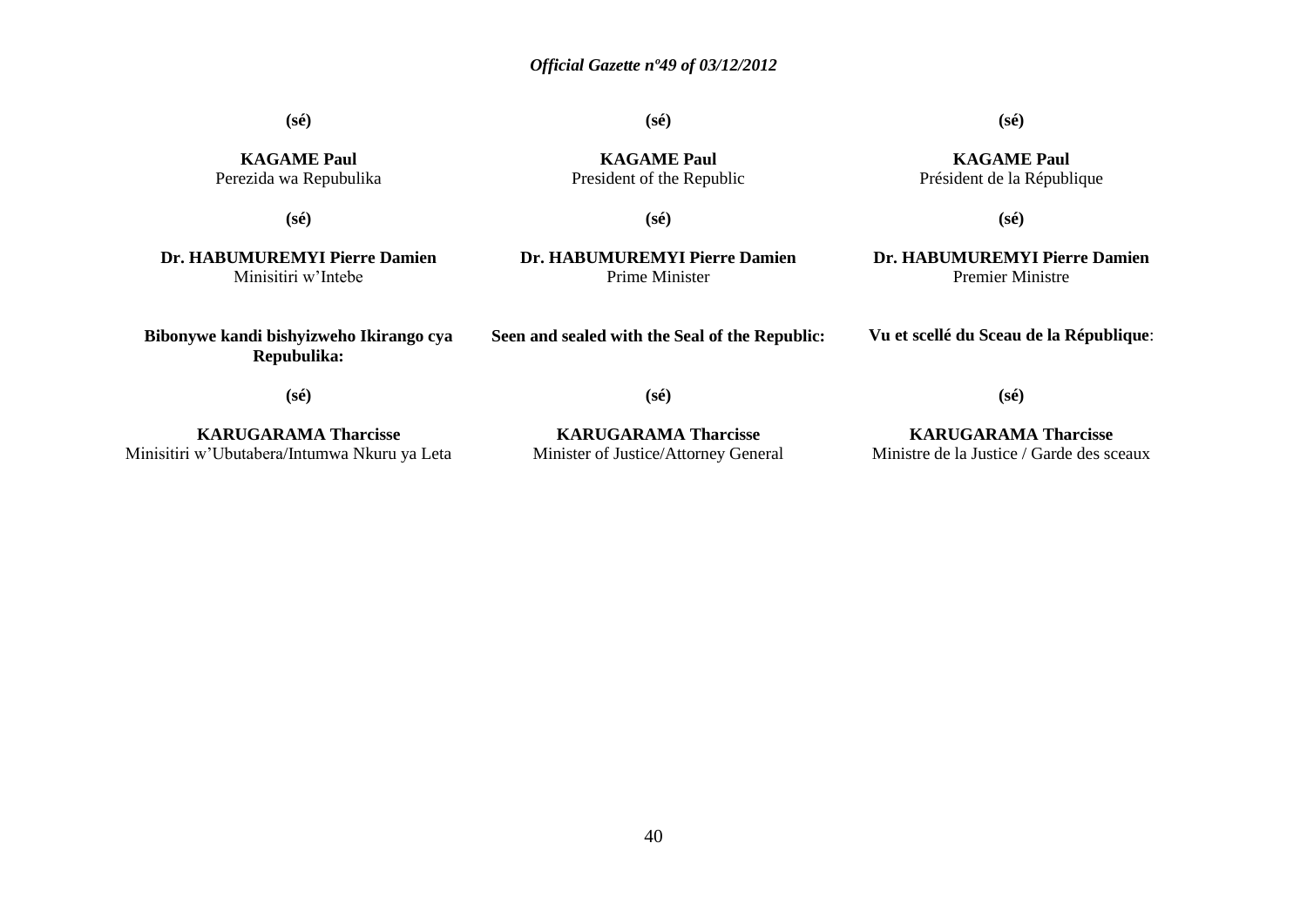| | | |
|---|---|---|
| **(sé)** | **(sé)** | **(sé)** |
| **KAGAME Paul**<br>Perezida wa Repubulika | **KAGAME Paul**<br>President of the Republic | **KAGAME Paul**<br>Président de la République |
| **(sé)** | **(sé)** | **(sé)** |
| **Dr. HABUMUREMYI Pierre Damien**<br>Minisitiri w'Intebe | **Dr. HABUMUREMYI Pierre Damien**<br>Prime Minister | **Dr. HABUMUREMYI Pierre Damien**<br>Premier Ministre |
| **Bibonywe kandi bishyizweho Ikirango cya Repubulika:** | **Seen and sealed with the Seal of the Republic:** | **Vu et scellé du Sceau de la République**: |
| **(sé)** | **(sé)** | **(sé)** |
| **KARUGARAMA Tharcisse**<br>Minisitiri w'Ubutabera/Intumwa Nkuru ya Leta | **KARUGARAMA Tharcisse**<br>Minister of Justice/Attorney General | **KARUGARAMA Tharcisse**<br>Ministre de la Justice / Garde des sceaux |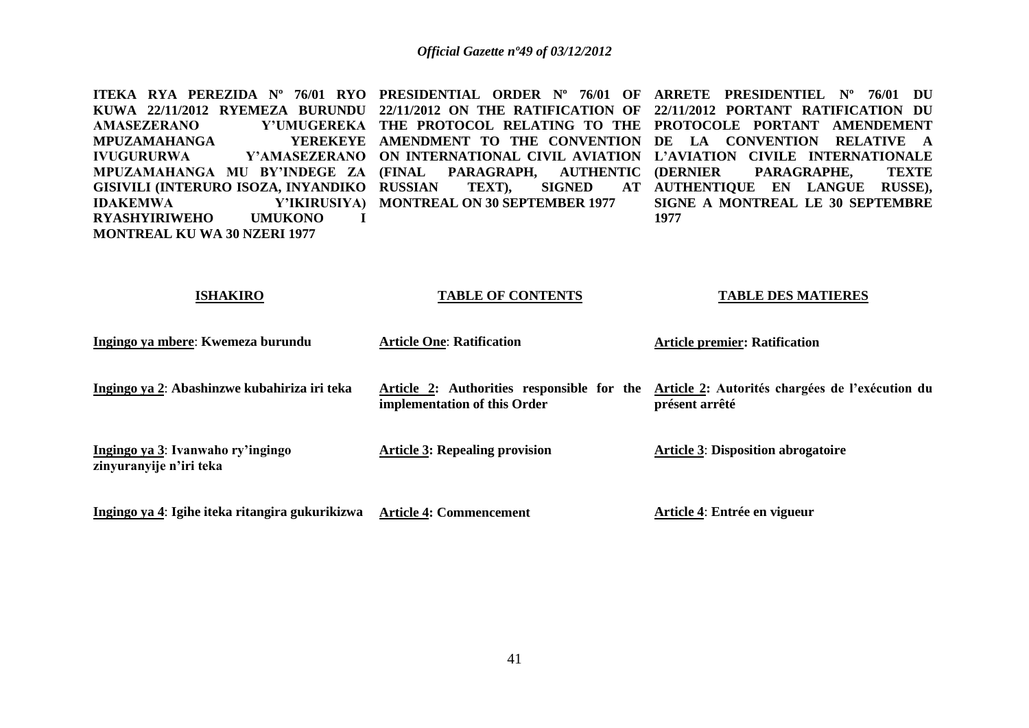**ITEKA RYA PEREZIDA Nº 76/01 RYO KUWA 22/11/2012 RYEMEZA BURUNDU AMASEZERANO Y'UMUGEREKA MPUZAMAHANGA YEREKEYE IVUGURURWA Y'AMASEZERANO MPUZAMAHANGA MU BY'INDEGE ZA GISIVILI (INTERURO ISOZA, INYANDIKO IDAKEMWA Y'IKIRUSIYA) RYASHYIRIWEHO UMUKONO I MONTREAL KU WA 30 NZERI 1977**

**PRESIDENTIAL ORDER Nº 76/01 OF 22/11/2012 ON THE RATIFICATION OF THE PROTOCOL RELATING TO THE AMENDMENT TO THE CONVENTION ON INTERNATIONAL CIVIL AVIATION (FINAL PARAGRAPH, AUTHENTIC RUSSIAN TEXT), SIGNED AT MONTREAL ON 30 SEPTEMBER 1977**

**ARRETE PRESIDENTIEL Nº 76/01 DU 22/11/2012 PORTANT RATIFICATION DU PROTOCOLE PORTANT AMENDEMENT DE LA CONVENTION RELATIVE A L'AVIATION CIVILE INTERNATIONALE (DERNIER PARAGRAPHE, TEXTE AUTHENTIQUE EN LANGUE RUSSE), SIGNE A MONTREAL LE 30 SEPTEMBRE 1977**

| **ISHAKIRO** | **TABLE OF CONTENTS** | **TABLE DES MATIERES** |
|---|---|---|
| **Ingingo ya mbere**: **Kwemeza burundu** | **Article One**: **Ratification** | **Article premier: Ratification** |
| **Ingingo ya 2**: **Abashinzwe kubahiriza iri teka** | **Article 2: Authorities responsible for the implementation of this Order** | **Article 2: Autorités chargées de l'exécution du présent arrêté** |
| **Ingingo ya 3**: **Ivanwaho ry'ingingo zinyuranyije n'iri teka** | **Article 3: Repealing provision** | **Article 3**: **Disposition abrogatoire** |
| **Ingingo ya 4**: **Igihe iteka ritangira gukurikizwa** | **Article 4: Commencement** | **Article 4**: **Entrée en vigueur** |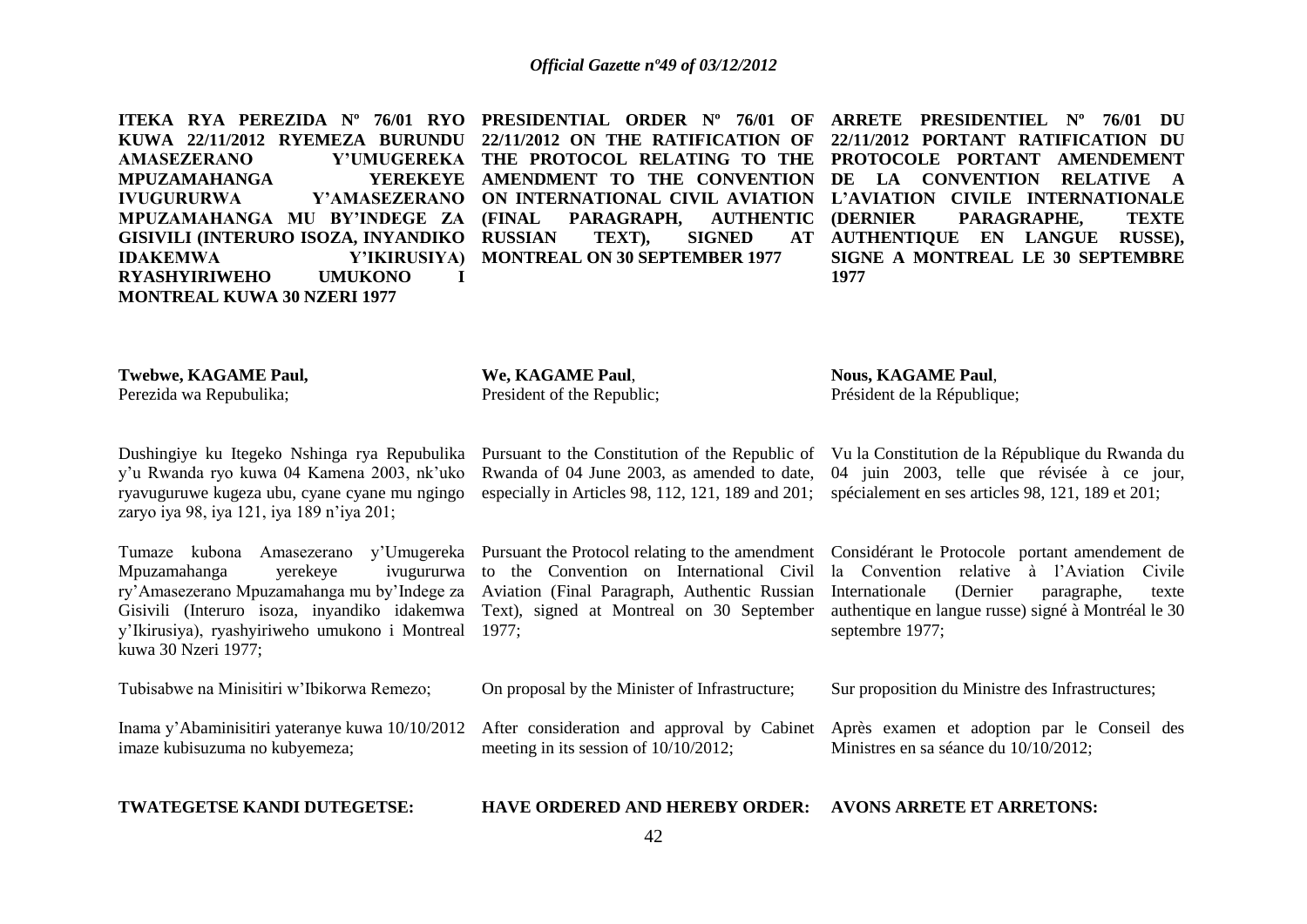**ITEKA RYA PEREZIDA Nº 76/01 RYO KUWA 22/11/2012 RYEMEZA BURUNDU AMASEZERANO Y'UMUGEREKA MPUZAMAHANGA YEREKEYE IVUGURURWA Y'AMASEZERANO MPUZAMAHANGA MU BY'INDEGE ZA GISIVILI (INTERURO ISOZA, INYANDIKO IDAKEMWA Y'IKIRUSIYA) RYASHYIRIWEHO UMUKONO I MONTREAL KUWA 30 NZERI 1977**

**Twebwe, KAGAME Paul,**
Perezida wa Repubulika;

Dushingiye ku Itegeko Nshinga rya Repubulika y'u Rwanda ryo kuwa 04 Kamena 2003, nk'uko ryavuguruwe kugeza ubu, cyane cyane mu ngingo zaryo iya 98, iya 121, iya 189 n'iya 201;

Tumaze kubona Amasezerano y'Umugereka Mpuzamahanga yerekeye ivugururwa ry'Amasezerano Mpuzamahanga mu by'Indege za Gisivili (Interuro isoza, inyandiko idakemwa y'Ikirusiya), ryashyiriweho umukono i Montreal kuwa 30 Nzeri 1977;

Tubisabwe na Minisitiri w'Ibikorwa Remezo;

Inama y'Abaminisitiri yateranye kuwa 10/10/2012 imaze kubisuzuma no kubyemeza;

**TWATEGETSE KANDI DUTEGETSE:**

**PRESIDENTIAL ORDER Nº 76/01 OF 22/11/2012 ON THE RATIFICATION OF THE PROTOCOL RELATING TO THE AMENDMENT TO THE CONVENTION ON INTERNATIONAL CIVIL AVIATION (FINAL PARAGRAPH, AUTHENTIC RUSSIAN TEXT), SIGNED AT MONTREAL ON 30 SEPTEMBER 1977**

**We, KAGAME Paul**,
President of the Republic;

Pursuant to the Constitution of the Republic of Rwanda of 04 June 2003, as amended to date, especially in Articles 98, 112, 121, 189 and 201;

Pursuant the Protocol relating to the amendment to the Convention on International Civil Aviation (Final Paragraph, Authentic Russian Text), signed at Montreal on 30 September 1977;

On proposal by the Minister of Infrastructure;

After consideration and approval by Cabinet meeting in its session of 10/10/2012;

**HAVE ORDERED AND HEREBY ORDER:**

**ARRETE PRESIDENTIEL Nº 76/01 DU 22/11/2012 PORTANT RATIFICATION DU PROTOCOLE PORTANT AMENDEMENT DE LA CONVENTION RELATIVE A L'AVIATION CIVILE INTERNATIONALE (DERNIER PARAGRAPHE, TEXTE AUTHENTIQUE EN LANGUE RUSSE), SIGNE A MONTREAL LE 30 SEPTEMBRE 1977**

**Nous, KAGAME Paul**,
Président de la République;

Vu la Constitution de la République du Rwanda du 04 juin 2003, telle que révisée à ce jour, spécialement en ses articles 98, 121, 189 et 201;

Considérant le Protocole portant amendement de la Convention relative à l'Aviation Civile Internationale (Dernier paragraphe, texte authentique en langue russe) signé à Montréal le 30 septembre 1977;

Sur proposition du Ministre des Infrastructures;

Après examen et adoption par le Conseil des Ministres en sa séance du 10/10/2012;

**AVONS ARRETE ET ARRETONS:**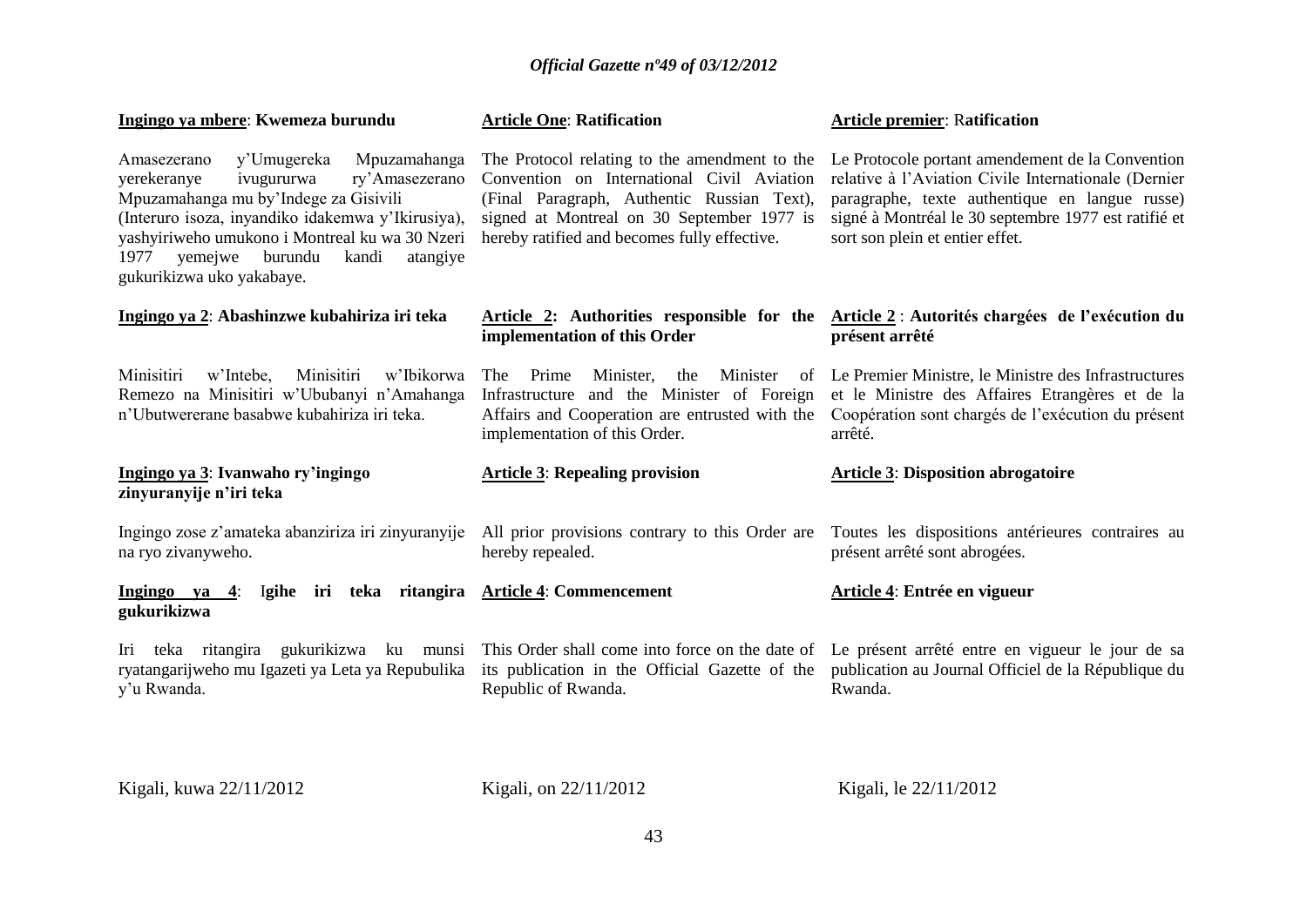**Ingingo ya mbere**: **Kwemeza burundu**

Amasezerano y'Umugereka Mpuzamahanga yerekeranye ivugururwa ry'Amasezerano Mpuzamahanga mu by'Indege za Gisivili (Interuro isoza, inyandiko idakemwa y'Ikirusiya), yashyiriweho umukono i Montreal ku wa 30 Nzeri 1977 yemejwe burundu kandi atangiye gukurikizwa uko yakabaye.

**Ingingo ya 2**: **Abashinzwe kubahiriza iri teka**

Minisitiri w'Intebe, Minisitiri w'Ibikorwa Remezo na Minisitiri w'Ububanyi n'Amahanga n'Ubutwererane basabwe kubahiriza iri teka.

**Ingingo ya 3**: **Ivanwaho ry'ingingo zinyuranyije n'iri teka**

Ingingo zose z'amateka abanziriza iri zinyuranyije na ryo zivanyweho.

**Ingingo ya 4**: **Igihe iri teka ritangira gukurikizwa**

Iri teka ritangira gukurikizwa ku munsi ryatangarijweho mu Igazeti ya Leta ya Repubulika y'u Rwanda.

Kigali, kuwa 22/11/2012

**Article One**: **Ratification**

The Protocol relating to the amendment to the Convention on International Civil Aviation (Final Paragraph, Authentic Russian Text), signed at Montreal on 30 September 1977 is hereby ratified and becomes fully effective.

**Article 2: Authorities responsible for the implementation of this Order**

The Prime Minister, the Minister of Infrastructure and the Minister of Foreign Affairs and Cooperation are entrusted with the implementation of this Order.

**Article 3**: **Repealing provision**

All prior provisions contrary to this Order are hereby repealed.

**Article 4**: **Commencement**

This Order shall come into force on the date of its publication in the Official Gazette of the Republic of Rwanda.

Kigali, on 22/11/2012

**Article premier**: **Ratification**

Le Protocole portant amendement de la Convention relative à l'Aviation Civile Internationale (Dernier paragraphe, texte authentique en langue russe) signé à Montréal le 30 septembre 1977 est ratifié et sort son plein et entier effet.

**Article 2** : **Autorités chargées de l'exécution du présent arrêté**

Le Premier Ministre, le Ministre des Infrastructures et le Ministre des Affaires Etrangères et de la Coopération sont chargés de l'exécution du présent arrêté.

**Article 3**: **Disposition abrogatoire**

Toutes les dispositions antérieures contraires au présent arrêté sont abrogées.

**Article 4**: **Entrée en vigueur**

Le présent arrêté entre en vigueur le jour de sa publication au Journal Officiel de la République du Rwanda.

Kigali, le 22/11/2012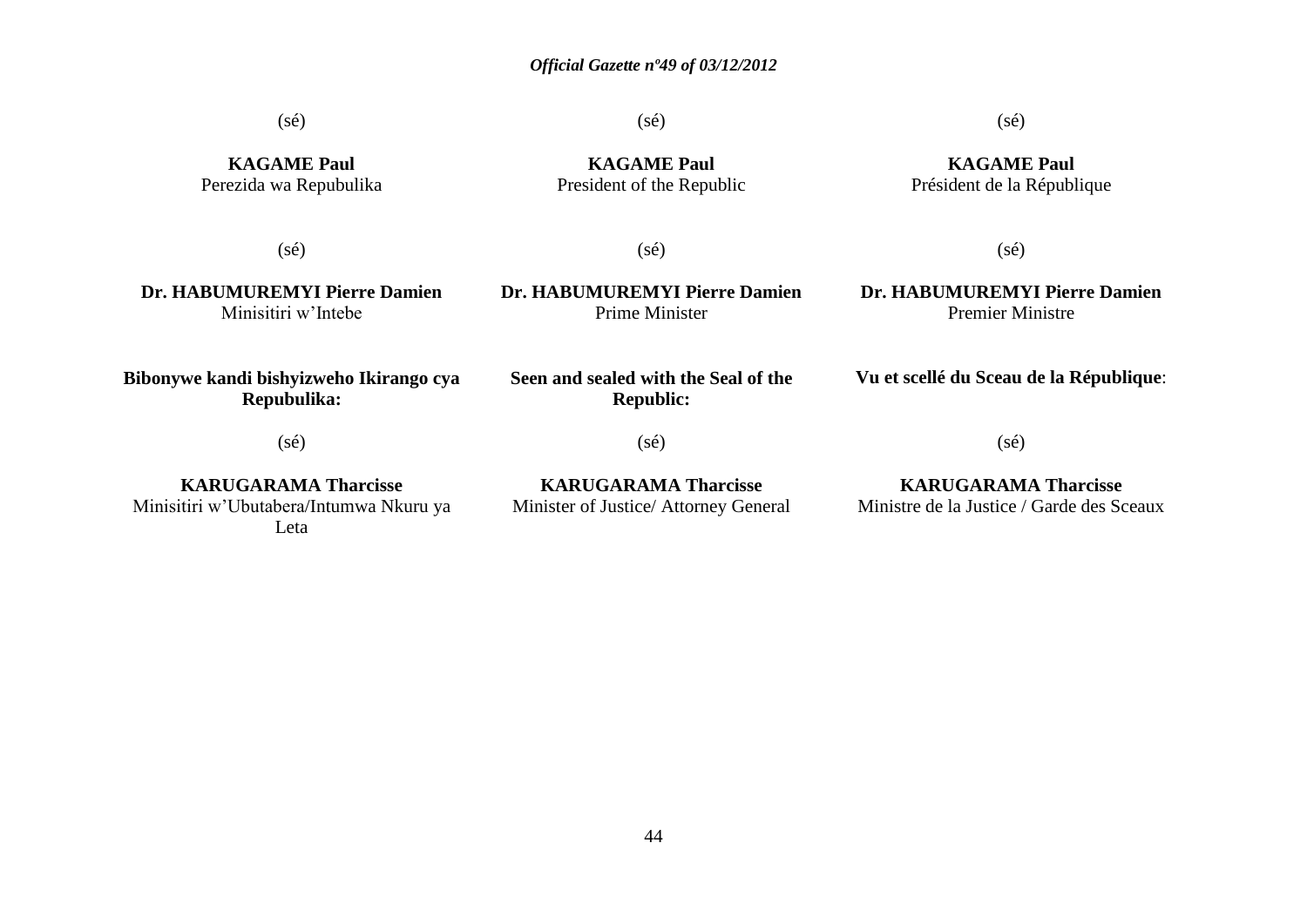(sé)

**KAGAME Paul**
Perezida wa Repubulika

(sé)

**Dr. HABUMUREMYI Pierre Damien**
Minisitiri w'Intebe

**Bibonywe kandi bishyizweho Ikirango cya Repubulika:**

(sé)

**KARUGARAMA Tharcisse**
Minisitiri w'Ubutabera/Intumwa Nkuru ya Leta

(sé)

**KAGAME Paul**
President of the Republic

(sé)

**Dr. HABUMUREMYI Pierre Damien**
Prime Minister

**Seen and sealed with the Seal of the Republic:**

(sé)

**KARUGARAMA Tharcisse**
Minister of Justice/ Attorney General

(sé)

**KAGAME Paul**
Président de la République

(sé)

**Dr. HABUMUREMYI Pierre Damien**
Premier Ministre

**Vu et scellé du Sceau de la République**:

(sé)

**KARUGARAMA Tharcisse**
Ministre de la Justice / Garde des Sceaux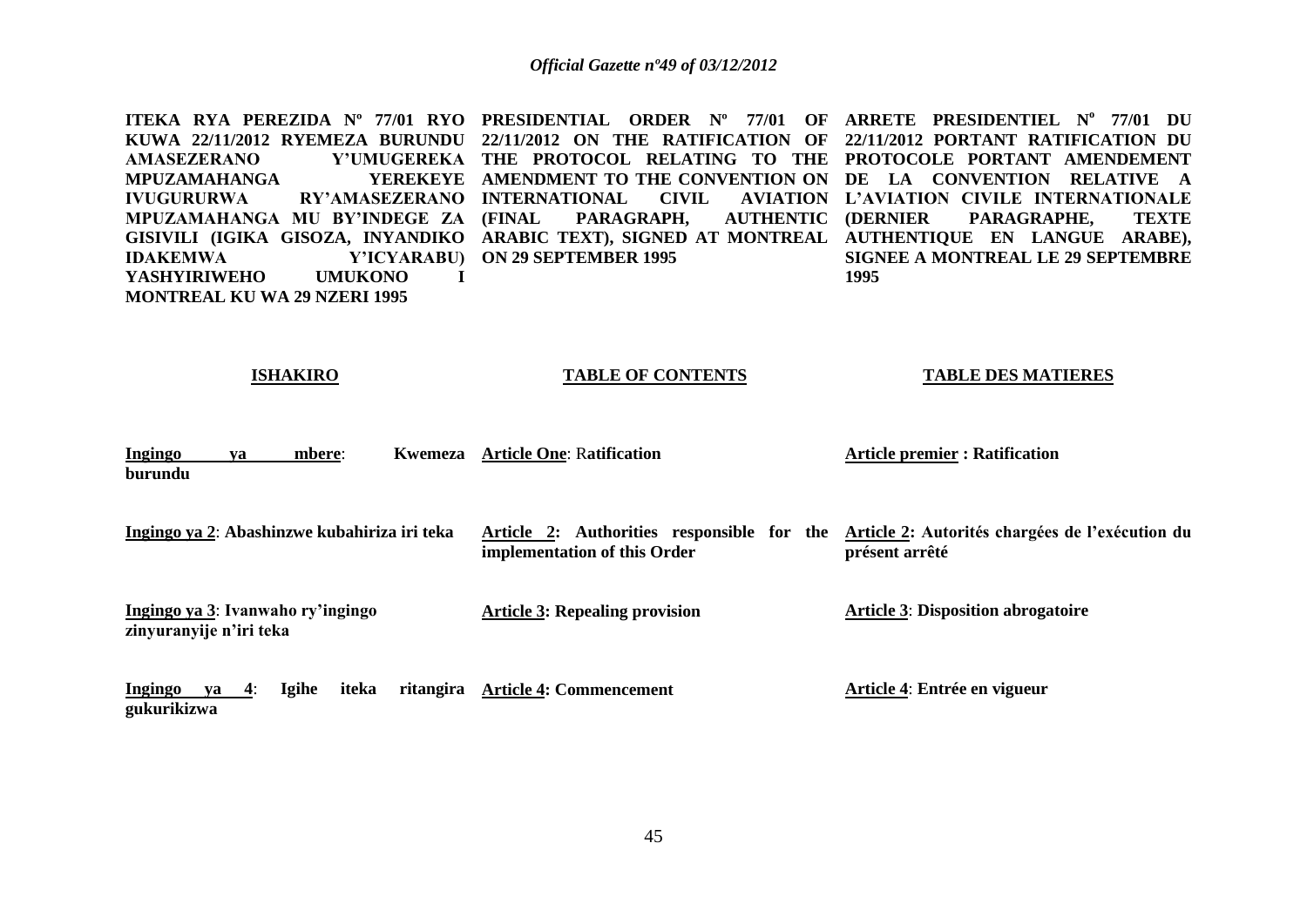**ITEKA RYA PEREZIDA Nº 77/01 RYO KUWA 22/11/2012 RYEMEZA BURUNDU AMASEZERANO Y'UMUGEREKA MPUZAMAHANGA YEREKEYE IVUGURURWA RY'AMASEZERANO MPUZAMAHANGA MU BY'INDEGE ZA GISIVILI (IGIKA GISOZA, INYANDIKO IDAKEMWA Y'ICYARABU) YASHYIRIWEHO UMUKONO I MONTREAL KU WA 29 NZERI 1995**

**PRESIDENTIAL ORDER Nº 77/01 OF 22/11/2012 ON THE RATIFICATION OF THE PROTOCOL RELATING TO THE AMENDMENT TO THE CONVENTION ON INTERNATIONAL CIVIL AVIATION (FINAL PARAGRAPH, AUTHENTIC ARABIC TEXT), SIGNED AT MONTREAL ON 29 SEPTEMBER 1995**

**ARRETE PRESIDENTIEL Nº 77/01 DU 22/11/2012 PORTANT RATIFICATION DU PROTOCOLE PORTANT AMENDEMENT DE LA CONVENTION RELATIVE A L'AVIATION CIVILE INTERNATIONALE (DERNIER PARAGRAPHE, TEXTE AUTHENTIQUE EN LANGUE ARABE), SIGNEE A MONTREAL LE 29 SEPTEMBRE 1995**

**ISHAKIRO**

**Ingingo ya mbere**: **Kwemeza burundu**

**Ingingo ya 2**: **Abashinzwe kubahiriza iri teka**

**Ingingo ya 3**: **Ivanwaho ry'ingingo zinyuranyije n'iri teka**

**Ingingo ya 4**: **Igihe iteka ritangira gukurikizwa**

**TABLE OF CONTENTS**

**Article One**: **Ratification**

**Article 2: Authorities responsible for the implementation of this Order**

**Article 3: Repealing provision**

**Article 4: Commencement**

**TABLE DES MATIERES**

**Article premier : Ratification**

**Article 2: Autorités chargées de l'exécution du présent arrêté**

**Article 3**: **Disposition abrogatoire**

**Article 4**: **Entrée en vigueur**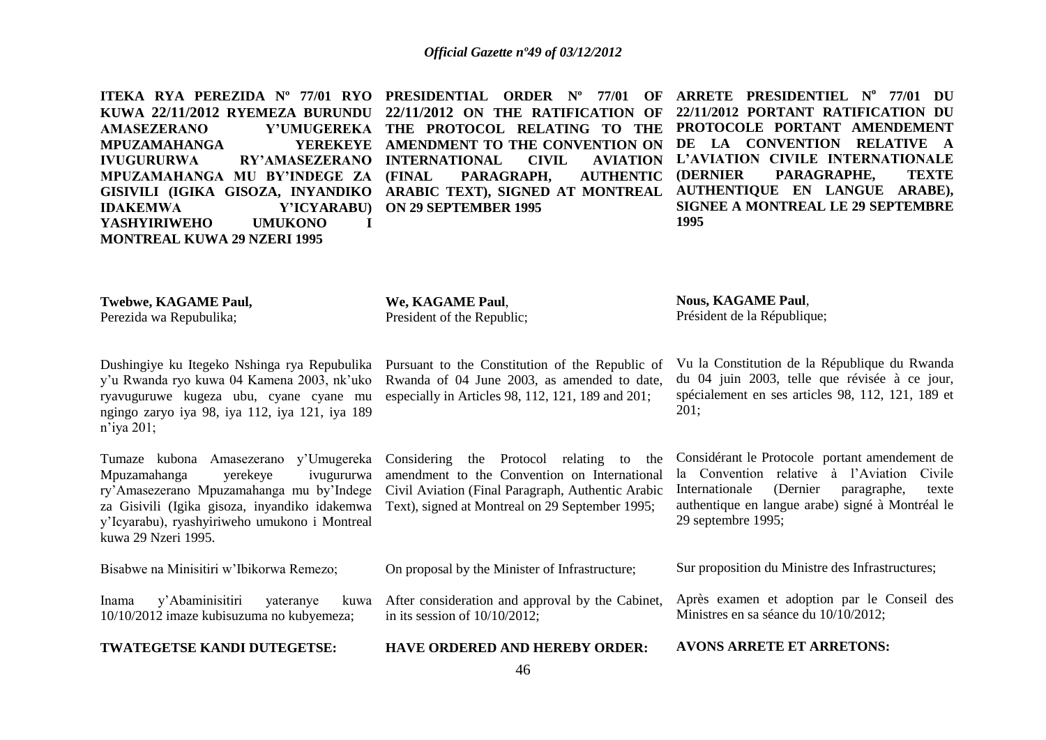**ITEKA RYA PEREZIDA Nº 77/01 RYO KUWA 22/11/2012 RYEMEZA BURUNDU AMASEZERANO Y'UMUGEREKA MPUZAMAHANGA YEREKEYE IVUGURURWA RY'AMASEZERANO MPUZAMAHANGA MU BY'INDEGE ZA GISIVILI (IGIKA GISOZA, INYANDIKO IDAKEMWA Y'ICYARABU) YASHYIRIWEHO UMUKONO I MONTREAL KUWA 29 NZERI 1995**

**Twebwe, KAGAME Paul,**
Perezida wa Repubulika;

Dushingiye ku Itegeko Nshinga rya Repubulika y'u Rwanda ryo kuwa 04 Kamena 2003, nk'uko ryavuguruwe kugeza ubu, cyane cyane mu ngingo zaryo iya 98, iya 112, iya 121, iya 189 n'iya 201;

Tumaze kubona Amasezerano y'Umugereka Mpuzamahanga yerekeye ivugururwa ry'Amasezerano Mpuzamahanga mu by'Indege za Gisivili (Igika gisoza, inyandiko idakemwa y'Icyarabu), ryashyiriweho umukono i Montreal kuwa 29 Nzeri 1995.

Bisabwe na Minisitiri w'Ibikorwa Remezo;

Inama y'Abaminisitiri yateranye kuwa 10/10/2012 imaze kubisuzuma no kubyemeza;

**TWATEGETSE KANDI DUTEGETSE:**

**PRESIDENTIAL ORDER Nº 77/01 OF 22/11/2012 ON THE RATIFICATION OF THE PROTOCOL RELATING TO THE AMENDMENT TO THE CONVENTION ON INTERNATIONAL CIVIL AVIATION (FINAL PARAGRAPH, AUTHENTIC ARABIC TEXT), SIGNED AT MONTREAL ON 29 SEPTEMBER 1995**

**We, KAGAME Paul**,
President of the Republic;

Pursuant to the Constitution of the Republic of Rwanda of 04 June 2003, as amended to date, especially in Articles 98, 112, 121, 189 and 201;

Considering the Protocol relating to the amendment to the Convention on International Civil Aviation (Final Paragraph, Authentic Arabic Text), signed at Montreal on 29 September 1995;

On proposal by the Minister of Infrastructure;

After consideration and approval by the Cabinet, in its session of 10/10/2012;

**HAVE ORDERED AND HEREBY ORDER:**

**ARRETE PRESIDENTIEL Nº 77/01 DU 22/11/2012 PORTANT RATIFICATION DU PROTOCOLE PORTANT AMENDEMENT DE LA CONVENTION RELATIVE A L'AVIATION CIVILE INTERNATIONALE (DERNIER PARAGRAPHE, TEXTE AUTHENTIQUE EN LANGUE ARABE), SIGNEE A MONTREAL LE 29 SEPTEMBRE 1995**

**Nous, KAGAME Paul**,
Président de la République;

Vu la Constitution de la République du Rwanda du 04 juin 2003, telle que révisée à ce jour, spécialement en ses articles 98, 112, 121, 189 et 201;

Considérant le Protocole portant amendement de la Convention relative à l'Aviation Civile Internationale (Dernier paragraphe, texte authentique en langue arabe) signé à Montréal le 29 septembre 1995;

Sur proposition du Ministre des Infrastructures;

Après examen et adoption par le Conseil des Ministres en sa séance du 10/10/2012;

**AVONS ARRETE ET ARRETONS:**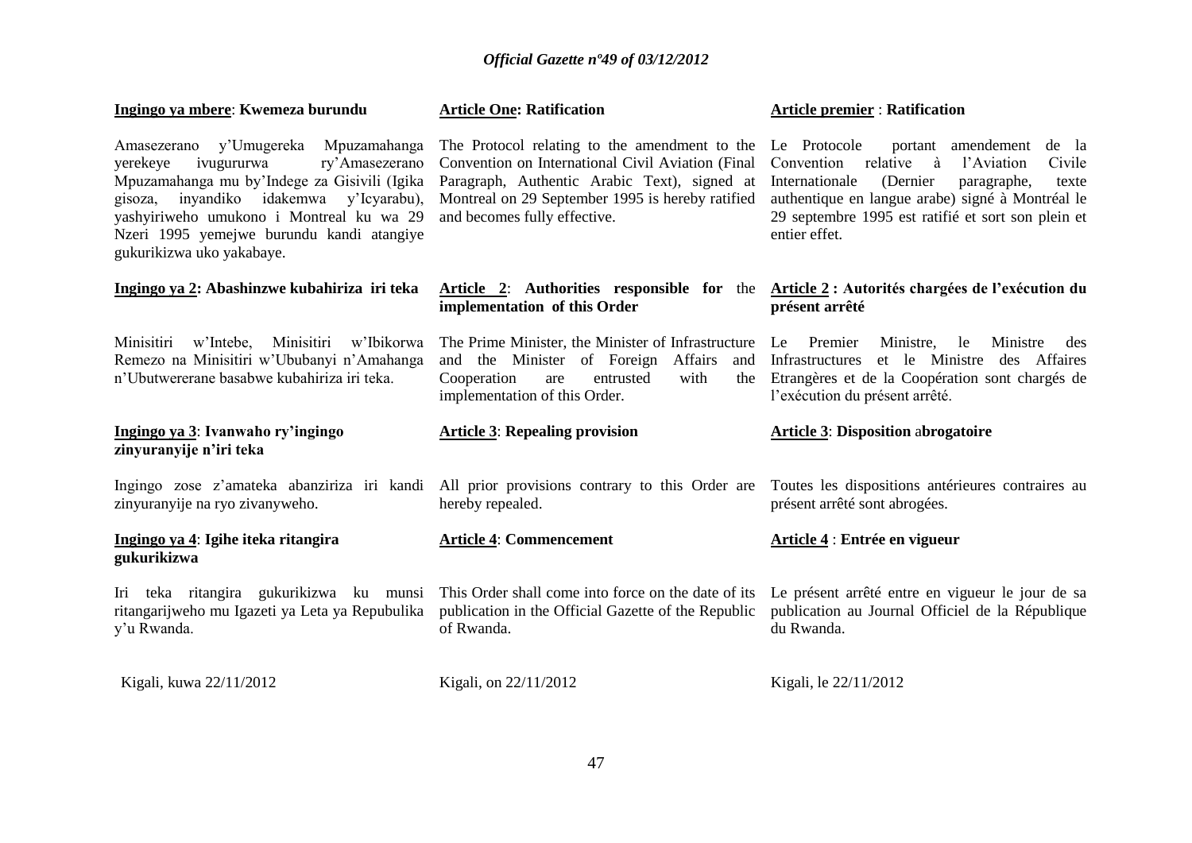**Ingingo ya mbere**: **Kwemeza burundu**

Amasezerano y'Umugereka Mpuzamahanga yerekeye ivugururwa ry'Amasezerano Mpuzamahanga mu by'Indege za Gisivili (Igika gisoza, inyandiko idakemwa y'Icyarabu), yashyiriweho umukono i Montreal ku wa 29 Nzeri 1995 yemejwe burundu kandi atangiye gukurikizwa uko yakabaye.

**Ingingo ya 2: Abashinzwe kubahiriza iri teka**

Minisitiri w'Intebe, Minisitiri w'Ibikorwa Remezo na Minisitiri w'Ububanyi n'Amahanga n'Ubutwererane basabwe kubahiriza iri teka.

**Ingingo ya 3**: **Ivanwaho ry'ingingo zinyuranyije n'iri teka**

Ingingo zose z'amateka abanziriza iri kandi zinyuranyije na ryo zivanyweho.

**Ingingo ya 4**: **Igihe iteka ritangira gukurikizwa**

Iri teka ritangira gukurikizwa ku munsi ritangarijweho mu Igazeti ya Leta ya Repubulika y'u Rwanda.

Kigali, kuwa 22/11/2012

**Article One: Ratification**

The Protocol relating to the amendment to the Convention on International Civil Aviation (Final Paragraph, Authentic Arabic Text), signed at Montreal on 29 September 1995 is hereby ratified and becomes fully effective.

**Article 2**: **Authorities responsible for the implementation of this Order**

The Prime Minister, the Minister of Infrastructure and the Minister of Foreign Affairs and Cooperation are entrusted with the implementation of this Order.

**Article 3**: **Repealing provision**

All prior provisions contrary to this Order are hereby repealed.

**Article 4**: **Commencement**

This Order shall come into force on the date of its publication in the Official Gazette of the Republic of Rwanda.

Kigali, on 22/11/2012

**Article premier** : **Ratification**

Le Protocole portant amendement de la Convention relative à l'Aviation Civile Internationale (Dernier paragraphe, texte authentique en langue arabe) signé à Montréal le 29 septembre 1995 est ratifié et sort son plein et entier effet.

**Article 2 : Autorités chargées de l'exécution du présent arrêté**

Le Premier Ministre, le Ministre des Infrastructures et le Ministre des Affaires Etrangères et de la Coopération sont chargés de l'exécution du présent arrêté.

**Article 3**: **Disposition abrogatoire**

Toutes les dispositions antérieures contraires au présent arrêté sont abrogées.

**Article 4** : **Entrée en vigueur**

Le présent arrêté entre en vigueur le jour de sa publication au Journal Officiel de la République du Rwanda.

Kigali, le 22/11/2012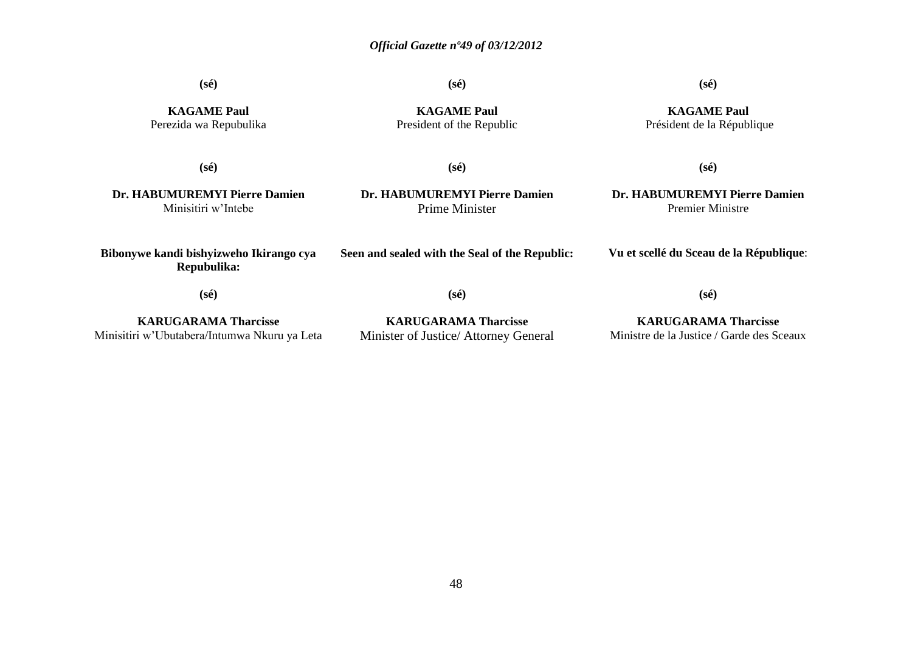**(sé)**

**KAGAME Paul**
Perezida wa Repubulika

**(sé)**

**Dr. HABUMUREMYI Pierre Damien**
Minisitiri w'Intebe

**Bibonywe kandi bishyizweho Ikirango cya Repubulika:**

**(sé)**

**KARUGARAMA Tharcisse**
Minisitiri w'Ubutabera/Intumwa Nkuru ya Leta

**(sé)**

**KAGAME Paul**
President of the Republic

**(sé)**

**Dr. HABUMUREMYI Pierre Damien**
Prime Minister

**Seen and sealed with the Seal of the Republic:**

**(sé)**

**KARUGARAMA Tharcisse**
Minister of Justice/ Attorney General

**(sé)**

**KAGAME Paul**
Président de la République

**(sé)**

**Dr. HABUMUREMYI Pierre Damien**
Premier Ministre

**Vu et scellé du Sceau de la République**:

**(sé)**

**KARUGARAMA Tharcisse**
Ministre de la Justice / Garde des Sceaux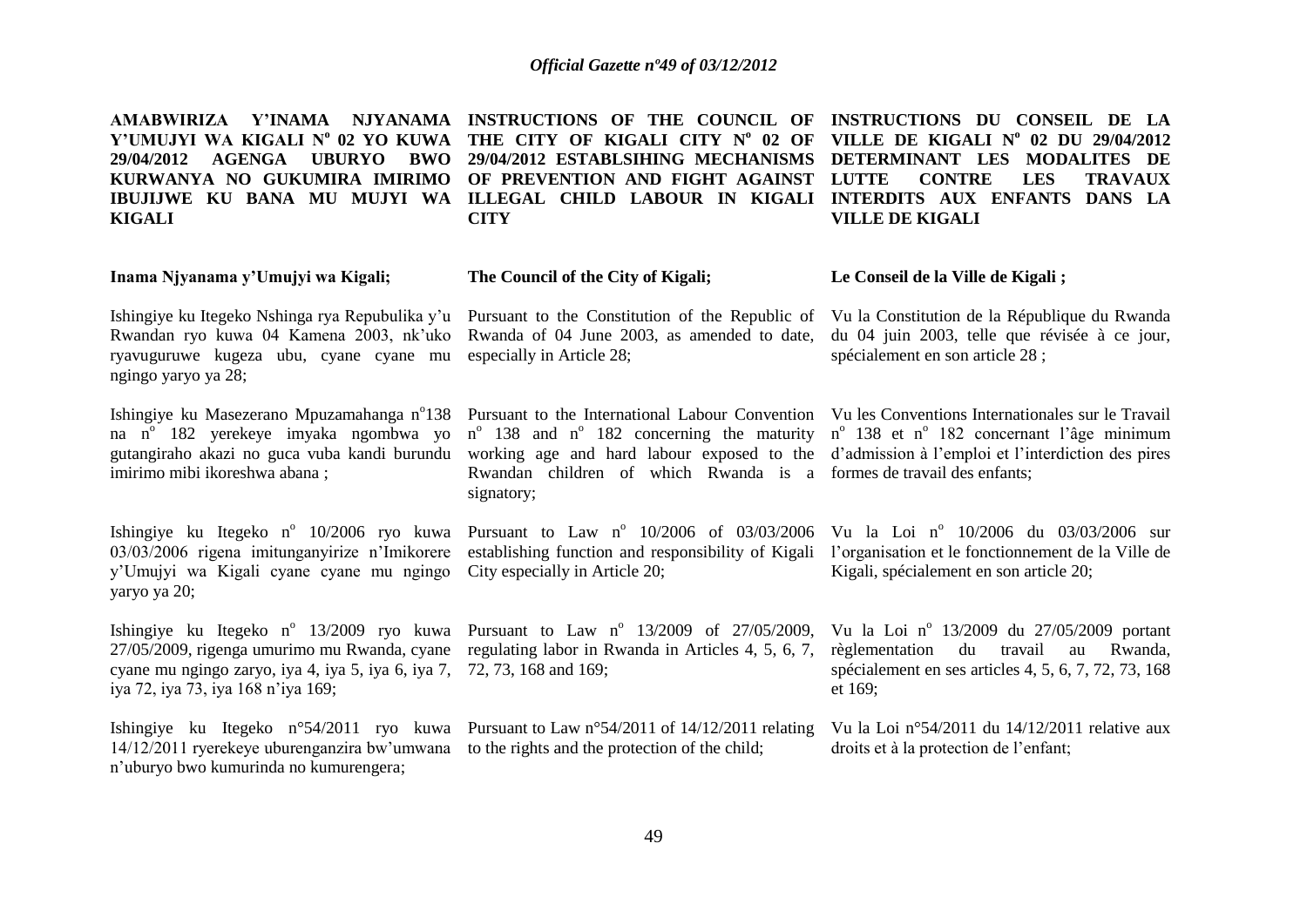**AMABWIRIZA Y'INAMA NJYANAMA Y'UMUJYI WA KIGALI N$^{o}$ 02 YO KUWA 29/04/2012 AGENGA UBURYO BWO KURWANYA NO GUKUMIRA IMIRIMO IBUJIJWE KU BANA MU MUJYI WA KIGALI**

**Inama Njyanama y'Umujyi wa Kigali;**

Ishingiye ku Itegeko Nshinga rya Repubulika y'u Rwandan ryo kuwa 04 Kamena 2003, nk'uko ryavuguruwe kugeza ubu, cyane cyane mu ngingo yaryo ya 28;

Ishingiye ku Masezerano Mpuzamahanga n$^{o}$138 na n$^{o}$ 182 yerekeye imyaka ngombwa yo gutangiraho akazi no guca vuba kandi burundu imirimo mibi ikoreshwa abana ;

Ishingiye ku Itegeko n$^{o}$ 10/2006 ryo kuwa 03/03/2006 rigena imitunganyirize n'Imikorere y'Umujyi wa Kigali cyane cyane mu ngingo yaryo ya 20;

Ishingiye ku Itegeko n$^{o}$ 13/2009 ryo kuwa 27/05/2009, rigenga umurimo mu Rwanda, cyane cyane mu ngingo zaryo, iya 4, iya 5, iya 6, iya 7, iya 72, iya 73, iya 168 n'iya 169;

Ishingiye ku Itegeko n°54/2011 ryo kuwa 14/12/2011 ryerekeye uburenganzira bw'umwana n'uburyo bwo kumurinda no kumurengera;

**INSTRUCTIONS OF THE COUNCIL OF THE CITY OF KIGALI CITY N$^{o}$ 02 OF 29/04/2012 ESTABLSIHING MECHANISMS OF PREVENTION AND FIGHT AGAINST ILLEGAL CHILD LABOUR IN KIGALI CITY**

**The Council of the City of Kigali;**

Pursuant to the Constitution of the Republic of Rwanda of 04 June 2003, as amended to date, especially in Article 28;

Pursuant to the International Labour Convention n$^{o}$ 138 and n$^{o}$ 182 concerning the maturity working age and hard labour exposed to the Rwandan children of which Rwanda is a signatory;

Pursuant to Law n$^{o}$ 10/2006 of 03/03/2006 establishing function and responsibility of Kigali City especially in Article 20;

Pursuant to Law n$^{o}$ 13/2009 of 27/05/2009, regulating labor in Rwanda in Articles 4, 5, 6, 7, 72, 73, 168 and 169;

Pursuant to Law n°54/2011 of 14/12/2011 relating to the rights and the protection of the child;

**INSTRUCTIONS DU CONSEIL DE LA VILLE DE KIGALI N$^{o}$ 02 DU 29/04/2012 DETERMINANT LES MODALITES DE LUTTE CONTRE LES TRAVAUX INTERDITS AUX ENFANTS DANS LA VILLE DE KIGALI**

**Le Conseil de la Ville de Kigali ;**

Vu la Constitution de la République du Rwanda du 04 juin 2003, telle que révisée à ce jour, spécialement en son article 28 ;

Vu les Conventions Internationales sur le Travail n$^{o}$ 138 et n$^{o}$ 182 concernant l'âge minimum d'admission à l'emploi et l'interdiction des pires formes de travail des enfants;

Vu la Loi n$^{o}$ 10/2006 du 03/03/2006 sur l'organisation et le fonctionnement de la Ville de Kigali, spécialement en son article 20;

Vu la Loi n$^{o}$ 13/2009 du 27/05/2009 portant règlementation du travail au Rwanda, spécialement en ses articles 4, 5, 6, 7, 72, 73, 168 et 169;

Vu la Loi n°54/2011 du 14/12/2011 relative aux droits et à la protection de l'enfant;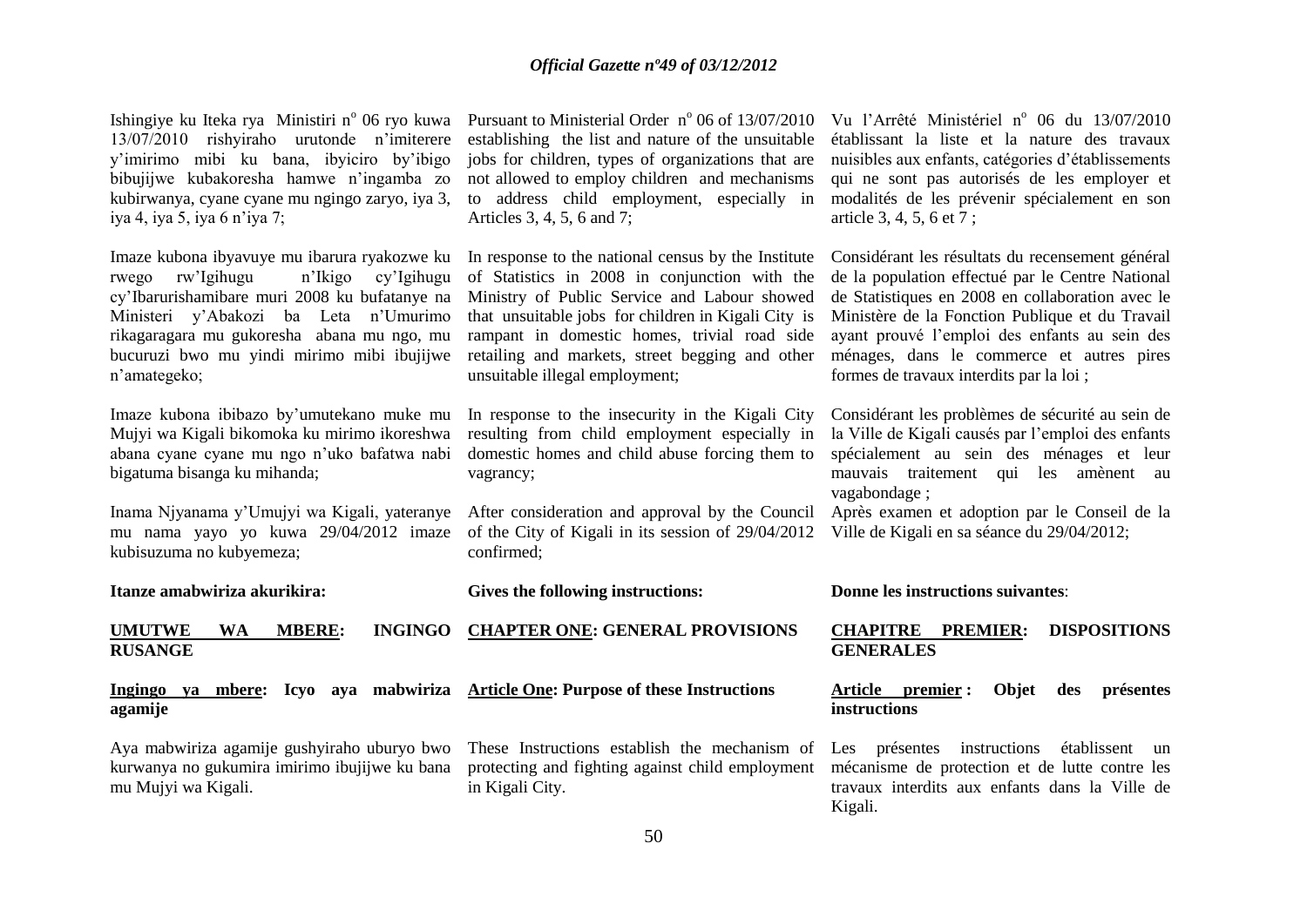Ishingiye ku Iteka rya Ministiri n° 06 ryo kuwa 13/07/2010 rishyiraho urutonde n'imiterere y'imirimo mibi ku bana, ibyiciro by'ibigo bibujijwe kubakoresha hamwe n'ingamba zo kubirwanya, cyane cyane mu ngingo zaryo, iya 3, iya 4, iya 5, iya 6 n'iya 7;

Imaze kubona ibyavuye mu ibarura ryakozwe ku rwego rw'Igihugu n'Ikigo cy'Igihugu cy'Ibarurishamibare muri 2008 ku bufatanye na Ministeri y'Abakozi ba Leta n'Umurimo rikagaragara mu gukoresha abana mu ngo, mu bucuruzi bwo mu yindi mirimo mibi ibujijwe n'amategeko;

Imaze kubona ibibazo by'umutekano muke mu Mujyi wa Kigali bikomoka ku mirimo ikoreshwa abana cyane cyane mu ngo n'uko bafatwa nabi bigatuma bisanga ku mihanda;

Inama Njyanama y'Umujyi wa Kigali, yateranye mu nama yayo yo kuwa 29/04/2012 imaze kubisuzuma no kubyemeza;

**Itanze amabwiriza akurikira:**

**UMUTWE WA MBERE: INGINGO RUSANGE**

**Ingingo ya mbere: Icyo aya mabwiriza agamije**

Aya mabwiriza agamije gushyiraho uburyo bwo kurwanya no gukumira imirimo ibujijwe ku bana mu Mujyi wa Kigali.

Pursuant to Ministerial Order n° 06 of 13/07/2010 establishing the list and nature of the unsuitable jobs for children, types of organizations that are not allowed to employ children and mechanisms to address child employment, especially in Articles 3, 4, 5, 6 and 7;

In response to the national census by the Institute of Statistics in 2008 in conjunction with the Ministry of Public Service and Labour showed that unsuitable jobs for children in Kigali City is rampant in domestic homes, trivial road side retailing and markets, street begging and other unsuitable illegal employment;

In response to the insecurity in the Kigali City resulting from child employment especially in domestic homes and child abuse forcing them to vagrancy;

After consideration and approval by the Council of the City of Kigali in its session of 29/04/2012 confirmed;

**Gives the following instructions:**

**CHAPTER ONE: GENERAL PROVISIONS**

**Article One: Purpose of these Instructions**

These Instructions establish the mechanism of protecting and fighting against child employment in Kigali City.

Vu l'Arrêté Ministériel n° 06 du 13/07/2010 établissant la liste et la nature des travaux nuisibles aux enfants, catégories d'établissements qui ne sont pas autorisés de les employer et modalités de les prévenir spécialement en son article 3, 4, 5, 6 et 7 ;

Considérant les résultats du recensement général de la population effectué par le Centre National de Statistiques en 2008 en collaboration avec le Ministère de la Fonction Publique et du Travail ayant prouvé l'emploi des enfants au sein des ménages, dans le commerce et autres pires formes de travaux interdits par la loi ;

Considérant les problèmes de sécurité au sein de la Ville de Kigali causés par l'emploi des enfants spécialement au sein des ménages et leur mauvais traitement qui les amènent au vagabondage ;

Après examen et adoption par le Conseil de la Ville de Kigali en sa séance du 29/04/2012;

**Donne les instructions suivantes**:

**CHAPITRE PREMIER: DISPOSITIONS GENERALES**

**Article premier : Objet des présentes instructions**

Les présentes instructions établissent un mécanisme de protection et de lutte contre les travaux interdits aux enfants dans la Ville de Kigali.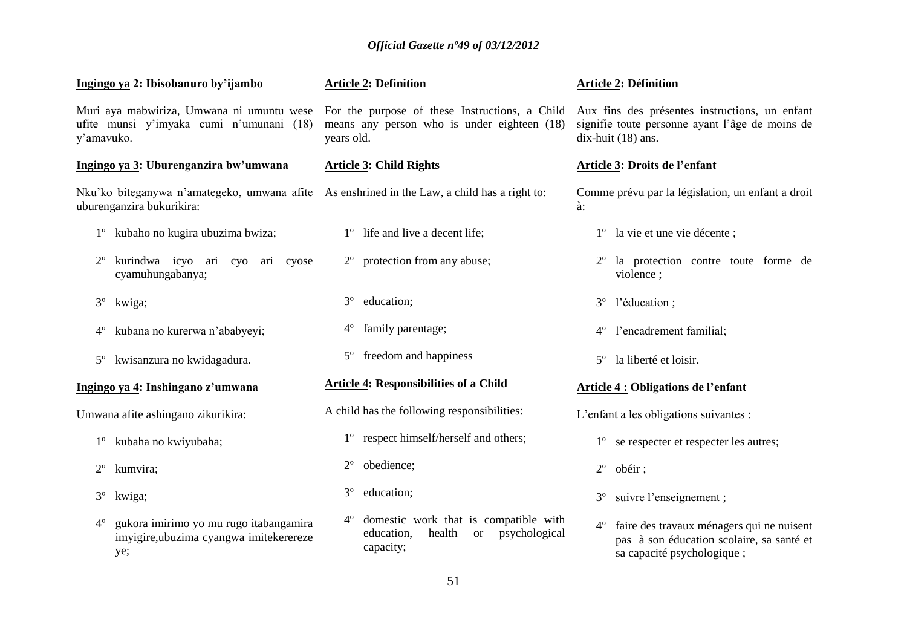**Ingingo ya 2: Ibisobanuro by'ijambo**

Muri aya mabwiriza, Umwana ni umuntu wese ufite munsi y'imyaka cumi n'umunani (18) y'amavuko.

**Ingingo ya 3: Uburenganzira bw'umwana**

Nku'ko biteganywa n'amategeko, umwana afite uburenganzira bukurikira:

1º kubaho no kugira ubuzima bwiza;

2º kurindwa icyo ari cyo ari cyose cyamuhungabanya;

3º kwiga;

4º kubana no kurerwa n'ababyeyi;

5º kwisanzura no kwidagadura.

**Ingingo ya 4: Inshingano z'umwana**

Umwana afite ashingano zikurikira:

1º kubaha no kwiyubaha;

2º kumvira;

3º kwiga;

4º gukora imirimo yo mu rugo itabangamira imyigire,ubuzima cyangwa imitekerereze ye;

**Article 2: Definition**

For the purpose of these Instructions, a Child means any person who is under eighteen (18) years old.

**Article 3: Child Rights**

As enshrined in the Law, a child has a right to:

1º life and live a decent life;

2º protection from any abuse;

3º education;

4º family parentage;

5º freedom and happiness

**Article 4: Responsibilities of a Child**

A child has the following responsibilities:

1º respect himself/herself and others;

2º obedience;

3º education;

4º domestic work that is compatible with education, health or psychological capacity;

**Article 2: Définition**

Aux fins des présentes instructions, un enfant signifie toute personne ayant l'âge de moins de dix-huit (18) ans.

**Article 3: Droits de l'enfant**

Comme prévu par la législation, un enfant a droit à:

1º la vie et une vie décente ;

2º la protection contre toute forme de violence ;

3º l'éducation ;

4º l'encadrement familial;

5º la liberté et loisir.

**Article 4 : Obligations de l'enfant**

L'enfant a les obligations suivantes :

1º se respecter et respecter les autres;

2º obéir ;

3º suivre l'enseignement ;

4º faire des travaux ménagers qui ne nuisent pas à son éducation scolaire, sa santé et sa capacité psychologique ;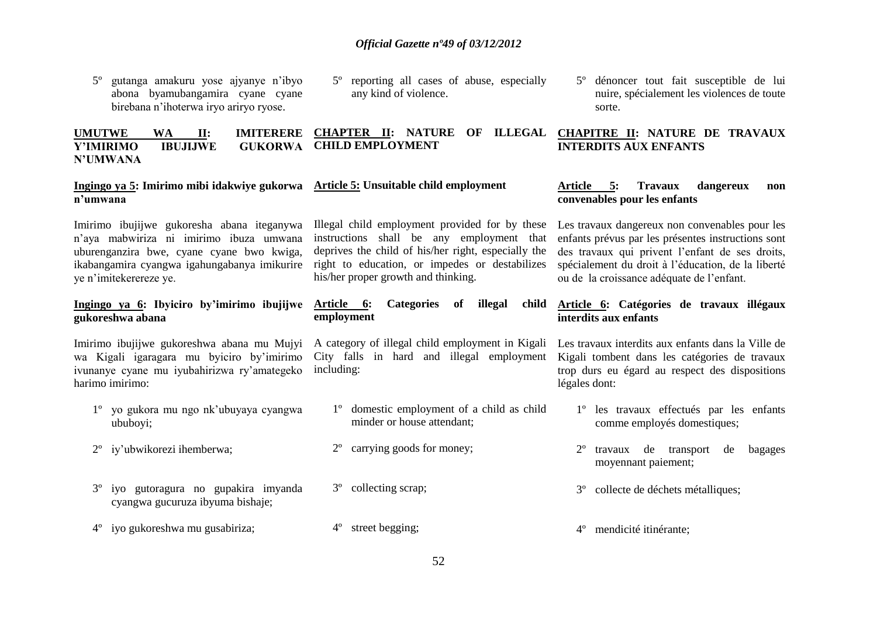5º gutanga amakuru yose ajyanye n'ibyo abona byamubangamira cyane cyane birebana n'ihoterwa iryo ariryo ryose.

**UMUTWE WA II: IMITERERE Y'IMIRIMO IBUJIJWE GUKORWA N'UMWANA**

**Ingingo ya 5: Imirimo mibi idakwiye gukorwa n'umwana**

Imirimo ibujijwe gukoresha abana iteganywa n'aya mabwiriza ni imirimo ibuza umwana uburenganzira bwe, cyane cyane bwo kwiga, ikabangamira cyangwa igahungabanya imikurire ye n'imitekerereze ye.

**Ingingo ya 6: Ibyiciro by'imirimo ibujijwe gukoreshwa abana**

Imirimo ibujijwe gukoreshwa abana mu Mujyi wa Kigali igaragara mu byiciro by'imirimo ivunanye cyane mu iyubahirizwa ry'amategeko harimo imirimo:

1º yo gukora mu ngo nk'ubuyaya cyangwa ububoyi;

2º iy'ubwikorezi ihemberwa;

3º iyo gutoragura no gupakira imyanda cyangwa gucuruza ibyuma bishaje;

4º iyo gukoreshwa mu gusabiriza;

5º reporting all cases of abuse, especially any kind of violence.

**CHAPTER II: NATURE OF ILLEGAL CHILD EMPLOYMENT**

**Article 5: Unsuitable child employment**

Illegal child employment provided for by these instructions shall be any employment that deprives the child of his/her right, especially the right to education, or impedes or destabilizes his/her proper growth and thinking.

**Article 6: Categories of illegal child employment**

A category of illegal child employment in Kigali City falls in hard and illegal employment including:

1º domestic employment of a child as child minder or house attendant;

2º carrying goods for money;

3º collecting scrap;

4º street begging;

5º dénoncer tout fait susceptible de lui nuire, spécialement les violences de toute sorte.

**CHAPITRE II: NATURE DE TRAVAUX INTERDITS AUX ENFANTS**

**Article 5: Travaux dangereux non convenables pour les enfants**

Les travaux dangereux non convenables pour les enfants prévus par les présentes instructions sont des travaux qui privent l'enfant de ses droits, spécialement du droit à l'éducation, de la liberté ou de la croissance adéquate de l'enfant.

**Article 6: Catégories de travaux illégaux interdits aux enfants**

Les travaux interdits aux enfants dans la Ville de Kigali tombent dans les catégories de travaux trop durs eu égard au respect des dispositions légales dont:

1º les travaux effectués par les enfants comme employés domestiques;

2º travaux de transport de bagages moyennant paiement;

3º collecte de déchets métalliques;

4º mendicité itinérante;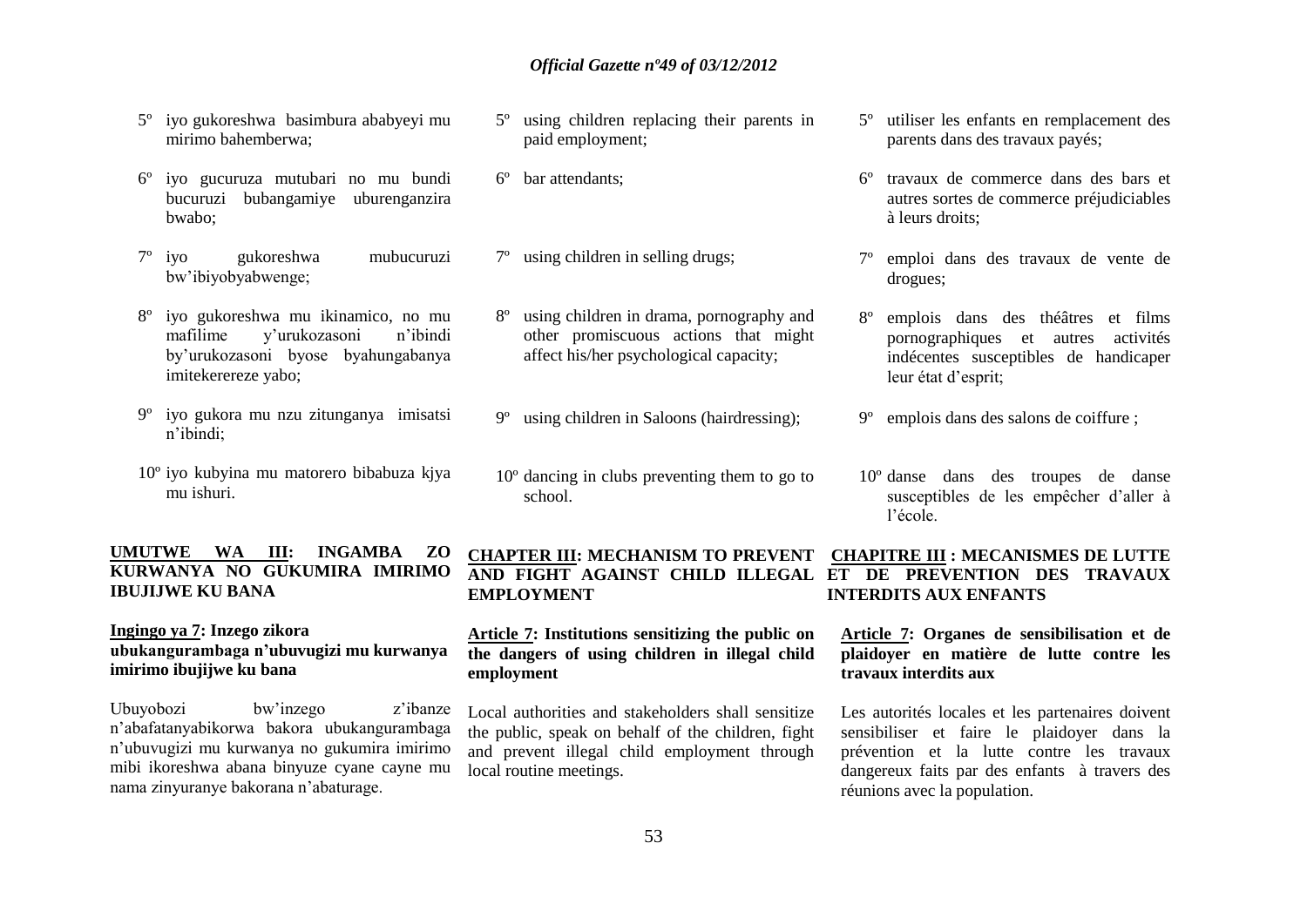5º iyo gukoreshwa basimbura ababyeyi mu mirimo bahemberwa;

6º iyo gucuruza mutubari no mu bundi bucuruzi bubangamiye uburenganzira bwabo;

7º iyo gukoreshwa mubucuruzi bw'ibiyobyabwenge;

8º iyo gukoreshwa mu ikinamico, no mu mafilime y'urukozasoni n'ibindi by'urukozasoni byose byahungabanya imitekerereze yabo;

9º iyo gukora mu nzu zitunganya imisatsi n'ibindi;

10º iyo kubyina mu matorero bibabuza kjya mu ishuri.

## UMUTWE WA III: INGAMBA ZO KURWANYA NO GUKUMIRA IMIRIMO IBUJIJWE KU BANA

### Ingingo ya 7: Inzego zikora ubukangurambaga n'ubuvugizi mu kurwanya imirimo ibujijwe ku bana

Ubuyobozi bw'inzego z'ibanze n'abafatanyabikorwa bakora ubukangurambaga n'ubuvugizi mu kurwanya no gukumira imirimo mibi ikoreshwa abana binyuze cyane cayne mu nama zinyuranye bakorana n'abaturage.

5º using children replacing their parents in paid employment;

6º bar attendants;

7º using children in selling drugs;

8º using children in drama, pornography and other promiscuous actions that might affect his/her psychological capacity;

9º using children in Saloons (hairdressing);

10º dancing in clubs preventing them to go to school.

## CHAPTER III: MECHANISM TO PREVENT AND FIGHT AGAINST CHILD ILLEGAL EMPLOYMENT

### Article 7: Institutions sensitizing the public on the dangers of using children in illegal child employment

Local authorities and stakeholders shall sensitize the public, speak on behalf of the children, fight and prevent illegal child employment through local routine meetings.

5º utiliser les enfants en remplacement des parents dans des travaux payés;

6º travaux de commerce dans des bars et autres sortes de commerce préjudiciables à leurs droits;

7º emploi dans des travaux de vente de drogues;

8º emplois dans des théâtres et films pornographiques et autres activités indécentes susceptibles de handicaper leur état d'esprit;

9º emplois dans des salons de coiffure ;

10º danse dans des troupes de danse susceptibles de les empêcher d'aller à l'école.

## CHAPITRE III : MECANISMES DE LUTTE ET DE PREVENTION DES TRAVAUX INTERDITS AUX ENFANTS

### Article 7: Organes de sensibilisation et de plaidoyer en matière de lutte contre les travaux interdits aux

Les autorités locales et les partenaires doivent sensibiliser et faire le plaidoyer dans la prévention et la lutte contre les travaux dangereux faits par des enfants à travers des réunions avec la population.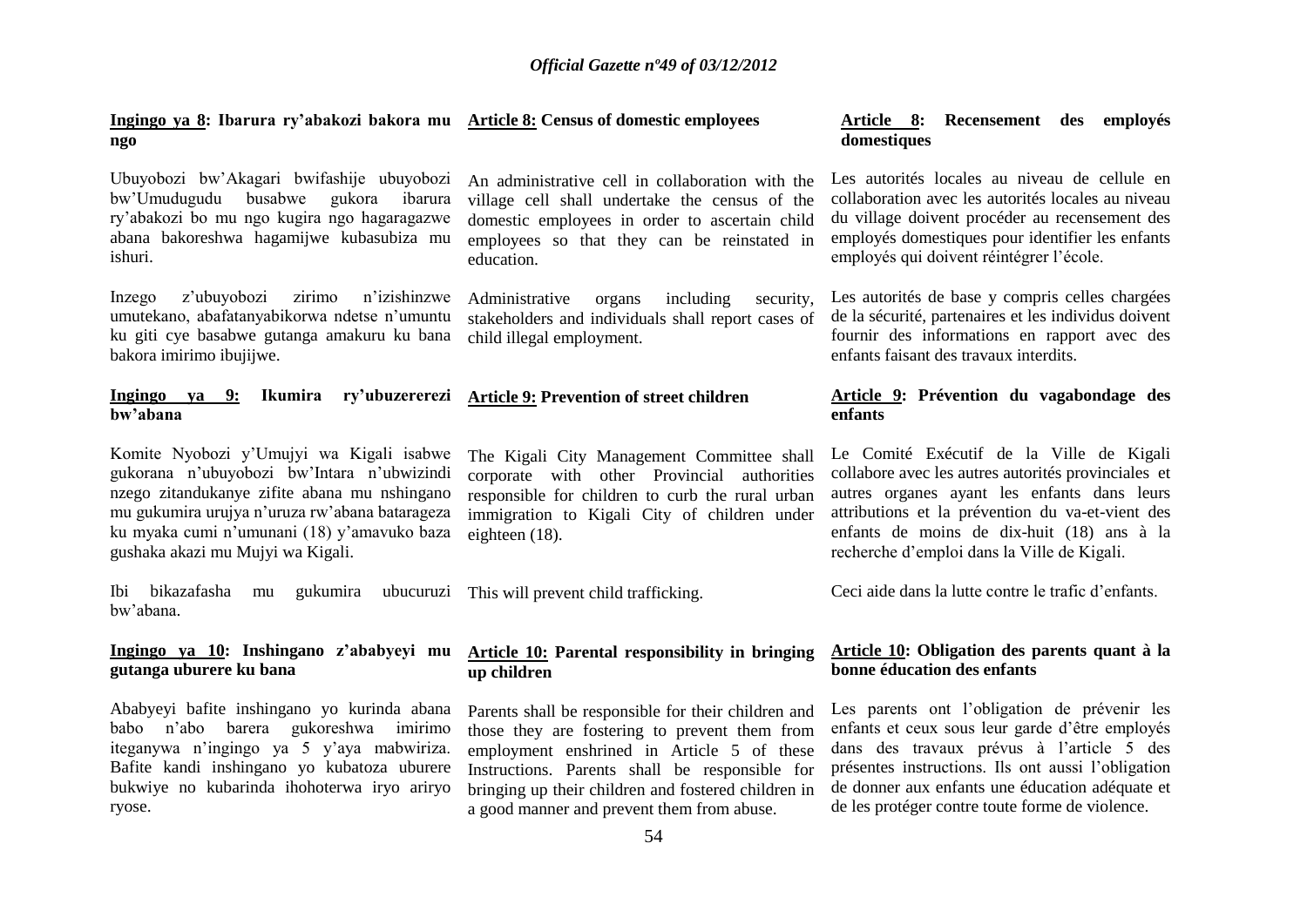**Ingingo ya 8: Ibarura ry'abakozi bakora mu ngo**

Ubuyobozi bw'Akagari bwifashije ubuyobozi bw'Umudugudu busabwe gukora ibarura ry'abakozi bo mu ngo kugira ngo hagaragazwe abana bakoreshwa hagamijwe kubasubiza mu ishuri.

Inzego z'ubuyobozi zirimo n'izishinzwe umutekano, abafatanyabikorwa ndetse n'umuntu ku giti cye basabwe gutanga amakuru ku bana bakora imirimo ibujijwe.

**Ingingo ya 9: Ikumira ry'ubuzererezi bw'abana**

Komite Nyobozi y'Umujyi wa Kigali isabwe gukorana n'ubuyobozi bw'Intara n'ubwizindi nzego zitandukanye zifite abana mu nshingano mu gukumira urujya n'uruza rw'abana batarageza ku myaka cumi n'umunani (18) y'amavuko baza gushaka akazi mu Mujyi wa Kigali.

Ibi bikazafasha mu gukumira ubucuruzi bw'abana.

**Ingingo ya 10: Inshingano z'ababyeyi mu gutanga uburere ku bana**

Ababyeyi bafite inshingano yo kurinda abana babo n'abo barera gukoreshwa imirimo iteganywa n'ingingo ya 5 y'aya mabwiriza. Bafite kandi inshingano yo kubatoza uburere bukwiye no kubarinda ihohoterwa iryo ariryo ryose.

**Article 8: Census of domestic employees**

An administrative cell in collaboration with the village cell shall undertake the census of the domestic employees in order to ascertain child employees so that they can be reinstated in education.

Administrative organs including security, stakeholders and individuals shall report cases of child illegal employment.

**Article 9: Prevention of street children**

The Kigali City Management Committee shall corporate with other Provincial authorities responsible for children to curb the rural urban immigration to Kigali City of children under eighteen (18).

This will prevent child trafficking.

**Article 10: Parental responsibility in bringing up children**

Parents shall be responsible for their children and those they are fostering to prevent them from employment enshrined in Article 5 of these Instructions. Parents shall be responsible for bringing up their children and fostered children in a good manner and prevent them from abuse.

**Article 8: Recensement des employés domestiques**

Les autorités locales au niveau de cellule en collaboration avec les autorités locales au niveau du village doivent procéder au recensement des employés domestiques pour identifier les enfants employés qui doivent réintégrer l'école.

Les autorités de base y compris celles chargées de la sécurité, partenaires et les individus doivent fournir des informations en rapport avec des enfants faisant des travaux interdits.

**Article 9: Prévention du vagabondage des enfants**

Le Comité Exécutif de la Ville de Kigali collabore avec les autres autorités provinciales et autres organes ayant les enfants dans leurs attributions et la prévention du va-et-vient des enfants de moins de dix-huit (18) ans à la recherche d'emploi dans la Ville de Kigali.

Ceci aide dans la lutte contre le trafic d'enfants.

**Article 10: Obligation des parents quant à la bonne éducation des enfants**

Les parents ont l'obligation de prévenir les enfants et ceux sous leur garde d'être employés dans des travaux prévus à l'article 5 des présentes instructions. Ils ont aussi l'obligation de donner aux enfants une éducation adéquate et de les protéger contre toute forme de violence.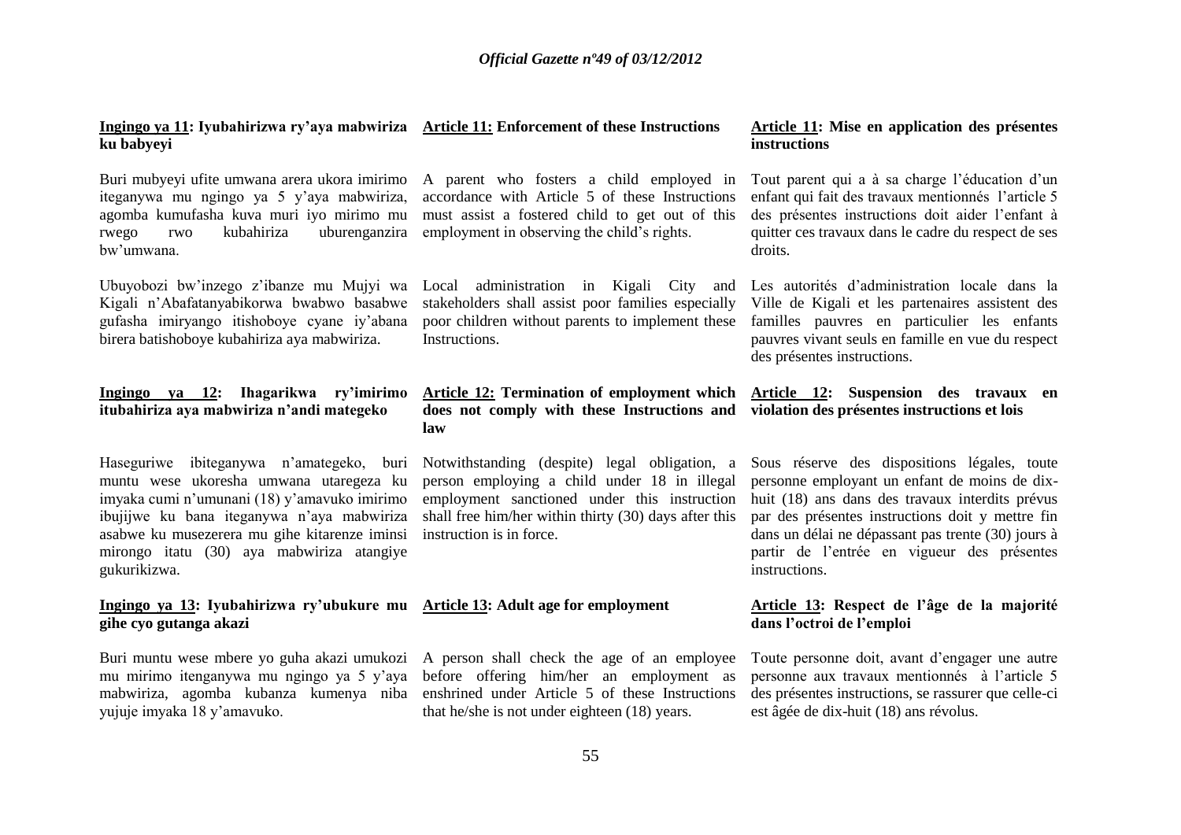**Ingingo ya 11: Iyubahirizwa ry'aya mabwiriza ku babyeyi**

Buri mubyeyi ufite umwana arera ukora imirimo iteganywa mu ngingo ya 5 y'aya mabwiriza, agomba kumufasha kuva muri iyo mirimo mu rwego rwo kubahiriza uburenganzira bw'umwana.

Ubuyobozi bw'inzego z'ibanze mu Mujyi wa Kigali n'Abafatanyabikorwa bwabwo basabwe gufasha imiryango itishoboye cyane iy'abana birera batishoboye kubahiriza aya mabwiriza.

**Ingingo ya 12: Ihagarikwa ry'imirimo itubahiriza aya mabwiriza n'andi mategeko**

Haseguriwe ibiteganywa n'amategeko, buri muntu wese ukoresha umwana utaregeza ku imyaka cumi n'umunani (18) y'amavuko imirimo ibujijwe ku bana iteganywa n'aya mabwiriza asabwe ku musezerera mu gihe kitarenze iminsi mirongo itatu (30) aya mabwiriza atangiye gukurikizwa.

**Ingingo ya 13: Iyubahirizwa ry'ubukure mu gihe cyo gutanga akazi**

Buri muntu wese mbere yo guha akazi umukozi mu mirimo itenganywa mu ngingo ya 5 y'aya mabwiriza, agomba kubanza kumenya niba yujuje imyaka 18 y'amavuko.

**Article 11: Enforcement of these Instructions**

A parent who fosters a child employed in accordance with Article 5 of these Instructions must assist a fostered child to get out of this employment in observing the child's rights.

Local administration in Kigali City and stakeholders shall assist poor families especially poor children without parents to implement these Instructions.

**Article 12: Termination of employment which does not comply with these Instructions and law**

Notwithstanding (despite) legal obligation, a person employing a child under 18 in illegal employment sanctioned under this instruction shall free him/her within thirty (30) days after this instruction is in force.

**Article 13: Adult age for employment**

A person shall check the age of an employee before offering him/her an employment as enshrined under Article 5 of these Instructions that he/she is not under eighteen (18) years.

**Article 11: Mise en application des présentes instructions**

Tout parent qui a à sa charge l'éducation d'un enfant qui fait des travaux mentionnés l'article 5 des présentes instructions doit aider l'enfant à quitter ces travaux dans le cadre du respect de ses droits.

Les autorités d'administration locale dans la Ville de Kigali et les partenaires assistent des familles pauvres en particulier les enfants pauvres vivant seuls en famille en vue du respect des présentes instructions.

**Article 12: Suspension des travaux en violation des présentes instructions et lois**

Sous réserve des dispositions légales, toute personne employant un enfant de moins de dix-huit (18) ans dans des travaux interdits prévus par des présentes instructions doit y mettre fin dans un délai ne dépassant pas trente (30) jours à partir de l'entrée en vigueur des présentes instructions.

**Article 13: Respect de l'âge de la majorité dans l'octroi de l'emploi**

Toute personne doit, avant d'engager une autre personne aux travaux mentionnés à l'article 5 des présentes instructions, se rassurer que celle-ci est âgée de dix-huit (18) ans révolus.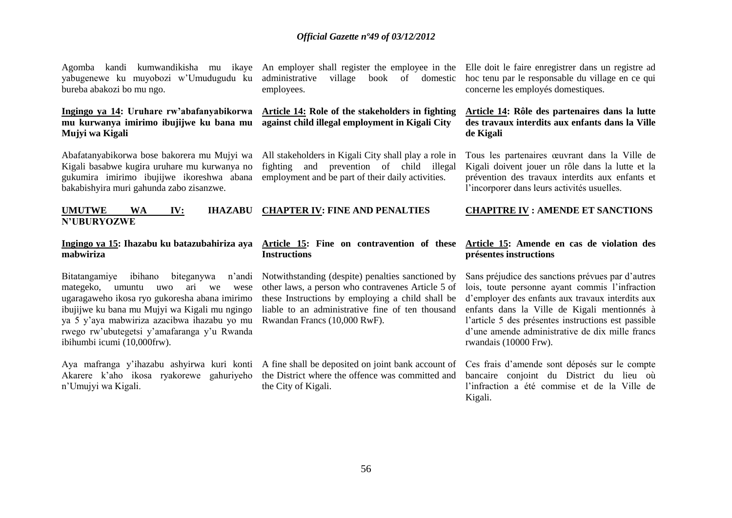Agomba kandi kumwandikisha mu ikaye yabugenewe ku muyobozi w'Umudugudu ku bureba abakozi bo mu ngo.

**Ingingo ya 14: Uruhare rw'abafanyabikorwa mu kurwanya imirimo ibujijwe ku bana mu Mujyi wa Kigali**

Abafatanyabikorwa bose bakorera mu Mujyi wa Kigali basabwe kugira uruhare mu kurwanya no gukumira imirimo ibujijwe ikoreshwa abana bakabishyira muri gahunda zabo zisanzwe.

**UMUTWE WA IV: IHAZABU N'UBURYOZWE**

**Ingingo ya 15: Ihazabu ku batazubahiriza aya mabwiriza**

Bitatangamiye ibihano biteganywa n'andi mategeko, umuntu uwo ari we wese ugaragaweho ikosa ryo gukoresha abana imirimo ibujijwe ku bana mu Mujyi wa Kigali mu ngingo ya 5 y'aya mabwiriza azacibwa ihazabu yo mu rwego rw'ubutegetsi y'amafaranga y'u Rwanda ibihumbi icumi (10,000frw).

Aya mafranga y'ihazabu ashyirwa kuri konti Akarere k'aho ikosa ryakorewe gahuriyeho n'Umujyi wa Kigali.

An employer shall register the employee in the administrative village book of domestic employees.

**Article 14: Role of the stakeholders in fighting against child illegal employment in Kigali City**

All stakeholders in Kigali City shall play a role in fighting and prevention of child illegal employment and be part of their daily activities.

**CHAPTER IV: FINE AND PENALTIES**

**Article 15: Fine on contravention of these Instructions**

Notwithstanding (despite) penalties sanctioned by other laws, a person who contravenes Article 5 of these Instructions by employing a child shall be liable to an administrative fine of ten thousand Rwandan Francs (10,000 RwF).

A fine shall be deposited on joint bank account of the District where the offence was committed and the City of Kigali.

Elle doit le faire enregistrer dans un registre ad hoc tenu par le responsable du village en ce qui concerne les employés domestiques.

**Article 14: Rôle des partenaires dans la lutte des travaux interdits aux enfants dans la Ville de Kigali**

Tous les partenaires œuvrant dans la Ville de Kigali doivent jouer un rôle dans la lutte et la prévention des travaux interdits aux enfants et l'incorporer dans leurs activités usuelles.

**CHAPITRE IV : AMENDE ET SANCTIONS**

**Article 15: Amende en cas de violation des présentes instructions**

Sans préjudice des sanctions prévues par d'autres lois, toute personne ayant commis l'infraction d'employer des enfants aux travaux interdits aux enfants dans la Ville de Kigali mentionnés à l'article 5 des présentes instructions est passible d'une amende administrative de dix mille francs rwandais (10000 Frw).

Ces frais d'amende sont déposés sur le compte bancaire conjoint du District du lieu où l'infraction a été commise et de la Ville de Kigali.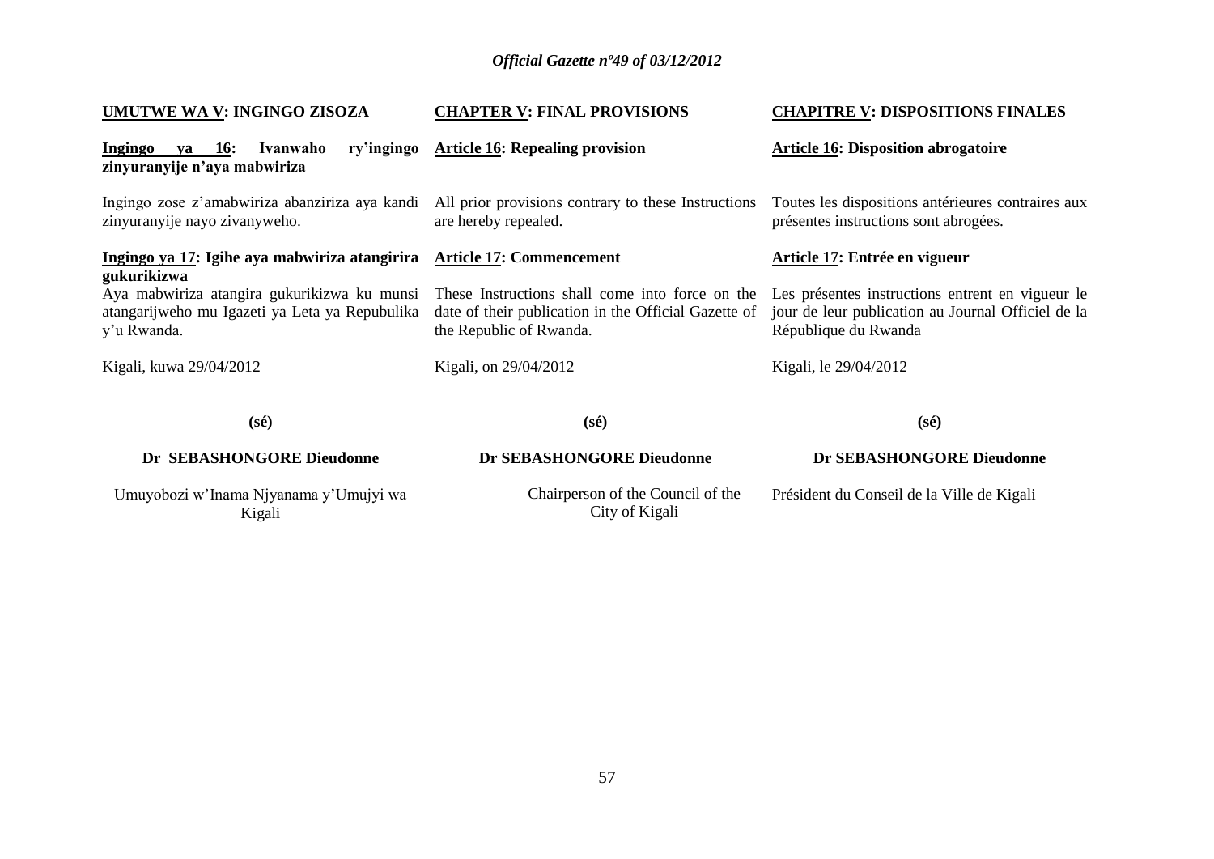**UMUTWE WA V: INGINGO ZISOZA**

**Ingingo ya 16: Ivanwaho ry'ingingo zinyuranyije n'aya mabwiriza**

Ingingo zose z'amabwiriza abanziriza aya kandi zinyuranyije nayo zivanyweho.

**Ingingo ya 17: Igihe aya mabwiriza atangirira gukurikizwa**

Aya mabwiriza atangira gukurikizwa ku munsi atangarijweho mu Igazeti ya Leta ya Repubulika y'u Rwanda.

Kigali, kuwa 29/04/2012

**(sé)**

**Dr SEBASHONGORE Dieudonne**

Umuyobozi w'Inama Njyanama y'Umujyi wa Kigali

**CHAPTER V: FINAL PROVISIONS**

**Article 16: Repealing provision**

All prior provisions contrary to these Instructions are hereby repealed.

**Article 17: Commencement**

These Instructions shall come into force on the date of their publication in the Official Gazette of the Republic of Rwanda.

Kigali, on 29/04/2012

**(sé)**

**Dr SEBASHONGORE Dieudonne**

Chairperson of the Council of the City of Kigali

**CHAPITRE V: DISPOSITIONS FINALES**

**Article 16: Disposition abrogatoire**

Toutes les dispositions antérieures contraires aux présentes instructions sont abrogées.

**Article 17: Entrée en vigueur**

Les présentes instructions entrent en vigueur le jour de leur publication au Journal Officiel de la République du Rwanda

Kigali, le 29/04/2012

**(sé)**

**Dr SEBASHONGORE Dieudonne**

Président du Conseil de la Ville de Kigali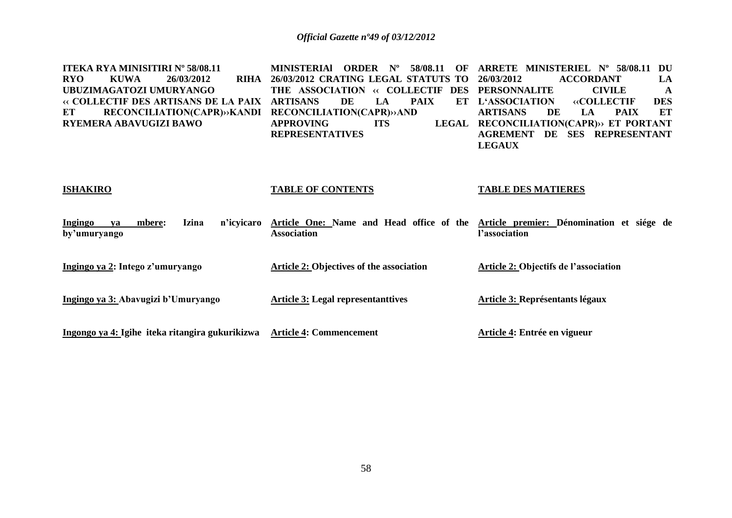**ITEKA RYA MINISITIRI Nº 58/08.11 RYO KUWA 26/03/2012 RIHA UBUZIMAGATOZI UMURYANGO ‹‹ COLLECTIF DES ARTISANS DE LA PAIX ET RECONCILIATION(CAPR)››KANDI RYEMERA ABAVUGIZI BAWO**

**ISHAKIRO**

**Ingingo ya mbere: Izina n'icyicaro by'umuryango**

**Ingingo ya 2: Intego z'umuryango**

**Ingingo ya 3: Abavugizi b'Umuryango**

**Ingongo ya 4: Igihe iteka ritangira gukurikizwa**

**MINISTERIAl ORDER Nº 58/08.11 OF 26/03/2012 CRATING LEGAL STATUTS TO THE ASSOCIATION ‹‹ COLLECTIF DES ARTISANS DE LA PAIX ET RECONCILIATION(CAPR)››AND APPROVING ITS LEGAL REPRESENTATIVES**

**TABLE OF CONTENTS**

**Article One: Name and Head office of the Association**

**Article 2: Objectives of the association**

**Article 3: Legal representanttives**

**Article 4: Commencement**

**ARRETE MINISTERIEL Nº 58/08.11 DU 26/03/2012 ACCORDANT LA PERSONNALITE CIVILE A L'ASSOCIATION ‹‹COLLECTIF DES ARTISANS DE LA PAIX ET RECONCILIATION(CAPR)›› ET PORTANT AGREMENT DE SES REPRESENTANT LEGAUX**

**TABLE DES MATIERES**

**Article premier: Dénomination et siége de l'association**

**Article 2: Objectifs de l'association**

**Article 3: Représentants légaux**

**Article 4: Entrée en vigueur**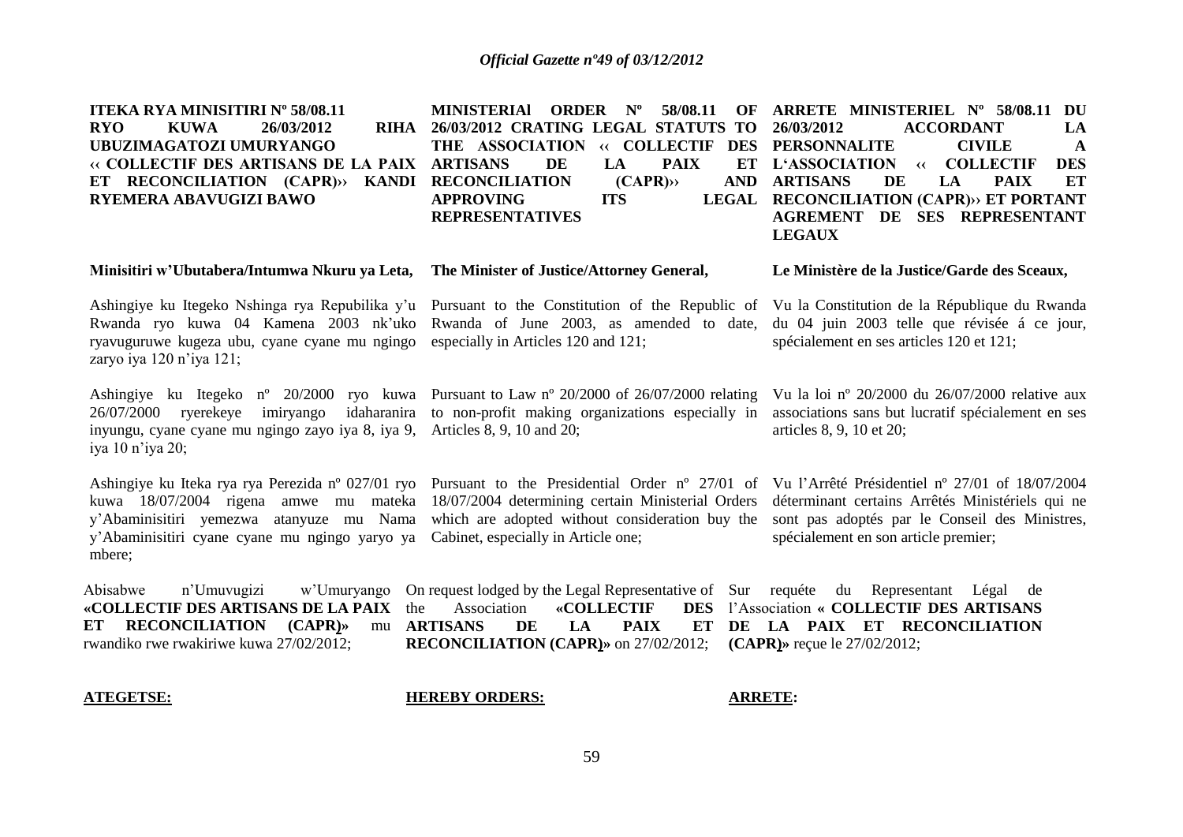**ITEKA RYA MINISITIRI Nº 58/08.11 RYO KUWA 26/03/2012 RIHA UBUZIMAGATOZI UMURYANGO ‹‹ COLLECTIF DES ARTISANS DE LA PAIX ET RECONCILIATION (CAPR)›› KANDI RYEMERA ABAVUGIZI BAWO**

**Minisitiri w'Ubutabera/Intumwa Nkuru ya Leta,**

Ashingiye ku Itegeko Nshinga rya Repubilika y'u Rwanda ryo kuwa 04 Kamena 2003 nk'uko ryavuguruwe kugeza ubu, cyane cyane mu ngingo zaryo iya 120 n'iya 121;

Ashingiye ku Itegeko nº 20/2000 ryo kuwa 26/07/2000 ryerekeye imiryango idaharanira inyungu, cyane cyane mu ngingo zayo iya 8, iya 9, iya 10 n'iya 20;

Ashingiye ku Iteka rya rya Perezida nº 027/01 ryo kuwa 18/07/2004 rigena amwe mu mateka y'Abaminisitiri yemezwa atanyuze mu Nama y'Abaminisitiri cyane cyane mu ngingo yaryo ya mbere;

Abisabwe n'Umuvugizi w'Umuryango **«COLLECTIF DES ARTISANS DE LA PAIX ET RECONCILIATION (CAPR)»** mu rwandiko rwe rwakiriwe kuwa 27/02/2012;

**ATEGETSE:**

**MINISTERIAl ORDER Nº 58/08.11 OF 26/03/2012 CRATING LEGAL STATUTS TO THE ASSOCIATION ‹‹ COLLECTIF DES ARTISANS DE LA PAIX ET RECONCILIATION (CAPR)›› AND APPROVING ITS LEGAL REPRESENTATIVES**

**The Minister of Justice/Attorney General,**

Pursuant to the Constitution of the Republic of Rwanda of June 2003, as amended to date, especially in Articles 120 and 121;

Pursuant to Law nº 20/2000 of 26/07/2000 relating to non-profit making organizations especially in Articles 8, 9, 10 and 20;

Pursuant to the Presidential Order nº 27/01 of 18/07/2004 determining certain Ministerial Orders which are adopted without consideration buy the Cabinet, especially in Article one;

On request lodged by the Legal Representative of the Association **«COLLECTIF DES ARTISANS DE LA PAIX ET RECONCILIATION (CAPR)»** on 27/02/2012;

**HEREBY ORDERS:**

**ARRETE MINISTERIEL Nº 58/08.11 DU 26/03/2012 ACCORDANT LA PERSONNALITE CIVILE A L'ASSOCIATION ‹‹ COLLECTIF DES ARTISANS DE LA PAIX ET RECONCILIATION (CAPR)›› ET PORTANT AGREMENT DE SES REPRESENTANT LEGAUX**

**Le Ministère de la Justice/Garde des Sceaux,**

Vu la Constitution de la République du Rwanda du 04 juin 2003 telle que révisée á ce jour, spécialement en ses articles 120 et 121;

Vu la loi nº 20/2000 du 26/07/2000 relative aux associations sans but lucratif spécialement en ses articles 8, 9, 10 et 20;

Vu l'Arrêté Présidentiel nº 27/01 of 18/07/2004 déterminant certains Arrêtés Ministériels qui ne sont pas adoptés par le Conseil des Ministres, spécialement en son article premier;

Sur requéte du Representant Légal de l'Association **« COLLECTIF DES ARTISANS DE LA PAIX ET RECONCILIATION (CAPR)»** reçue le 27/02/2012;

**ARRETE:**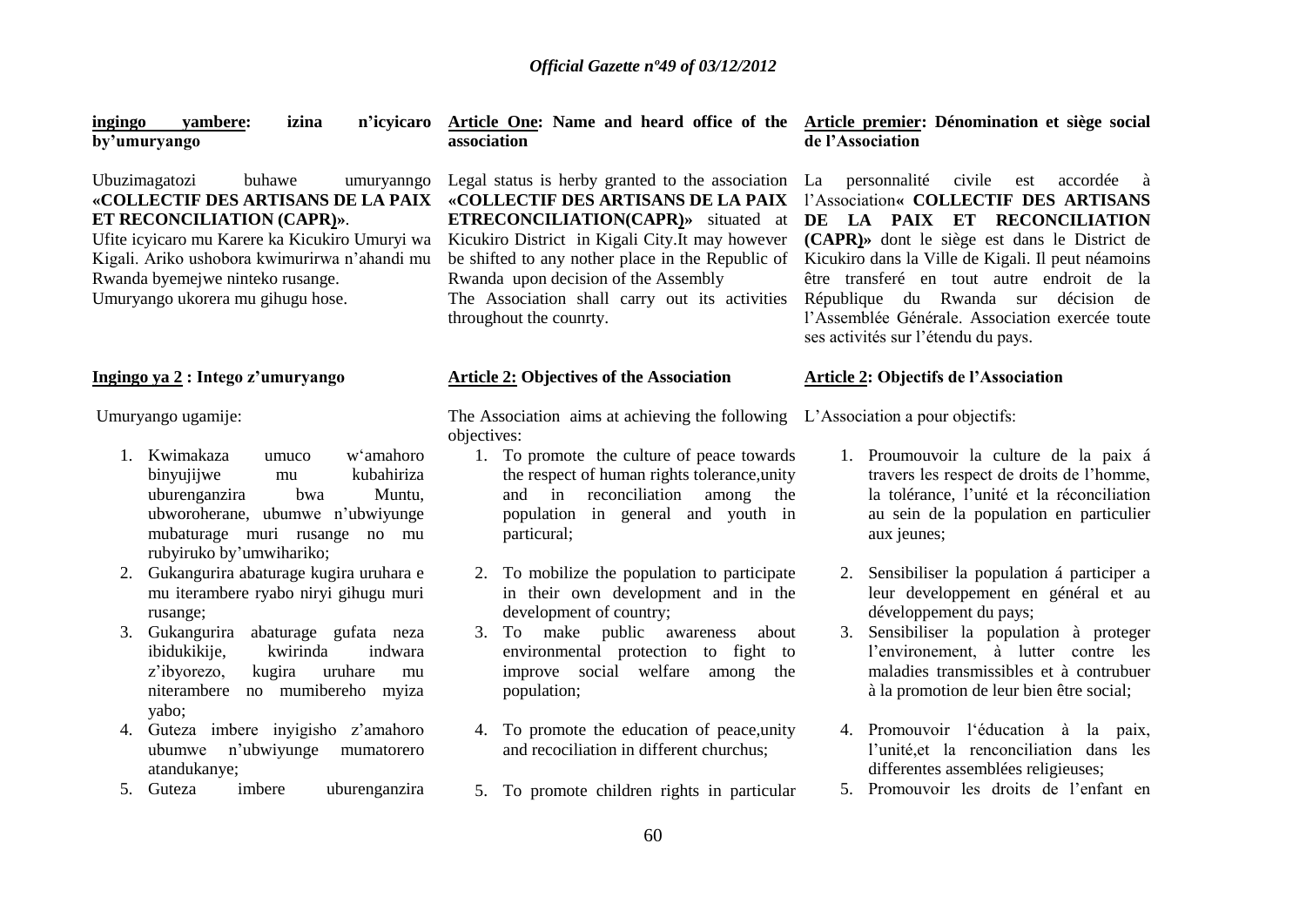**ingingo yambere: izina n'icyicaro by'umuryango**

Ubuzimagatozi buhawe umuryanngo **«COLLECTIF DES ARTISANS DE LA PAIX ET RECONCILIATION (CAPR)»**.

Ufite icyicaro mu Karere ka Kicukiro Umuryi wa Kigali. Ariko ushobora kwimurirwa n'ahandi mu Rwanda byemejwe ninteko rusange.

Umuryango ukorera mu gihugu hose.

**Ingingo ya 2 : Intego z'umuryango**

Umuryango ugamije:

1. Kwimakaza umuco w'amahoro binyujijwe mu kubahiriza uburenganzira bwa Muntu, ubworoherane, ubumwe n'ubwiyunge mubaturage muri rusange no mu rubyiruko by'umwihariko;
2. Gukangurira abaturage kugira uruhara e mu iterambere ryabo niryi gihugu muri rusange;
3. Gukangurira abaturage gufata neza ibidukikije, kwirinda indwara z'ibyorezo, kugira uruhare mu niterambere no mumibereho myiza yabo;
4. Guteza imbere inyigisho z'amahoro ubumwe n'ubwiyunge mumatorero atandukanye;
5. Guteza imbere uburenganzira

**Article One: Name and heard office of the association**

Legal status is herby granted to the association **«COLLECTIF DES ARTISANS DE LA PAIX ETRECONCILIATION(CAPR)»** situated at Kicukiro District in Kigali City.It may however be shifted to any nother place in the Republic of Rwanda upon decision of the Assembly

The Association shall carry out its activities throughout the counrty.

**Article 2: Objectives of the Association**

The Association aims at achieving the following objectives:

1. To promote the culture of peace towards the respect of human rights tolerance,unity and in reconciliation among the population in general and youth in particural;
2. To mobilize the population to participate in their own development and in the development of country;
3. To make public awareness about environmental protection to fight to improve social welfare among the population;
4. To promote the education of peace,unity and recociliation in different churchus;
5. To promote children rights in particular

**Article premier: Dénomination et siège social de l'Association**

La personnalité civile est accordée à l'Association**« COLLECTIF DES ARTISANS DE LA PAIX ET RECONCILIATION (CAPR)»** dont le siège est dans le District de Kicukiro dans la Ville de Kigali. Il peut néamoins être transferé en tout autre endroit de la République du Rwanda sur décision de l'Assemblée Générale. Association exercée toute ses activités sur l'étendu du pays.

**Article 2: Objectifs de l'Association**

L'Association a pour objectifs:

1. Proumouvoir la culture de la paix á travers les respect de droits de l'homme, la tolérance, l'unité et la réconciliation au sein de la population en particulier aux jeunes;
2. Sensibiliser la population á participer a leur developpement en général et au développement du pays;
3. Sensibiliser la population à proteger l'environement, à lutter contre les maladies transmissibles et à contrubuer à la promotion de leur bien être social;
4. Promouvoir l'éducation à la paix, l'unité,et la renconciliation dans les differentes assemblées religieuses;
5. Promouvoir les droits de l'enfant en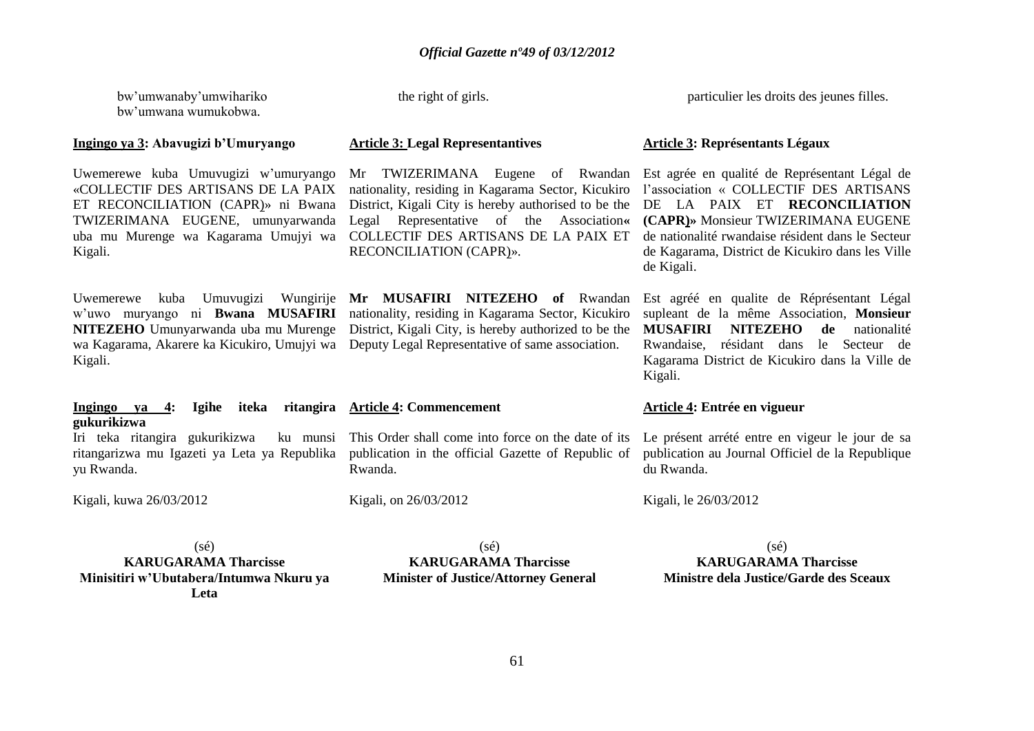bw'umwanaby'umwihariko bw'umwana wumukobwa.

the right of girls.

particulier les droits des jeunes filles.

**Ingingo ya 3: Abavugizi b'Umuryango**

Uwemerewe kuba Umuvugizi w'umuryango «COLLECTIF DES ARTISANS DE LA PAIX ET RECONCILIATION (CAPR)» ni Bwana TWIZERIMANA EUGENE, umunyarwanda uba mu Murenge wa Kagarama Umujyi wa Kigali.

Uwemerewe kuba Umuvugizi Wungirije w'uwo muryango ni **Bwana MUSAFIRI NITEZEHO** Umunyarwanda uba mu Murenge wa Kagarama, Akarere ka Kicukiro, Umujyi wa Kigali.

**Ingingo ya 4: Igihe iteka ritangira gukurikizwa**

Iri teka ritangira gukurikizwa ku munsi ritangarizwa mu Igazeti ya Leta ya Republika yu Rwanda.

Kigali, kuwa 26/03/2012

(sé)
**KARUGARAMA Tharcisse**
**Minisitiri w'Ubutabera/Intumwa Nkuru ya Leta**

**Article 3: Legal Representantives**

Mr TWIZERIMANA Eugene of Rwandan nationality, residing in Kagarama Sector, Kicukiro District, Kigali City is hereby authorised to be the Legal Representative of the Association« COLLECTIF DES ARTISANS DE LA PAIX ET RECONCILIATION (CAPR)».

**Mr MUSAFIRI NITEZEHO of** Rwandan nationality, residing in Kagarama Sector, Kicukiro District, Kigali City, is hereby authorized to be the Deputy Legal Representative of same association.

**Article 4: Commencement**

This Order shall come into force on the date of its publication in the official Gazette of Republic of Rwanda.

Kigali, on 26/03/2012

(sé)
**KARUGARAMA Tharcisse**
**Minister of Justice/Attorney General**

**Article 3: Représentants Légaux**

Est agrée en qualité de Représentant Légal de l'association « COLLECTIF DES ARTISANS DE LA PAIX ET **RECONCILIATION (CAPR)»** Monsieur TWIZERIMANA EUGENE de nationalité rwandaise résident dans le Secteur de Kagarama, District de Kicukiro dans les Ville de Kigali.

Est agréé en qualite de Réprésentant Légal supleant de la même Association, **Monsieur MUSAFIRI NITEZEHO de** nationalité Rwandaise, résidant dans le Secteur de Kagarama District de Kicukiro dans la Ville de Kigali.

**Article 4: Entrée en vigueur**

Le présent arrété entre en vigeur le jour de sa publication au Journal Officiel de la Republique du Rwanda.

Kigali, le 26/03/2012

(sé)
**KARUGARAMA Tharcisse**
**Ministre dela Justice/Garde des Sceaux**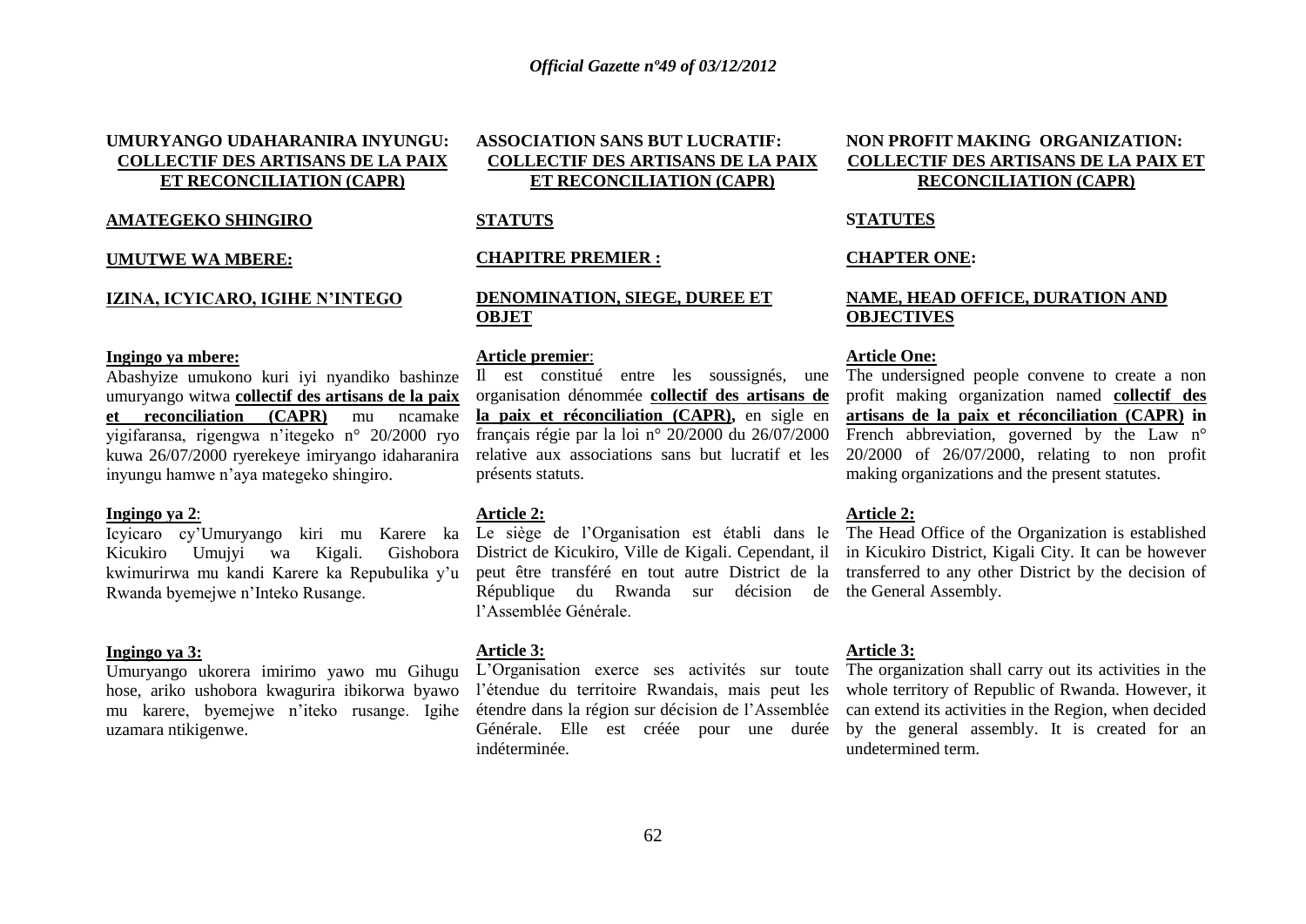**UMURYANGO UDAHARANIRA INYUNGU: COLLECTIF DES ARTISANS DE LA PAIX ET RECONCILIATION (CAPR)**

**AMATEGEKO SHINGIRO**

**UMUTWE WA MBERE:**

**IZINA, ICYICARO, IGIHE N'INTEGO**

**Ingingo ya mbere:**
Abashyize umukono kuri iyi nyandiko bashinze umuryango witwa **collectif des artisans de la paix et reconciliation (CAPR)** mu ncamake yigifaransa, rigengwa n'itegeko n° 20/2000 ryo kuwa 26/07/2000 ryerekeye imiryango idaharanira inyungu hamwe n'aya mategeko shingiro.

**Ingingo ya 2**:
Icyicaro cy'Umuryango kiri mu Karere ka Kicukiro Umujyi wa Kigali. Gishobora kwimurirwa mu kandi Karere ka Repubulika y'u Rwanda byemejwe n'Inteko Rusange.

**Ingingo ya 3:**
Umuryango ukorera imirimo yawo mu Gihugu hose, ariko ushobora kwagurira ibikorwa byawo mu karere, byemejwe n'iteko rusange. Igihe uzamara ntikigenwe.

**ASSOCIATION SANS BUT LUCRATIF: COLLECTIF DES ARTISANS DE LA PAIX ET RECONCILIATION (CAPR)**

**STATUTS**

**CHAPITRE PREMIER :**

**DENOMINATION, SIEGE, DUREE ET OBJET**

**Article premier**:
Il est constitué entre les soussignés, une organisation dénommée **collectif des artisans de la paix et réconciliation (CAPR),** en sigle en français régie par la loi n° 20/2000 du 26/07/2000 relative aux associations sans but lucratif et les présents statuts.

**Article 2:**
Le siège de l'Organisation est établi dans le District de Kicukiro, Ville de Kigali. Cependant, il peut être transféré en tout autre District de la République du Rwanda sur décision de l'Assemblée Générale.

**Article 3:**
L'Organisation exerce ses activités sur toute l'étendue du territoire Rwandais, mais peut les étendre dans la région sur décision de l'Assemblée Générale. Elle est créée pour une durée indéterminée.

**NON PROFIT MAKING ORGANIZATION: COLLECTIF DES ARTISANS DE LA PAIX ET RECONCILIATION (CAPR)**

**STATUTES**

**CHAPTER ONE:**

**NAME, HEAD OFFICE, DURATION AND OBJECTIVES**

**Article One:**
The undersigned people convene to create a non profit making organization named **collectif des artisans de la paix et réconciliation (CAPR) in** French abbreviation, governed by the Law n° 20/2000 of 26/07/2000, relating to non profit making organizations and the present statutes.

**Article 2:**
The Head Office of the Organization is established in Kicukiro District, Kigali City. It can be however transferred to any other District by the decision of the General Assembly.

**Article 3:**
The organization shall carry out its activities in the whole territory of Republic of Rwanda. However, it can extend its activities in the Region, when decided by the general assembly. It is created for an undetermined term.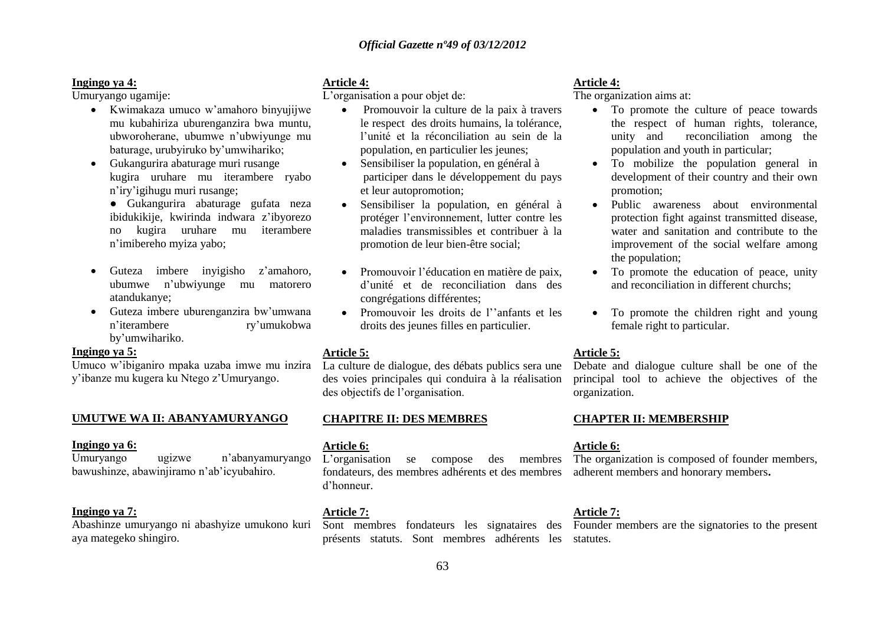**Ingingo ya 4:**

Umuryango ugamije:

- Kwimakaza umuco w'amahoro binyujijwe mu kubahiriza uburenganzira bwa muntu, ubworoherane, ubumwe n'ubwiyunge mu baturage, urubyiruko by'umwihariko;
- Gukangurira abaturage muri rusange kugira uruhare mu iterambere ryabo n'iry'igihugu muri rusange;
  - Gukangurira abaturage gufata neza ibidukikije, kwirinda indwara z'ibyorezo no kugira uruhare mu iterambere n'imibereho myiza yabo;
- Guteza imbere inyigisho z'amahoro, ubumwe n'ubwiyunge mu matorero atandukanye;
- Guteza imbere uburenganzira bw'umwana n'iterambere ry'umukobwa by'umwihariko.

**Ingingo ya 5:**

Umuco w'ibiganiro mpaka uzaba imwe mu inzira y'ibanze mu kugera ku Ntego z'Umuryango.

**UMUTWE WA II: ABANYAMURYANGO**

**Ingingo ya 6:**

Umuryango ugizwe n'abanyamuryango bawushinze, abawinjiramo n'ab'icyubahiro.

**Ingingo ya 7:**

Abashinze umuryango ni abashyize umukono kuri aya mategeko shingiro.

**Article 4:**

L'organisation a pour objet de:

- Promouvoir la culture de la paix à travers le respect des droits humains, la tolérance, l'unité et la réconciliation au sein de la population, en particulier les jeunes;
- Sensibiliser la population, en général à participer dans le développement du pays et leur autopromotion;
- Sensibiliser la population, en général à protéger l'environnement, lutter contre les maladies transmissibles et contribuer à la promotion de leur bien-être social;
- Promouvoir l'éducation en matière de paix, d'unité et de reconciliation dans des congrégations différentes;
- Promouvoir les droits de l''anfants et les droits des jeunes filles en particulier.

**Article 5:**

La culture de dialogue, des débats publics sera une des voies principales qui conduira à la réalisation des objectifs de l'organisation.

**CHAPITRE II: DES MEMBRES**

**Article 6:**

L'organisation se compose des membres fondateurs, des membres adhérents et des membres d'honneur.

**Article 7:**

Sont membres fondateurs les signataires des présents statuts. Sont membres adhérents les

**Article 4:**

The organization aims at:

- To promote the culture of peace towards the respect of human rights, tolerance, unity and reconciliation among the population and youth in particular;
- To mobilize the population general in development of their country and their own promotion;
- Public awareness about environmental protection fight against transmitted disease, water and sanitation and contribute to the improvement of the social welfare among the population;
- To promote the education of peace, unity and reconciliation in different churchs;
- To promote the children right and young female right to particular.

**Article 5:**

Debate and dialogue culture shall be one of the principal tool to achieve the objectives of the organization.

**CHAPTER II: MEMBERSHIP**

**Article 6:**

The organization is composed of founder members, adherent members and honorary members**.**

**Article 7:**

Founder members are the signatories to the present statutes.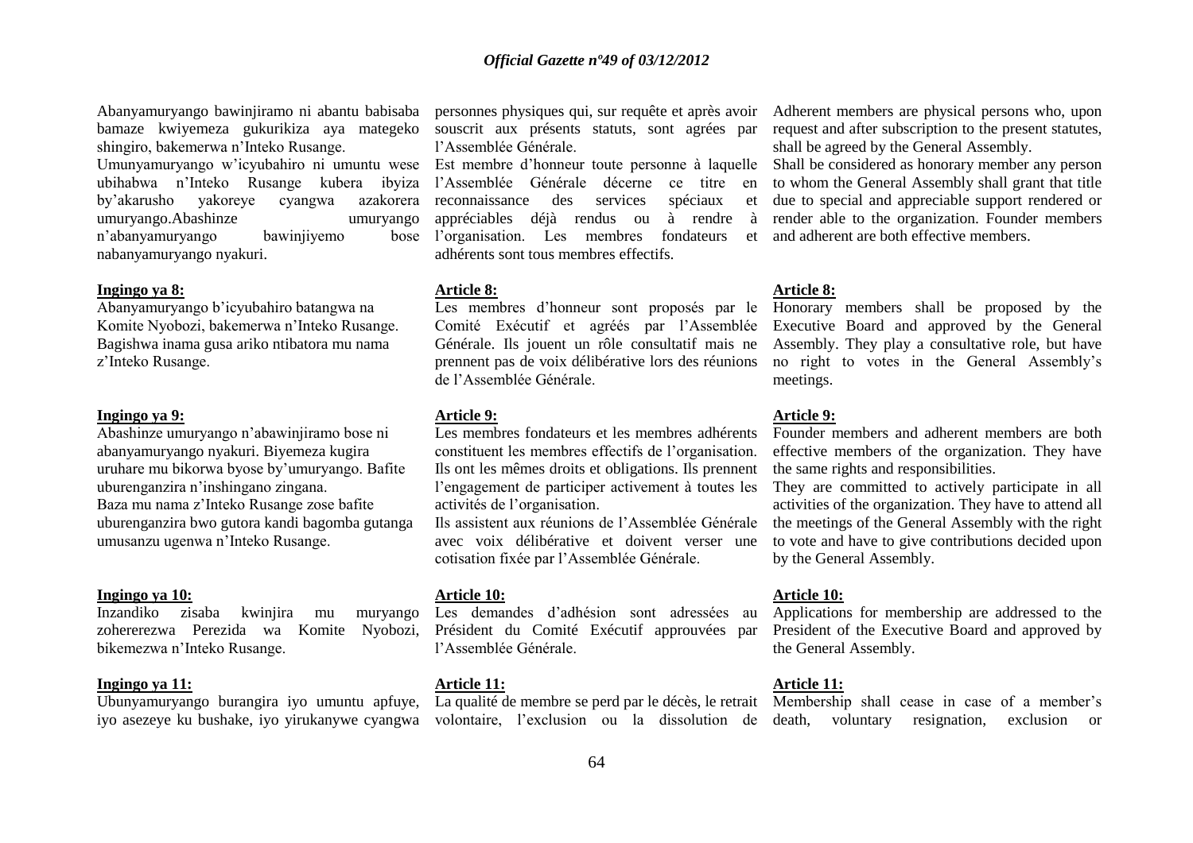Abanyamuryango bawinjiramo ni abantu babisaba bamaze kwiyemeza gukurikiza aya mategeko shingiro, bakemerwa n'Inteko Rusange.

Umunyamuryango w'icyubahiro ni umuntu wese ubihabwa n'Inteko Rusange kubera ibyiza by'akarusho yakoreye cyangwa azakorera umuryango.Abashinze umuryango n'abanyamuryango bawinjiyemo bose nabanyamuryango nyakuri.

**Ingingo ya 8:**

Abanyamuryango b'icyubahiro batangwa na Komite Nyobozi, bakemerwa n'Inteko Rusange. Bagishwa inama gusa ariko ntibatora mu nama z'Inteko Rusange.

**Ingingo ya 9:**

Abashinze umuryango n'abawinjiramo bose ni abanyamuryango nyakuri. Biyemeza kugira uruhare mu bikorwa byose by'umuryango. Bafite uburenganzira n'inshingano zingana.

Baza mu nama z'Inteko Rusange zose bafite uburenganzira bwo gutora kandi bagomba gutanga umusanzu ugenwa n'Inteko Rusange.

**Ingingo ya 10:**

Inzandiko zisaba kwinjira mu muryango zohererezwa Perezida wa Komite Nyobozi, bikemezwa n'Inteko Rusange.

**Ingingo ya 11:**

Ubunyamuryango burangira iyo umuntu apfuye, iyo asezeye ku bushake, iyo yirukanywe cyangwa

personnes physiques qui, sur requête et après avoir souscrit aux présents statuts, sont agrées par l'Assemblée Générale.

Est membre d'honneur toute personne à laquelle l'Assemblée Générale décerne ce titre en reconnaissance des services spéciaux et appréciables déjà rendus ou à rendre à l'organisation. Les membres fondateurs et adhérents sont tous membres effectifs.

**Article 8:**

Les membres d'honneur sont proposés par le Comité Exécutif et agréés par l'Assemblée Générale. Ils jouent un rôle consultatif mais ne prennent pas de voix délibérative lors des réunions de l'Assemblée Générale.

**Article 9:**

Les membres fondateurs et les membres adhérents constituent les membres effectifs de l'organisation. Ils ont les mêmes droits et obligations. Ils prennent l'engagement de participer activement à toutes les activités de l'organisation.

Ils assistent aux réunions de l'Assemblée Générale avec voix délibérative et doivent verser une cotisation fixée par l'Assemblée Générale.

**Article 10:**

Les demandes d'adhésion sont adressées au Président du Comité Exécutif approuvées par l'Assemblée Générale.

**Article 11:**

La qualité de membre se perd par le décès, le retrait volontaire, l'exclusion ou la dissolution de

Adherent members are physical persons who, upon request and after subscription to the present statutes, shall be agreed by the General Assembly.

Shall be considered as honorary member any person to whom the General Assembly shall grant that title due to special and appreciable support rendered or render able to the organization. Founder members and adherent are both effective members.

**Article 8:**

Honorary members shall be proposed by the Executive Board and approved by the General Assembly. They play a consultative role, but have no right to votes in the General Assembly's meetings.

**Article 9:**

Founder members and adherent members are both effective members of the organization. They have the same rights and responsibilities.

They are committed to actively participate in all activities of the organization. They have to attend all the meetings of the General Assembly with the right to vote and have to give contributions decided upon by the General Assembly.

**Article 10:**

Applications for membership are addressed to the President of the Executive Board and approved by the General Assembly.

**Article 11:**

Membership shall cease in case of a member's death, voluntary resignation, exclusion or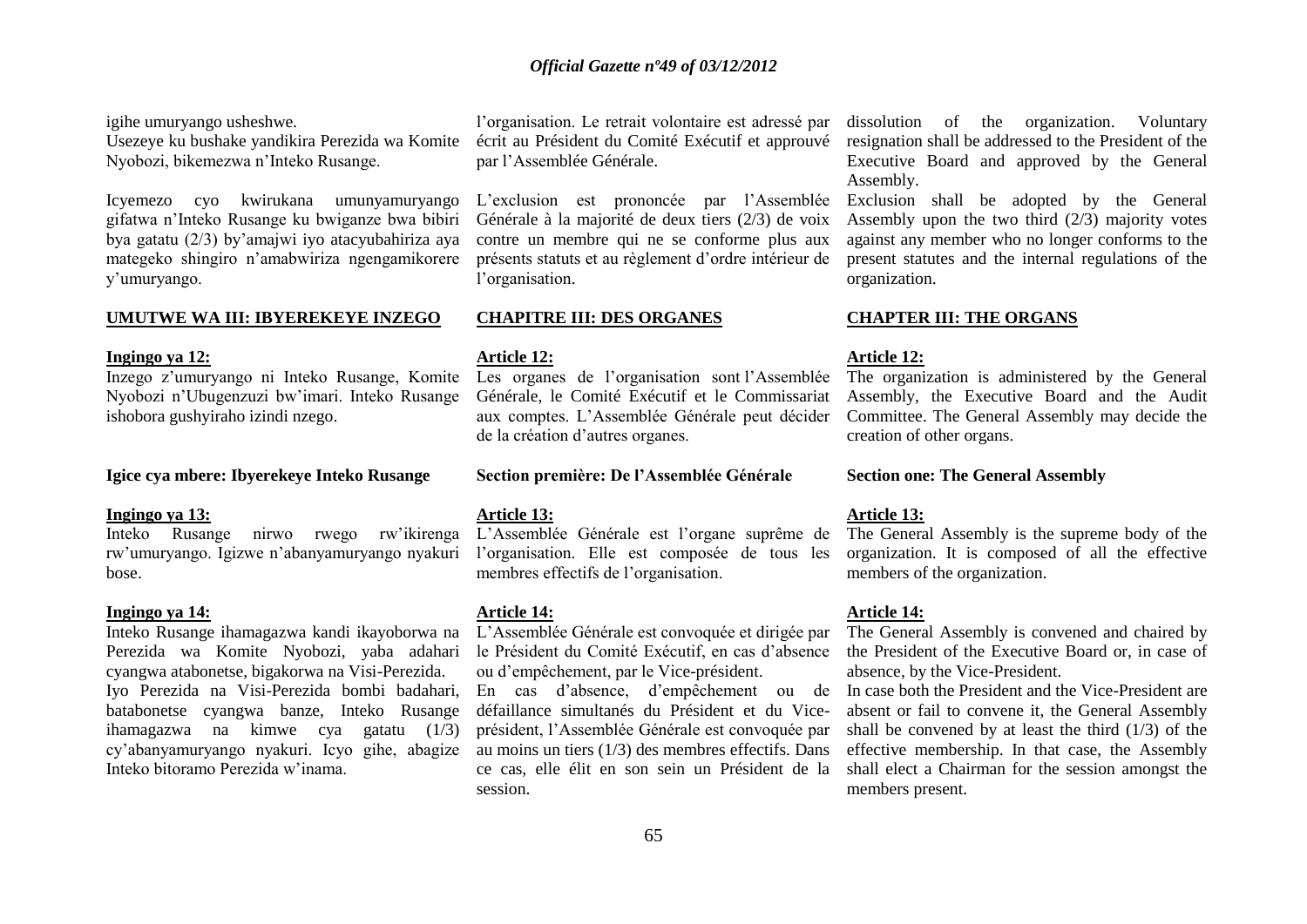igihe umuryango usheshwe.
Usezeye ku bushake yandikira Perezida wa Komite Nyobozi, bikemezwa n'Inteko Rusange.

Icyemezo cyo kwirukana umunyamuryango gifatwa n'Inteko Rusange ku bwiganze bwa bibiri bya gatatu (2/3) by'amajwi iyo atacyubahiriza aya mategeko shingiro n'amabwiriza ngengamikorere y'umuryango.

**UMUTWE WA III: IBYEREKEYE INZEGO**

**Ingingo ya 12:**
Inzego z'umuryango ni Inteko Rusange, Komite Nyobozi n'Ubugenzuzi bw'imari. Inteko Rusange ishobora gushyiraho izindi nzego.

**Igice cya mbere: Ibyerekeye Inteko Rusange**

**Ingingo ya 13:**
Inteko Rusange nirwo rwego rw'ikirenga rw'umuryango. Igizwe n'abanyamuryango nyakuri bose.

**Ingingo ya 14:**
Inteko Rusange ihamagazwa kandi ikayoborwa na Perezida wa Komite Nyobozi, yaba adahari cyangwa atabonetse, bigakorwa na Visi-Perezida.
Iyo Perezida na Visi-Perezida bombi badahari, batabonetse cyangwa banze, Inteko Rusange ihamagazwa na kimwe cya gatatu (1/3) cy'abanyamuryango nyakuri. Icyo gihe, abagize Inteko bitoramo Perezida w'inama.

l'organisation. Le retrait volontaire est adressé par écrit au Président du Comité Exécutif et approuvé par l'Assemblée Générale.

L'exclusion est prononcée par l'Assemblée Générale à la majorité de deux tiers (2/3) de voix contre un membre qui ne se conforme plus aux présents statuts et au règlement d'ordre intérieur de l'organisation.

**CHAPITRE III: DES ORGANES**

**Article 12:**
Les organes de l'organisation sont l'Assemblée Générale, le Comité Exécutif et le Commissariat aux comptes. L'Assemblée Générale peut décider de la création d'autres organes.

**Section première: De l'Assemblée Générale**

**Article 13:**
L'Assemblée Générale est l'organe suprême de l'organisation. Elle est composée de tous les membres effectifs de l'organisation.

**Article 14:**
L'Assemblée Générale est convoquée et dirigée par le Président du Comité Exécutif, en cas d'absence ou d'empêchement, par le Vice-président.
En cas d'absence, d'empêchement ou de défaillance simultanés du Président et du Vice-président, l'Assemblée Générale est convoquée par au moins un tiers (1/3) des membres effectifs. Dans ce cas, elle élit en son sein un Président de la session.

dissolution of the organization. Voluntary resignation shall be addressed to the President of the Executive Board and approved by the General Assembly.
Exclusion shall be adopted by the General Assembly upon the two third (2/3) majority votes against any member who no longer conforms to the present statutes and the internal regulations of the organization.

**CHAPTER III: THE ORGANS**

**Article 12:**
The organization is administered by the General Assembly, the Executive Board and the Audit Committee. The General Assembly may decide the creation of other organs.

**Section one: The General Assembly**

**Article 13:**
The General Assembly is the supreme body of the organization. It is composed of all the effective members of the organization.

**Article 14:**
The General Assembly is convened and chaired by the President of the Executive Board or, in case of absence, by the Vice-President.
In case both the President and the Vice-President are absent or fail to convene it, the General Assembly shall be convened by at least the third (1/3) of the effective membership. In that case, the Assembly shall elect a Chairman for the session amongst the members present.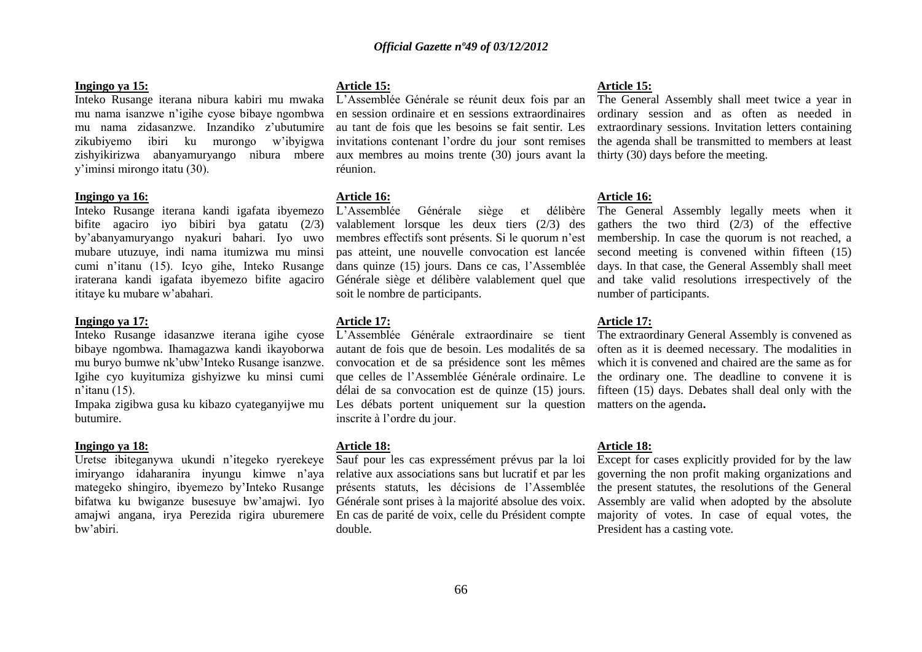**Ingingo ya 15:**

Inteko Rusange iterana nibura kabiri mu mwaka mu nama isanzwe n'igihe cyose bibaye ngombwa mu nama zidasanzwe. Inzandiko z'ubutumire zikubiyemo ibiri ku murongo w'ibyigwa zishyikirizwa abanyamuryango nibura mbere y'iminsi mirongo itatu (30).

**Ingingo ya 16:**

Inteko Rusange iterana kandi igafata ibyemezo bifite agaciro iyo bibiri bya gatatu (2/3) by'abanyamuryango nyakuri bahari. Iyo uwo mubare utuzuye, indi nama itumizwa mu minsi cumi n'itanu (15). Icyo gihe, Inteko Rusange iraterana kandi igafata ibyemezo bifite agaciro ititaye ku mubare w'abahari.

**Ingingo ya 17:**

Inteko Rusange idasanzwe iterana igihe cyose bibaye ngombwa. Ihamagazwa kandi ikayoborwa mu buryo bumwe nk'ubw'Inteko Rusange isanzwe. Igihe cyo kuyitumiza gishyizwe ku minsi cumi n'itanu (15).

Impaka zigibwa gusa ku kibazo cyateganyijwe mu butumire.

**Ingingo ya 18:**

Uretse ibiteganywa ukundi n'itegeko ryerekeye imiryango idaharanira inyungu kimwe n'aya mategeko shingiro, ibyemezo by'Inteko Rusange bifatwa ku bwiganze busesuye bw'amajwi. Iyo amajwi angana, irya Perezida rigira uburemere bw'abiri.

**Article 15:**

L'Assemblée Générale se réunit deux fois par an en session ordinaire et en sessions extraordinaires au tant de fois que les besoins se fait sentir. Les invitations contenant l'ordre du jour sont remises aux membres au moins trente (30) jours avant la réunion.

**Article 16:**

L'Assemblée Générale siège et délibère valablement lorsque les deux tiers (2/3) des membres effectifs sont présents. Si le quorum n'est pas atteint, une nouvelle convocation est lancée dans quinze (15) jours. Dans ce cas, l'Assemblée Générale siège et délibère valablement quel que soit le nombre de participants.

**Article 17:**

L'Assemblée Générale extraordinaire se tient autant de fois que de besoin. Les modalités de sa convocation et de sa présidence sont les mêmes que celles de l'Assemblée Générale ordinaire. Le délai de sa convocation est de quinze (15) jours. Les débats portent uniquement sur la question inscrite à l'ordre du jour.

**Article 18:**

Sauf pour les cas expressément prévus par la loi relative aux associations sans but lucratif et par les présents statuts, les décisions de l'Assemblée Générale sont prises à la majorité absolue des voix. En cas de parité de voix, celle du Président compte double.

**Article 15:**

The General Assembly shall meet twice a year in ordinary session and as often as needed in extraordinary sessions. Invitation letters containing the agenda shall be transmitted to members at least thirty (30) days before the meeting.

**Article 16:**

The General Assembly legally meets when it gathers the two third (2/3) of the effective membership. In case the quorum is not reached, a second meeting is convened within fifteen (15) days. In that case, the General Assembly shall meet and take valid resolutions irrespectively of the number of participants.

**Article 17:**

The extraordinary General Assembly is convened as often as it is deemed necessary. The modalities in which it is convened and chaired are the same as for the ordinary one. The deadline to convene it is fifteen (15) days. Debates shall deal only with the matters on the agenda**.**

**Article 18:**

Except for cases explicitly provided for by the law governing the non profit making organizations and the present statutes, the resolutions of the General Assembly are valid when adopted by the absolute majority of votes. In case of equal votes, the President has a casting vote.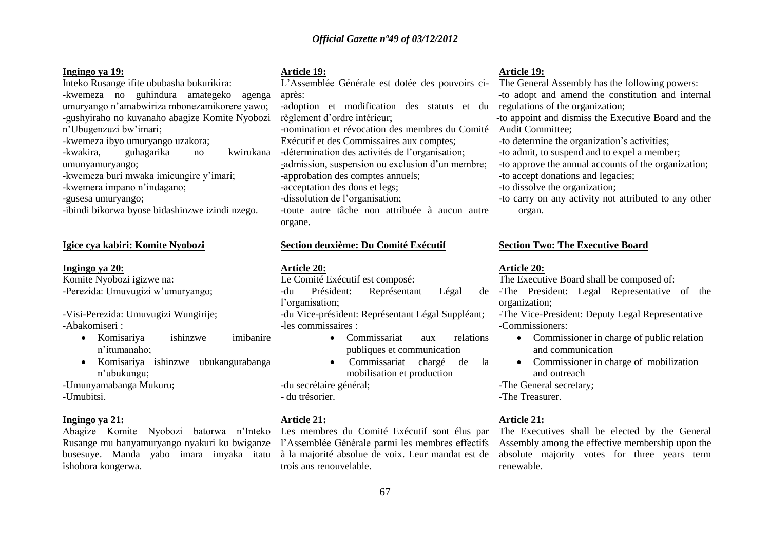**Ingingo ya 19:**

Inteko Rusange ifite ububasha bukurikira:

-kwemeza no guhindura amategeko agenga umuryango n'amabwiriza mbonezamikorere yawo;

-gushyiraho no kuvanaho abagize Komite Nyobozi n'Ubugenzuzi bw'imari;

-kwemeza ibyo umuryango uzakora;

-kwakira, guhagarika no kwirukana umunyamuryango;

-kwemeza buri mwaka imicungire y'imari;

-kwemera impano n'indagano;

-gusesa umuryango;

-ibindi bikorwa byose bidashinzwe izindi nzego.

**Igice cya kabiri: Komite Nyobozi**

**Ingingo ya 20:**

Komite Nyobozi igizwe na:

-Perezida: Umuvugizi w'umuryango;

-Visi-Perezida: Umuvugizi Wungirije;

-Abakomiseri :

- Komisariya ishinzwe imibanire n'itumanaho;
- Komisariya ishinzwe ubukangurabanga n'ubukungu;

-Umunyamabanga Mukuru;

-Umubitsi.

**Ingingo ya 21:**

Abagize Komite Nyobozi batorwa n'Inteko Rusange mu banyamuryango nyakuri ku bwiganze busesuye. Manda yabo imara imyaka itatu ishobora kongerwa.

**Article 19:**

L'Assemblée Générale est dotée des pouvoirs ci-après:

-adoption et modification des statuts et du règlement d'ordre intérieur;

-nomination et révocation des membres du Comité Exécutif et des Commissaires aux comptes;

-détermination des activités de l'organisation;

-admission, suspension ou exclusion d'un membre;

-approbation des comptes annuels;

-acceptation des dons et legs;

-dissolution de l'organisation;

-toute autre tâche non attribuée à aucun autre organe.

**Section deuxième: Du Comité Exécutif**

**Article 20:**

Le Comité Exécutif est composé:

-du Président: Représentant Légal de l'organisation;

-du Vice-président: Représentant Légal Suppléant;

-les commissaires :

- Commissariat aux relations publiques et communication
- Commissariat chargé de la mobilisation et production

-du secrétaire général;

- du trésorier.

**Article 21:**

Les membres du Comité Exécutif sont élus par l'Assemblée Générale parmi les membres effectifs à la majorité absolue de voix. Leur mandat est de trois ans renouvelable.

**Article 19:**

The General Assembly has the following powers:

-to adopt and amend the constitution and internal regulations of the organization;

-to appoint and dismiss the Executive Board and the Audit Committee;

-to determine the organization's activities;

-to admit, to suspend and to expel a member;

-to approve the annual accounts of the organization;

-to accept donations and legacies;

-to dissolve the organization;

-to carry on any activity not attributed to any other organ.

**Section Two: The Executive Board**

**Article 20:**

The Executive Board shall be composed of:

-The President: Legal Representative of the organization;

-The Vice-President: Deputy Legal Representative

-Commissioners:

- Commissioner in charge of public relation and communication
- Commissioner in charge of mobilization and outreach

-The General secretary;

-The Treasurer.

**Article 21:**

The Executives shall be elected by the General Assembly among the effective membership upon the absolute majority votes for three years term renewable.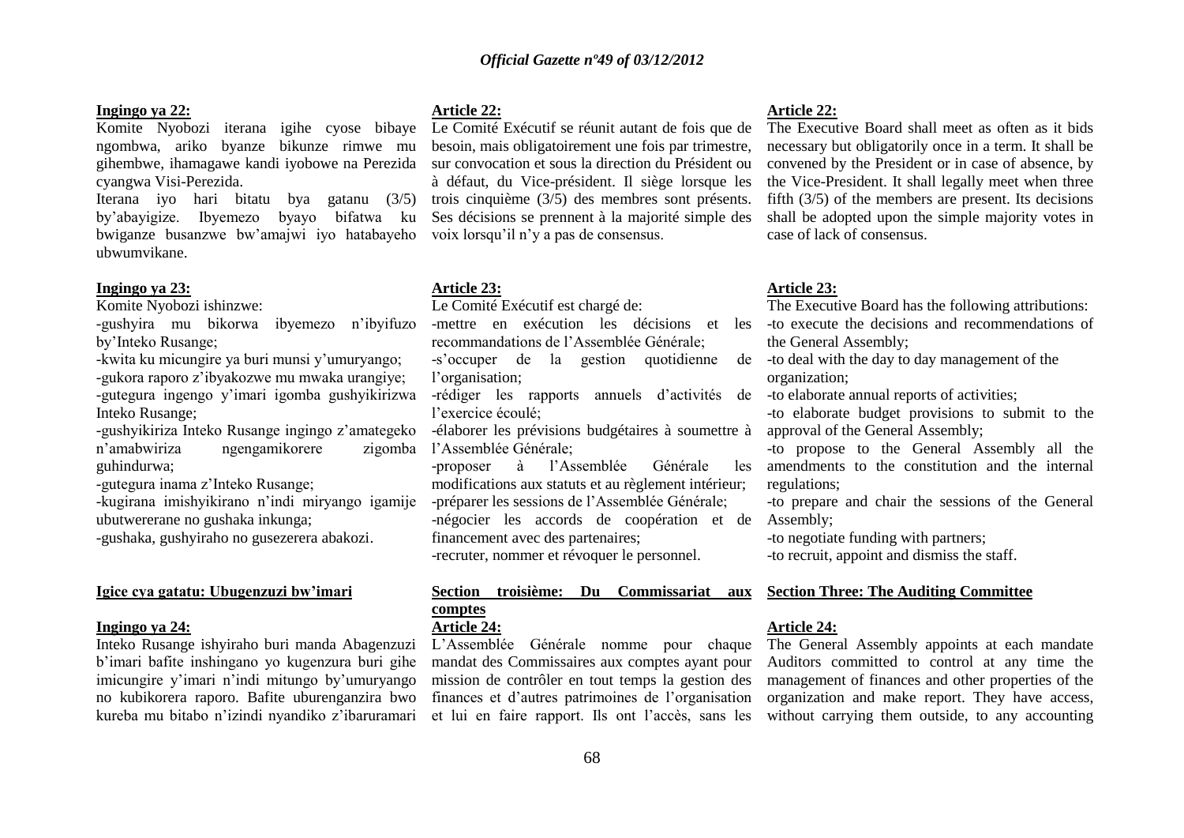**Ingingo ya 22:**

Komite Nyobozi iterana igihe cyose bibaye ngombwa, ariko byanze bikunze rimwe mu gihembwe, ihamagawe kandi iyobowe na Perezida cyangwa Visi-Perezida.

Iterana iyo hari bitatu bya gatanu (3/5) by'abayigize. Ibyemezo byayo bifatwa ku bwiganze busanzwe bw'amajwi iyo hatabayeho ubwumvikane.

**Ingingo ya 23:**

Komite Nyobozi ishinzwe:

-gushyira mu bikorwa ibyemezo n'ibyifuzo by'Inteko Rusange;

-kwita ku micungire ya buri munsi y'umuryango;

-gukora raporo z'ibyakozwe mu mwaka urangiye;

-gutegura ingengo y'imari igomba gushyikirizwa Inteko Rusange;

-gushyikiriza Inteko Rusange ingingo z'amategeko n'amabwiriza ngengamikorere zigomba guhindurwa;

-gutegura inama z'Inteko Rusange;

-kugirana imishyikirano n'indi miryango igamije ubutwererane no gushaka inkunga;

-gushaka, gushyiraho no gusezerera abakozi.

**Igice cya gatatu: Ubugenzuzi bw'imari**

**Ingingo ya 24:**

Inteko Rusange ishyiraho buri manda Abagenzuzi b'imari bafite inshingano yo kugenzura buri gihe imicungire y'imari n'indi mitungo by'umuryango no kubikorera raporo. Bafite uburenganzira bwo kureba mu bitabo n'izindi nyandiko z'ibaruramari

**Article 22:**

Le Comité Exécutif se réunit autant de fois que de besoin, mais obligatoirement une fois par trimestre, sur convocation et sous la direction du Président ou à défaut, du Vice-président. Il siège lorsque les trois cinquième (3/5) des membres sont présents. Ses décisions se prennent à la majorité simple des voix lorsqu'il n'y a pas de consensus.

**Article 23:**

Le Comité Exécutif est chargé de:

-mettre en exécution les décisions et les recommandations de l'Assemblée Générale;

-s'occuper de la gestion quotidienne de l'organisation;

-rédiger les rapports annuels d'activités de l'exercice écoulé;

-élaborer les prévisions budgétaires à soumettre à l'Assemblée Générale;

-proposer à l'Assemblée Générale les modifications aux statuts et au règlement intérieur;

-préparer les sessions de l'Assemblée Générale;

-négocier les accords de coopération et de financement avec des partenaires;

-recruter, nommer et révoquer le personnel.

**Section troisième: Du Commissariat aux comptes**

**Article 24:**

L'Assemblée Générale nomme pour chaque mandat des Commissaires aux comptes ayant pour mission de contrôler en tout temps la gestion des finances et d'autres patrimoines de l'organisation et lui en faire rapport. Ils ont l'accès, sans les

**Article 22:**

The Executive Board shall meet as often as it bids necessary but obligatorily once in a term. It shall be convened by the President or in case of absence, by the Vice-President. It shall legally meet when three fifth (3/5) of the members are present. Its decisions shall be adopted upon the simple majority votes in case of lack of consensus.

**Article 23:**

The Executive Board has the following attributions:

-to execute the decisions and recommendations of the General Assembly;

-to deal with the day to day management of the organization;

-to elaborate annual reports of activities;

-to elaborate budget provisions to submit to the approval of the General Assembly;

-to propose to the General Assembly all the amendments to the constitution and the internal regulations;

-to prepare and chair the sessions of the General Assembly;

-to negotiate funding with partners;

-to recruit, appoint and dismiss the staff.

**Section Three: The Auditing Committee**

**Article 24:**

The General Assembly appoints at each mandate Auditors committed to control at any time the management of finances and other properties of the organization and make report. They have access, without carrying them outside, to any accounting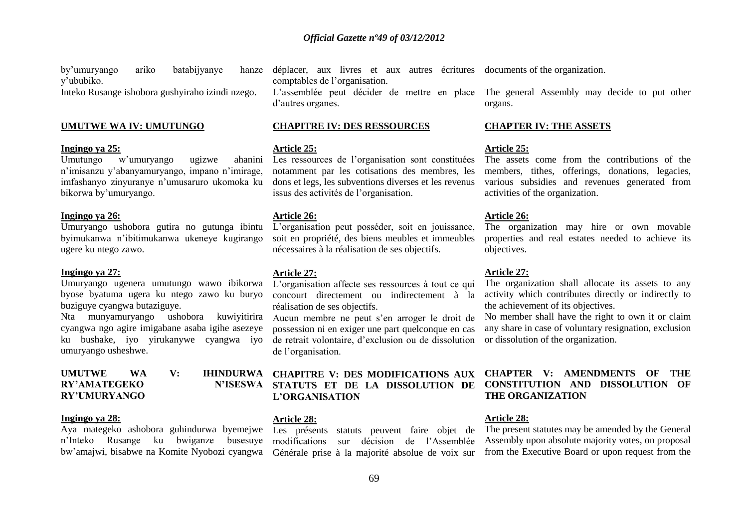by'umuryango ariko batabijyanye hanze y'ububiko.

Inteko Rusange ishobora gushyiraho izindi nzego.

**UMUTWE WA IV: UMUTUNGO**

**Ingingo ya 25:**

Umutungo w'umuryango ugizwe ahanini n'imisanzu y'abanyamuryango, impano n'imirage, imfashanyo zinyuranye n'umusaruro ukomoka ku bikorwa by'umuryango.

**Ingingo ya 26:**

Umuryango ushobora gutira no gutunga ibintu byimukanwa n'ibitimukanwa ukeneye kugirango ugere ku ntego zawo.

**Ingingo ya 27:**

Umuryango ugenera umutungo wawo ibikorwa byose byatuma ugera ku ntego zawo ku buryo buziguye cyangwa butaziguye.

Nta munyamuryango ushobora kuwiyitirira cyangwa ngo agire imigabane asaba igihe asezeye ku bushake, iyo yirukanywe cyangwa iyo umuryango usheshwe.

**UMUTWE WA V: IHINDURWA RY'AMATEGEKO N'ISESWA RY'UMURYANGO**

**Ingingo ya 28:**

Aya mategeko ashobora guhindurwa byemejwe n'Inteko Rusange ku bwiganze busesuye bw'amajwi, bisabwe na Komite Nyobozi cyangwa

déplacer, aux livres et aux autres écritures comptables de l'organisation.

L'assemblée peut décider de mettre en place d'autres organes.

**CHAPITRE IV: DES RESSOURCES**

**Article 25:**

Les ressources de l'organisation sont constituées notamment par les cotisations des membres, les dons et legs, les subventions diverses et les revenus issus des activités de l'organisation.

**Article 26:**

L'organisation peut posséder, soit en jouissance, soit en propriété, des biens meubles et immeubles nécessaires à la réalisation de ses objectifs.

**Article 27:**

L'organisation affecte ses ressources à tout ce qui concourt directement ou indirectement à la réalisation de ses objectifs.

Aucun membre ne peut s'en arroger le droit de possession ni en exiger une part quelconque en cas de retrait volontaire, d'exclusion ou de dissolution de l'organisation.

**CHAPITRE V: DES MODIFICATIONS AUX STATUTS ET DE LA DISSOLUTION DE L'ORGANISATION**

**Article 28:**

Les présents statuts peuvent faire objet de modifications sur décision de l'Assemblée Générale prise à la majorité absolue de voix sur

documents of the organization.

The general Assembly may decide to put other organs.

**CHAPTER IV: THE ASSETS**

**Article 25:**

The assets come from the contributions of the members, tithes, offerings, donations, legacies, various subsidies and revenues generated from activities of the organization.

**Article 26:**

The organization may hire or own movable properties and real estates needed to achieve its objectives.

**Article 27:**

The organization shall allocate its assets to any activity which contributes directly or indirectly to the achievement of its objectives.

No member shall have the right to own it or claim any share in case of voluntary resignation, exclusion or dissolution of the organization.

**CHAPTER V: AMENDMENTS OF THE CONSTITUTION AND DISSOLUTION OF THE ORGANIZATION**

**Article 28:**

The present statutes may be amended by the General Assembly upon absolute majority votes, on proposal from the Executive Board or upon request from the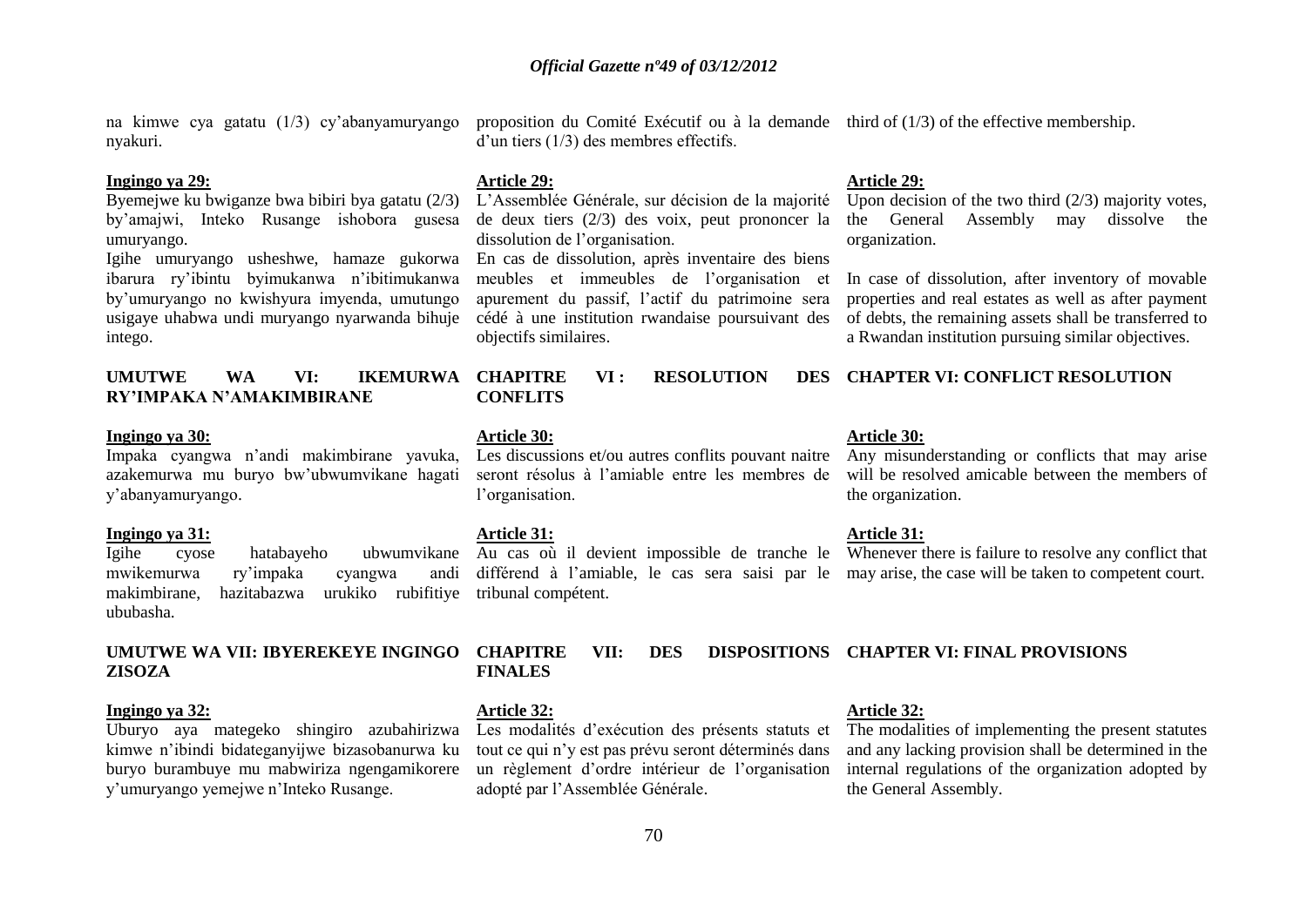na kimwe cya gatatu (1/3) cy'abanyamuryango nyakuri.

**Ingingo ya 29:**

Byemejwe ku bwiganze bwa bibiri bya gatatu (2/3) by'amajwi, Inteko Rusange ishobora gusesa umuryango.

Igihe umuryango usheshwe, hamaze gukorwa ibarura ry'ibintu byimukanwa n'ibitimukanwa by'umuryango no kwishyura imyenda, umutungo usigaye uhabwa undi muryango nyarwanda bihuje intego.

## UMUTWE WA VI: IKEMURWA RY'IMPAKA N'AMAKIMBIRANE

**Ingingo ya 30:**

Impaka cyangwa n'andi makimbirane yavuka, azakemurwa mu buryo bw'ubwumvikane hagati y'abanyamuryango.

**Ingingo ya 31:**

Igihe cyose hatabayeho ubwumvikane mwikemurwa ry'impaka cyangwa andi makimbirane, hazitabazwa urukiko rubifitiye ububasha.

## UMUTWE WA VII: IBYEREKEYE INGINGO ZISOZA

**Ingingo ya 32:**

Uburyo aya mategeko shingiro azubahirizwa kimwe n'ibindi bidateganyijwe bizasobanurwa ku buryo burambuye mu mabwiriza ngengamikorere y'umuryango yemejwe n'Inteko Rusange.

proposition du Comité Exécutif ou à la demande d'un tiers (1/3) des membres effectifs.

**Article 29:**

L'Assemblée Générale, sur décision de la majorité de deux tiers (2/3) des voix, peut prononcer la dissolution de l'organisation.

En cas de dissolution, après inventaire des biens meubles et immeubles de l'organisation et apurement du passif, l'actif du patrimoine sera cédé à une institution rwandaise poursuivant des objectifs similaires.

## CHAPITRE VI : RESOLUTION DES CONFLITS

**Article 30:**

Les discussions et/ou autres conflits pouvant naitre seront résolus à l'amiable entre les membres de l'organisation.

**Article 31:**

Au cas où il devient impossible de tranche le différend à l'amiable, le cas sera saisi par le tribunal compétent.

## CHAPITRE VII: DES DISPOSITIONS FINALES

**Article 32:**

Les modalités d'exécution des présents statuts et tout ce qui n'y est pas prévu seront déterminés dans un règlement d'ordre intérieur de l'organisation adopté par l'Assemblée Générale.

third of (1/3) of the effective membership.

**Article 29:**

Upon decision of the two third (2/3) majority votes, the General Assembly may dissolve the organization.

In case of dissolution, after inventory of movable properties and real estates as well as after payment of debts, the remaining assets shall be transferred to a Rwandan institution pursuing similar objectives.

## CHAPTER VI: CONFLICT RESOLUTION

**Article 30:**

Any misunderstanding or conflicts that may arise will be resolved amicable between the members of the organization.

**Article 31:**

Whenever there is failure to resolve any conflict that may arise, the case will be taken to competent court.

## CHAPTER VI: FINAL PROVISIONS

**Article 32:**

The modalities of implementing the present statutes and any lacking provision shall be determined in the internal regulations of the organization adopted by the General Assembly.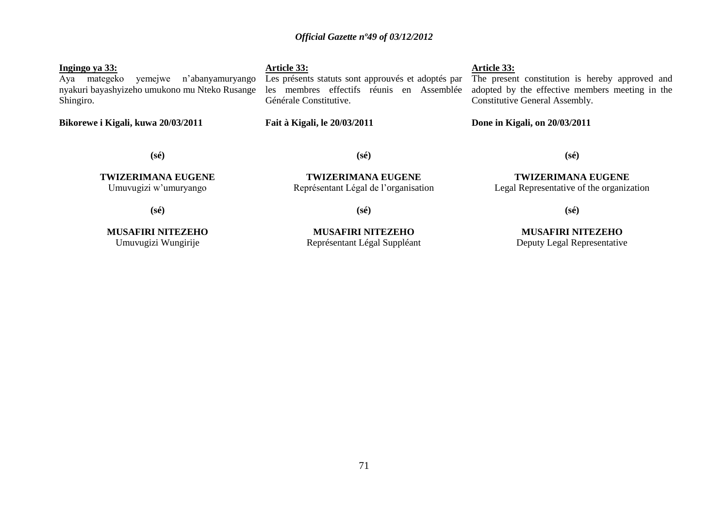**Ingingo ya 33:**

Aya mategeko yemejwe n'abanyamuryango nyakuri bayashyizeho umukono mu Nteko Rusange Shingiro.

**Bikorewe i Kigali, kuwa 20/03/2011**

**(sé)**

**TWIZERIMANA EUGENE**
Umuvugizi w'umuryango

**(sé)**

**MUSAFIRI NITEZEHO**
Umuvugizi Wungirije

**Article 33:**

Les présents statuts sont approuvés et adoptés par les membres effectifs réunis en Assemblée Générale Constitutive.

**Fait à Kigali, le 20/03/2011**

**(sé)**

**TWIZERIMANA EUGENE**
Représentant Légal de l'organisation

**(sé)**

**MUSAFIRI NITEZEHO**
Représentant Légal Suppléant

**Article 33:**

The present constitution is hereby approved and adopted by the effective members meeting in the Constitutive General Assembly.

**Done in Kigali, on 20/03/2011**

**(sé)**

**TWIZERIMANA EUGENE**
Legal Representative of the organization

**(sé)**

**MUSAFIRI NITEZEHO**
Deputy Legal Representative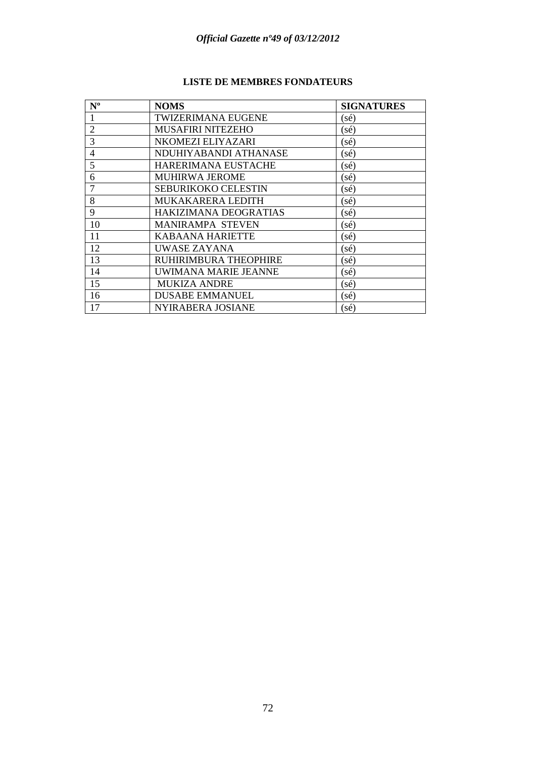**LISTE DE MEMBRES FONDATEURS**

| Nº | NOMS | SIGNATURES |
|---|---|---|
| 1 | TWIZERIMANA EUGENE | (sé) |
| 2 | MUSAFIRI NITEZEHO | (sé) |
| 3 | NKOMEZI ELIYAZARI | (sé) |
| 4 | NDUHIYABANDI ATHANASE | (sé) |
| 5 | HARERIMANA EUSTACHE | (sé) |
| 6 | MUHIRWA JEROME | (sé) |
| 7 | SEBURIKOKO CELESTIN | (sé) |
| 8 | MUKAKARERA LEDITH | (sé) |
| 9 | HAKIZIMANA DEOGRATIAS | (sé) |
| 10 | MANIRAMPA STEVEN | (sé) |
| 11 | KABAANA HARIETTE | (sé) |
| 12 | UWASE ZAYANA | (sé) |
| 13 | RUHIRIMBURA THEOPHIRE | (sé) |
| 14 | UWIMANA MARIE JEANNE | (sé) |
| 15 | MUKIZA ANDRE | (sé) |
| 16 | DUSABE EMMANUEL | (sé) |
| 17 | NYIRABERA JOSIANE | (sé) |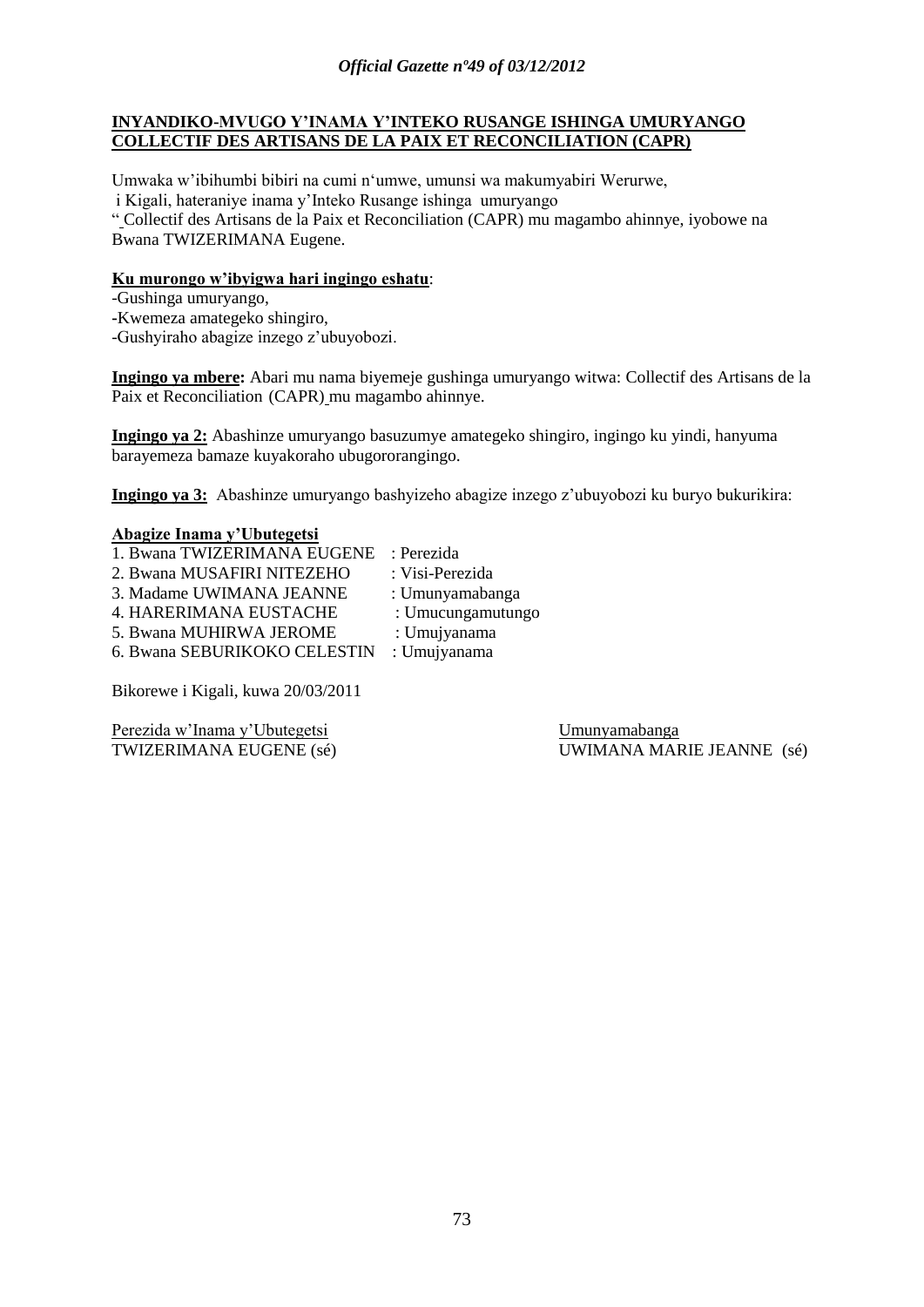**INYANDIKO-MVUGO Y'INAMA Y'INTEKO RUSANGE ISHINGA UMURYANGO COLLECTIF DES ARTISANS DE LA PAIX ET RECONCILIATION (CAPR)**

Umwaka w'ibihumbi bibiri na cumi n'umwe, umunsi wa makumyabiri Werurwe, i Kigali, hateraniye inama y'Inteko Rusange ishinga umuryango " Collectif des Artisans de la Paix et Reconciliation (CAPR) mu magambo ahinnye, iyobowe na Bwana TWIZERIMANA Eugene.

**Ku murongo w'ibyigwa hari ingingo eshatu**:

-Gushinga umuryango,
-Kwemeza amategeko shingiro,
-Gushyiraho abagize inzego z'ubuyobozi.

**Ingingo ya mbere:** Abari mu nama biyemeje gushinga umuryango witwa: Collectif des Artisans de la Paix et Reconciliation (CAPR) mu magambo ahinnye.

**Ingingo ya 2:** Abashinze umuryango basuzumye amategeko shingiro, ingingo ku yindi, hanyuma barayemeza bamaze kuyakoraho ubugororangingo.

**Ingingo ya 3:** Abashinze umuryango bashyizeho abagize inzego z'ubuyobozi ku buryo bukurikira:

**Abagize Inama y'Ubutegetsi**

1. Bwana TWIZERIMANA EUGENE : Perezida
2. Bwana MUSAFIRI NITEZEHO : Visi-Perezida
3. Madame UWIMANA JEANNE : Umunyamabanga
4. HARERIMANA EUSTACHE : Umucungamutungo
5. Bwana MUHIRWA JEROME : Umujyanama
6. Bwana SEBURIKOKO CELESTIN : Umujyanama

Bikorewe i Kigali, kuwa 20/03/2011

| Perezida w'Inama y'Ubutegetsi | Umunyamabanga |
|---|---|
| TWIZERIMANA EUGENE (sé) | UWIMANA MARIE JEANNE (sé) |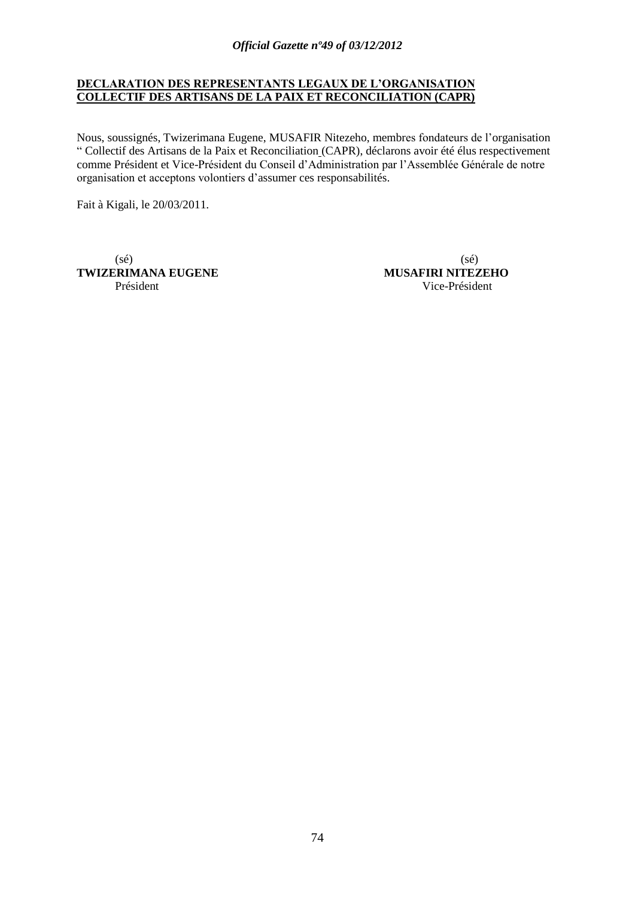**DECLARATION DES REPRESENTANTS LEGAUX DE L'ORGANISATION COLLECTIF DES ARTISANS DE LA PAIX ET RECONCILIATION (CAPR)**

Nous, soussignés, Twizerimana Eugene, MUSAFIR Nitezeho, membres fondateurs de l'organisation " Collectif des Artisans de la Paix et Reconciliation (CAPR), déclarons avoir été élus respectivement comme Président et Vice-Président du Conseil d'Administration par l'Assemblée Générale de notre organisation et acceptons volontiers d'assumer ces responsabilités.

Fait à Kigali, le 20/03/2011.

(sé)
**TWIZERIMANA EUGENE**
Président

(sé)
**MUSAFIRI NITEZEHO**
Vice-Président